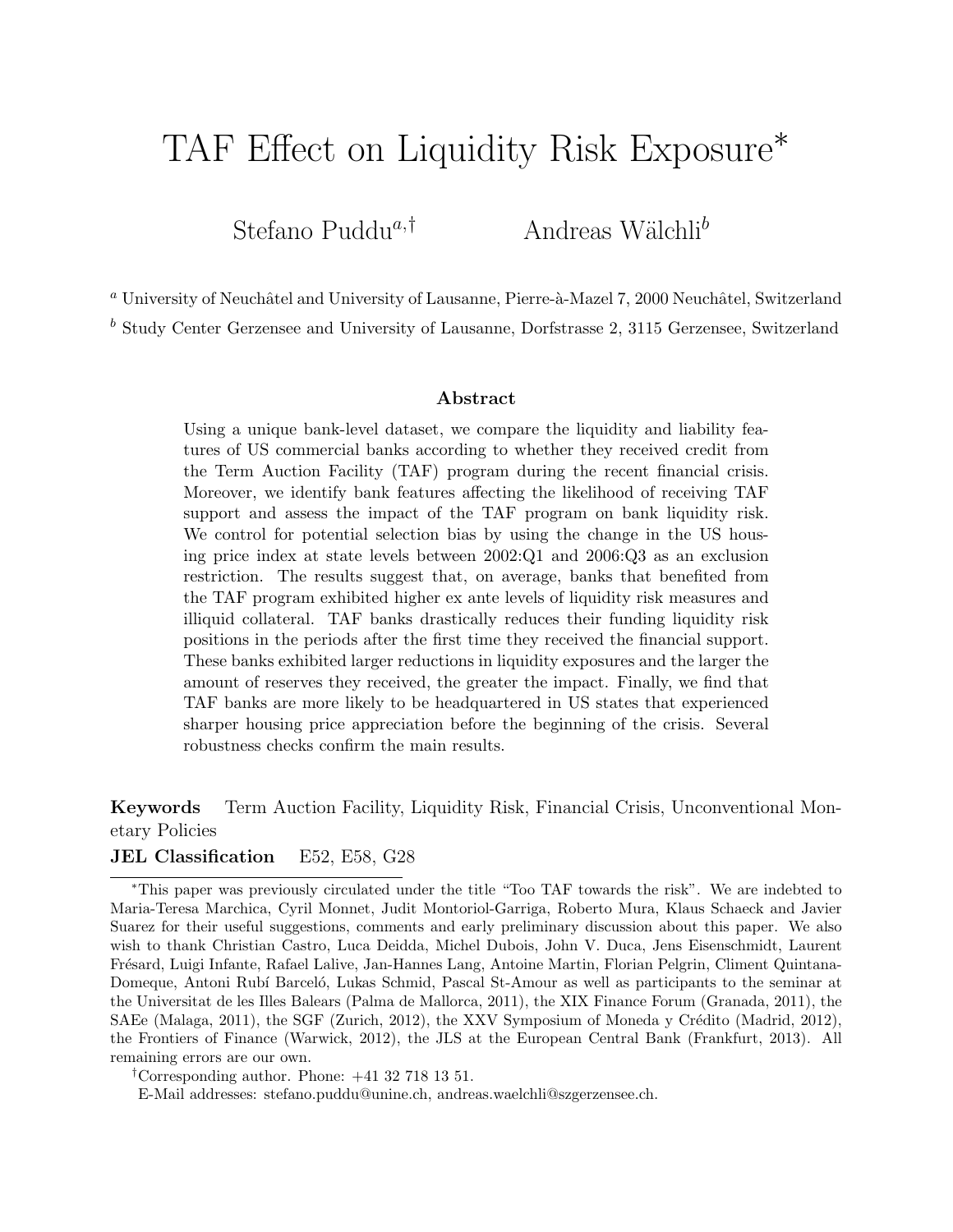# TAF Effect on Liquidity Risk Exposure*

Stefano Puddu[a,†] Andreas Wälchli[b]

[a] University of Neuchâtel and University of Lausanne, Pierre-à-Mazel 7, 2000 Neuchâtel, Switzerland

[b] Study Center Gerzensee and University of Lausanne, Dorfstrasse 2, 3115 Gerzensee, Switzerland

### Abstract

Using a unique bank-level dataset, we compare the liquidity and liability features of US commercial banks according to whether they received credit from the Term Auction Facility (TAF) program during the recent financial crisis. Moreover, we identify bank features affecting the likelihood of receiving TAF support and assess the impact of the TAF program on bank liquidity risk. We control for potential selection bias by using the change in the US housing price index at state levels between 2002:Q1 and 2006:Q3 as an exclusion restriction. The results suggest that, on average, banks that benefited from the TAF program exhibited higher ex ante levels of liquidity risk measures and illiquid collateral. TAF banks drastically reduces their funding liquidity risk positions in the periods after the first time they received the financial support. These banks exhibited larger reductions in liquidity exposures and the larger the amount of reserves they received, the greater the impact. Finally, we find that TAF banks are more likely to be headquartered in US states that experienced sharper housing price appreciation before the beginning of the crisis. Several robustness checks confirm the main results.

**Keywords** Term Auction Facility, Liquidity Risk, Financial Crisis, Unconventional Monetary Policies

**JEL Classification** E52, E58, G28

---

*This paper was previously circulated under the title "Too TAF towards the risk". We are indebted to Maria-Teresa Marchica, Cyril Monnet, Judit Montoriol-Garriga, Roberto Mura, Klaus Schaeck and Javier Suarez for their useful suggestions, comments and early preliminary discussion about this paper. We also wish to thank Christian Castro, Luca Deidda, Michel Dubois, John V. Duca, Jens Eisenschmidt, Laurent Frésard, Luigi Infante, Rafael Lalive, Jan-Hannes Lang, Antoine Martin, Florian Pelgrin, Climent Quintana-Domeque, Antoni Rubí Barceló, Lukas Schmid, Pascal St-Amour as well as participants to the seminar at the Universitat de les Illes Balears (Palma de Mallorca, 2011), the XIX Finance Forum (Granada, 2011), the SAEe (Malaga, 2011), the SGF (Zurich, 2012), the XXV Symposium of Moneda y Crédito (Madrid, 2012), the Frontiers of Finance (Warwick, 2012), the JLS at the European Central Bank (Frankfurt, 2013). All remaining errors are our own.

†Corresponding author. Phone: +41 32 718 13 51.

E-Mail addresses: stefano.puddu@unine.ch, andreas.waelchli@szgerzensee.ch.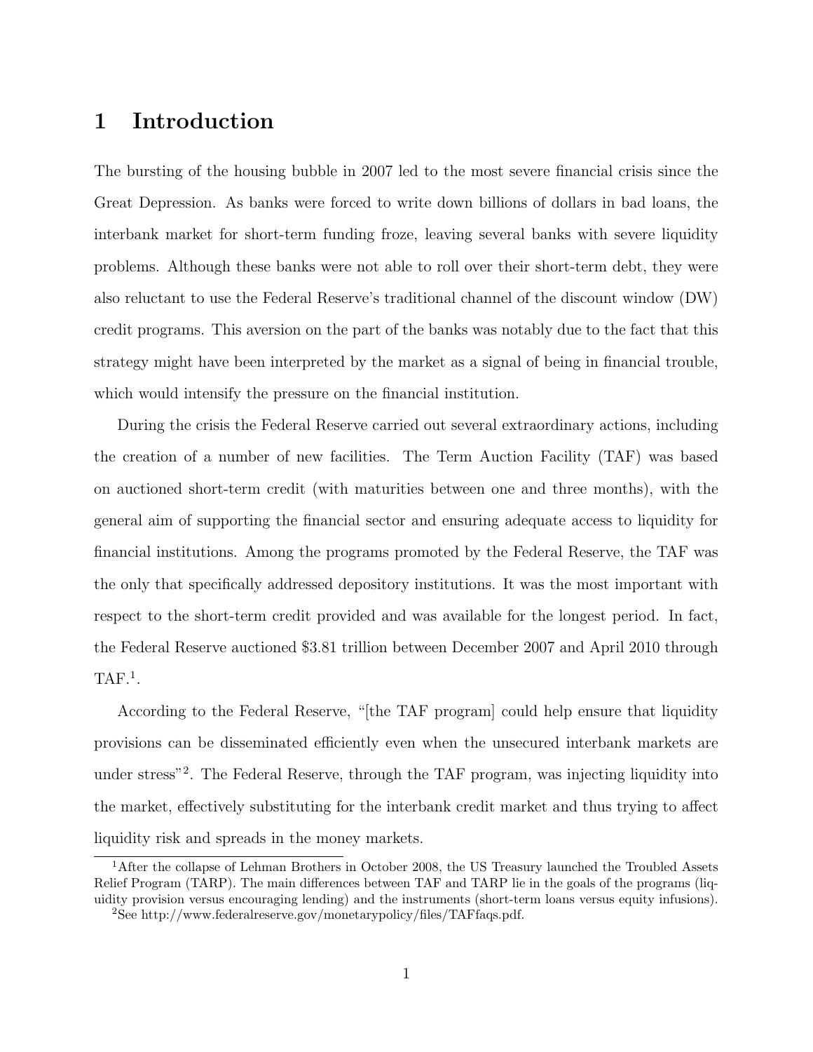# 1 Introduction

The bursting of the housing bubble in 2007 led to the most severe financial crisis since the Great Depression. As banks were forced to write down billions of dollars in bad loans, the interbank market for short-term funding froze, leaving several banks with severe liquidity problems. Although these banks were not able to roll over their short-term debt, they were also reluctant to use the Federal Reserve's traditional channel of the discount window (DW) credit programs. This aversion on the part of the banks was notably due to the fact that this strategy might have been interpreted by the market as a signal of being in financial trouble, which would intensify the pressure on the financial institution.

During the crisis the Federal Reserve carried out several extraordinary actions, including the creation of a number of new facilities. The Term Auction Facility (TAF) was based on auctioned short-term credit (with maturities between one and three months), with the general aim of supporting the financial sector and ensuring adequate access to liquidity for financial institutions. Among the programs promoted by the Federal Reserve, the TAF was the only that specifically addressed depository institutions. It was the most important with respect to the short-term credit provided and was available for the longest period. In fact, the Federal Reserve auctioned $3.81 trillion between December 2007 and April 2010 through TAF.[1].

According to the Federal Reserve, "[the TAF program] could help ensure that liquidity provisions can be disseminated efficiently even when the unsecured interbank markets are under stress"[2]. The Federal Reserve, through the TAF program, was injecting liquidity into the market, effectively substituting for the interbank credit market and thus trying to affect liquidity risk and spreads in the money markets.

[1]After the collapse of Lehman Brothers in October 2008, the US Treasury launched the Troubled Assets Relief Program (TARP). The main differences between TAF and TARP lie in the goals of the programs (liquidity provision versus encouraging lending) and the instruments (short-term loans versus equity infusions).

[2]See http://www.federalreserve.gov/monetarypolicy/files/TAFfaqs.pdf.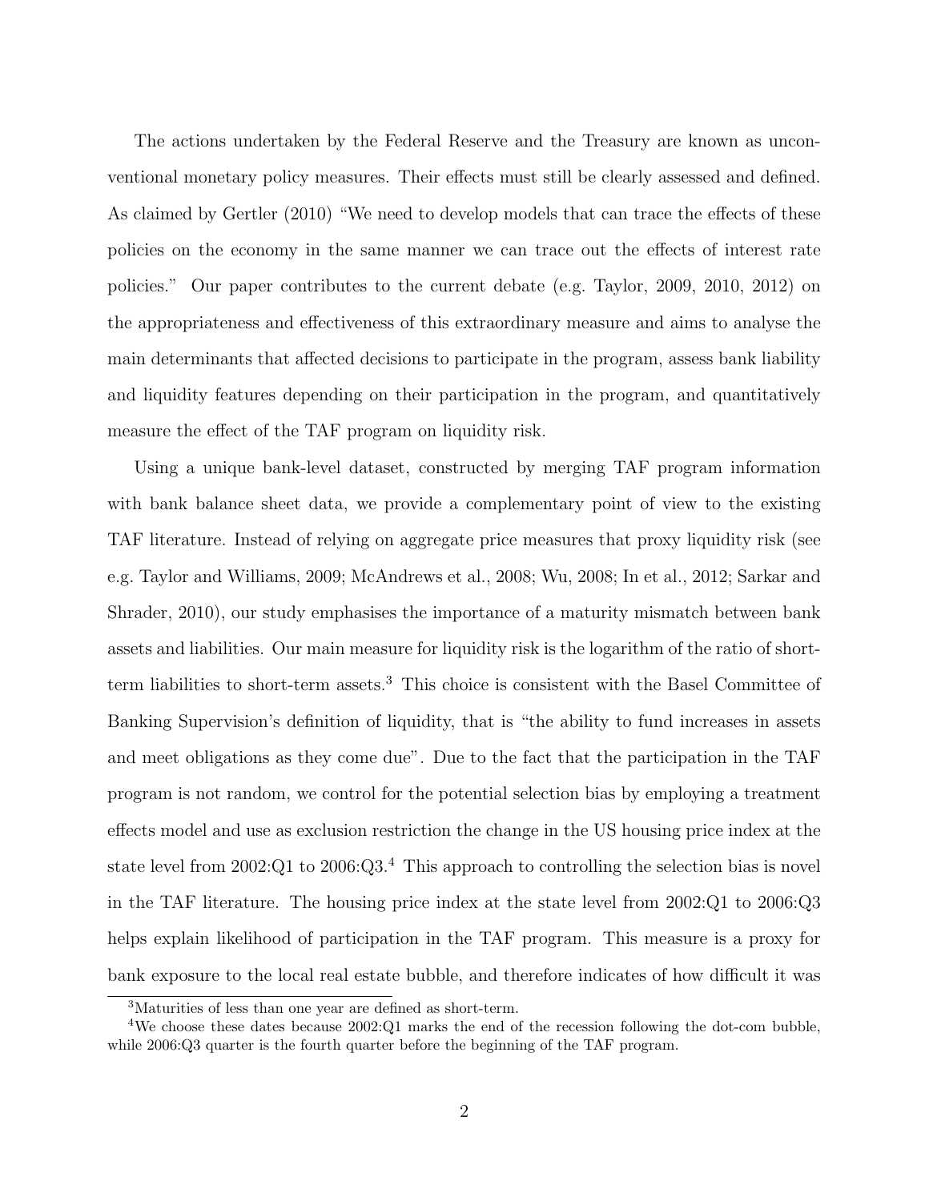The actions undertaken by the Federal Reserve and the Treasury are known as unconventional monetary policy measures. Their effects must still be clearly assessed and defined. As claimed by Gertler (2010) "We need to develop models that can trace the effects of these policies on the economy in the same manner we can trace out the effects of interest rate policies." Our paper contributes to the current debate (e.g. Taylor, 2009, 2010, 2012) on the appropriateness and effectiveness of this extraordinary measure and aims to analyse the main determinants that affected decisions to participate in the program, assess bank liability and liquidity features depending on their participation in the program, and quantitatively measure the effect of the TAF program on liquidity risk.

Using a unique bank-level dataset, constructed by merging TAF program information with bank balance sheet data, we provide a complementary point of view to the existing TAF literature. Instead of relying on aggregate price measures that proxy liquidity risk (see e.g. Taylor and Williams, 2009; McAndrews et al., 2008; Wu, 2008; In et al., 2012; Sarkar and Shrader, 2010), our study emphasises the importance of a maturity mismatch between bank assets and liabilities. Our main measure for liquidity risk is the logarithm of the ratio of short-term liabilities to short-term assets.[3] This choice is consistent with the Basel Committee of Banking Supervision's definition of liquidity, that is "the ability to fund increases in assets and meet obligations as they come due". Due to the fact that the participation in the TAF program is not random, we control for the potential selection bias by employing a treatment effects model and use as exclusion restriction the change in the US housing price index at the state level from 2002:Q1 to 2006:Q3.[4] This approach to controlling the selection bias is novel in the TAF literature. The housing price index at the state level from 2002:Q1 to 2006:Q3 helps explain likelihood of participation in the TAF program. This measure is a proxy for bank exposure to the local real estate bubble, and therefore indicates of how difficult it was

[3] Maturities of less than one year are defined as short-term.

[4] We choose these dates because 2002:Q1 marks the end of the recession following the dot-com bubble, while 2006:Q3 quarter is the fourth quarter before the beginning of the TAF program.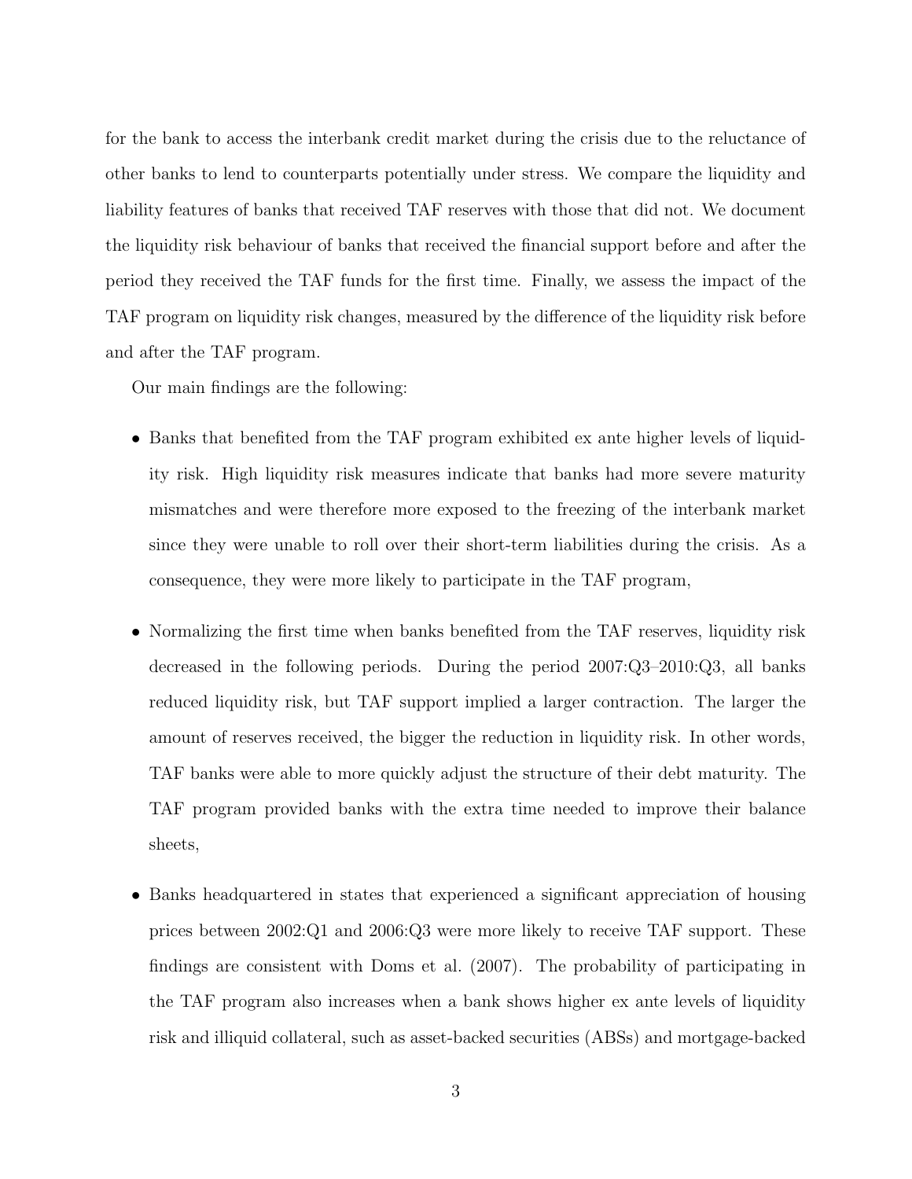for the bank to access the interbank credit market during the crisis due to the reluctance of other banks to lend to counterparts potentially under stress. We compare the liquidity and liability features of banks that received TAF reserves with those that did not. We document the liquidity risk behaviour of banks that received the financial support before and after the period they received the TAF funds for the first time. Finally, we assess the impact of the TAF program on liquidity risk changes, measured by the difference of the liquidity risk before and after the TAF program.

Our main findings are the following:

- Banks that benefited from the TAF program exhibited ex ante higher levels of liquidity risk. High liquidity risk measures indicate that banks had more severe maturity mismatches and were therefore more exposed to the freezing of the interbank market since they were unable to roll over their short-term liabilities during the crisis. As a consequence, they were more likely to participate in the TAF program,

- Normalizing the first time when banks benefited from the TAF reserves, liquidity risk decreased in the following periods. During the period 2007:Q3–2010:Q3, all banks reduced liquidity risk, but TAF support implied a larger contraction. The larger the amount of reserves received, the bigger the reduction in liquidity risk. In other words, TAF banks were able to more quickly adjust the structure of their debt maturity. The TAF program provided banks with the extra time needed to improve their balance sheets,

- Banks headquartered in states that experienced a significant appreciation of housing prices between 2002:Q1 and 2006:Q3 were more likely to receive TAF support. These findings are consistent with Doms et al. (2007). The probability of participating in the TAF program also increases when a bank shows higher ex ante levels of liquidity risk and illiquid collateral, such as asset-backed securities (ABSs) and mortgage-backed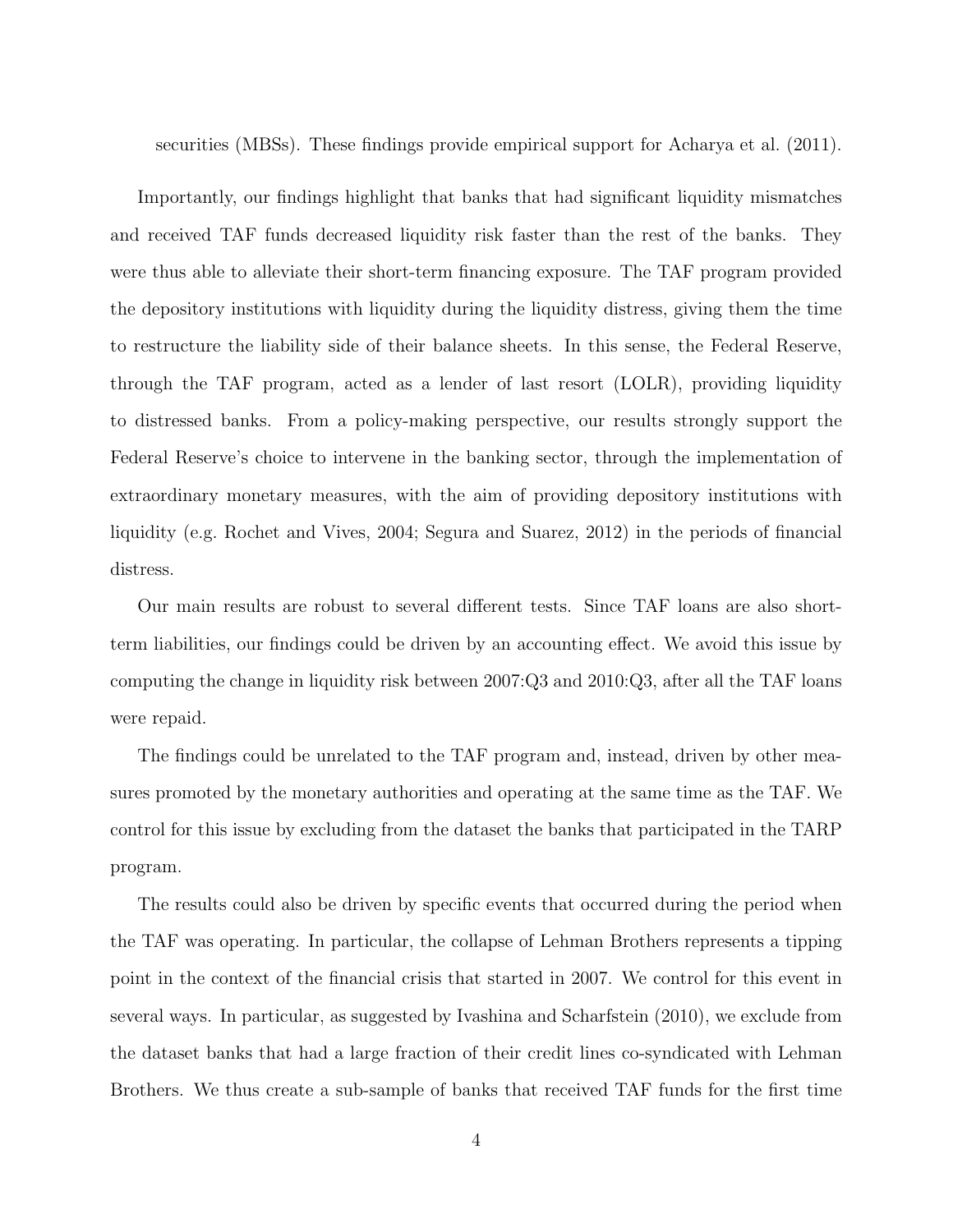securities (MBSs). These findings provide empirical support for Acharya et al. (2011).

Importantly, our findings highlight that banks that had significant liquidity mismatches and received TAF funds decreased liquidity risk faster than the rest of the banks. They were thus able to alleviate their short-term financing exposure. The TAF program provided the depository institutions with liquidity during the liquidity distress, giving them the time to restructure the liability side of their balance sheets. In this sense, the Federal Reserve, through the TAF program, acted as a lender of last resort (LOLR), providing liquidity to distressed banks. From a policy-making perspective, our results strongly support the Federal Reserve's choice to intervene in the banking sector, through the implementation of extraordinary monetary measures, with the aim of providing depository institutions with liquidity (e.g. Rochet and Vives, 2004; Segura and Suarez, 2012) in the periods of financial distress.

Our main results are robust to several different tests. Since TAF loans are also short-term liabilities, our findings could be driven by an accounting effect. We avoid this issue by computing the change in liquidity risk between 2007:Q3 and 2010:Q3, after all the TAF loans were repaid.

The findings could be unrelated to the TAF program and, instead, driven by other measures promoted by the monetary authorities and operating at the same time as the TAF. We control for this issue by excluding from the dataset the banks that participated in the TARP program.

The results could also be driven by specific events that occurred during the period when the TAF was operating. In particular, the collapse of Lehman Brothers represents a tipping point in the context of the financial crisis that started in 2007. We control for this event in several ways. In particular, as suggested by Ivashina and Scharfstein (2010), we exclude from the dataset banks that had a large fraction of their credit lines co-syndicated with Lehman Brothers. We thus create a sub-sample of banks that received TAF funds for the first time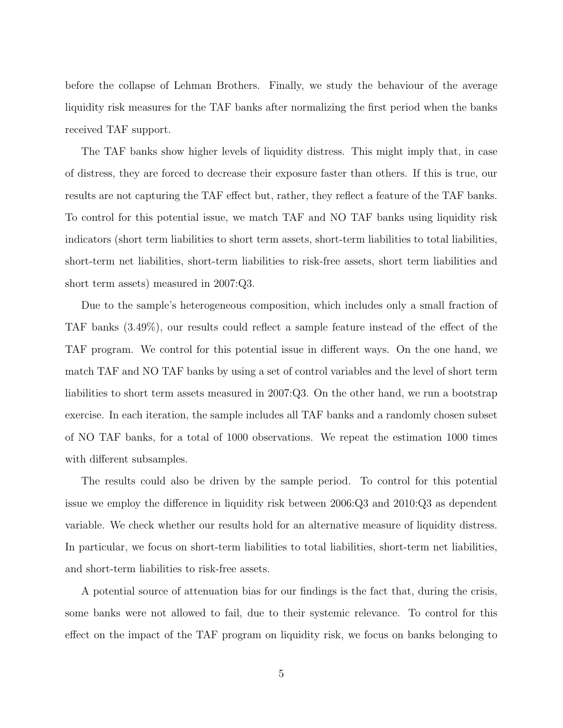before the collapse of Lehman Brothers. Finally, we study the behaviour of the average liquidity risk measures for the TAF banks after normalizing the first period when the banks received TAF support.

The TAF banks show higher levels of liquidity distress. This might imply that, in case of distress, they are forced to decrease their exposure faster than others. If this is true, our results are not capturing the TAF effect but, rather, they reflect a feature of the TAF banks. To control for this potential issue, we match TAF and NO TAF banks using liquidity risk indicators (short term liabilities to short term assets, short-term liabilities to total liabilities, short-term net liabilities, short-term liabilities to risk-free assets, short term liabilities and short term assets) measured in 2007:Q3.

Due to the sample's heterogeneous composition, which includes only a small fraction of TAF banks (3.49%), our results could reflect a sample feature instead of the effect of the TAF program. We control for this potential issue in different ways. On the one hand, we match TAF and NO TAF banks by using a set of control variables and the level of short term liabilities to short term assets measured in 2007:Q3. On the other hand, we run a bootstrap exercise. In each iteration, the sample includes all TAF banks and a randomly chosen subset of NO TAF banks, for a total of 1000 observations. We repeat the estimation 1000 times with different subsamples.

The results could also be driven by the sample period. To control for this potential issue we employ the difference in liquidity risk between 2006:Q3 and 2010:Q3 as dependent variable. We check whether our results hold for an alternative measure of liquidity distress. In particular, we focus on short-term liabilities to total liabilities, short-term net liabilities, and short-term liabilities to risk-free assets.

A potential source of attenuation bias for our findings is the fact that, during the crisis, some banks were not allowed to fail, due to their systemic relevance. To control for this effect on the impact of the TAF program on liquidity risk, we focus on banks belonging to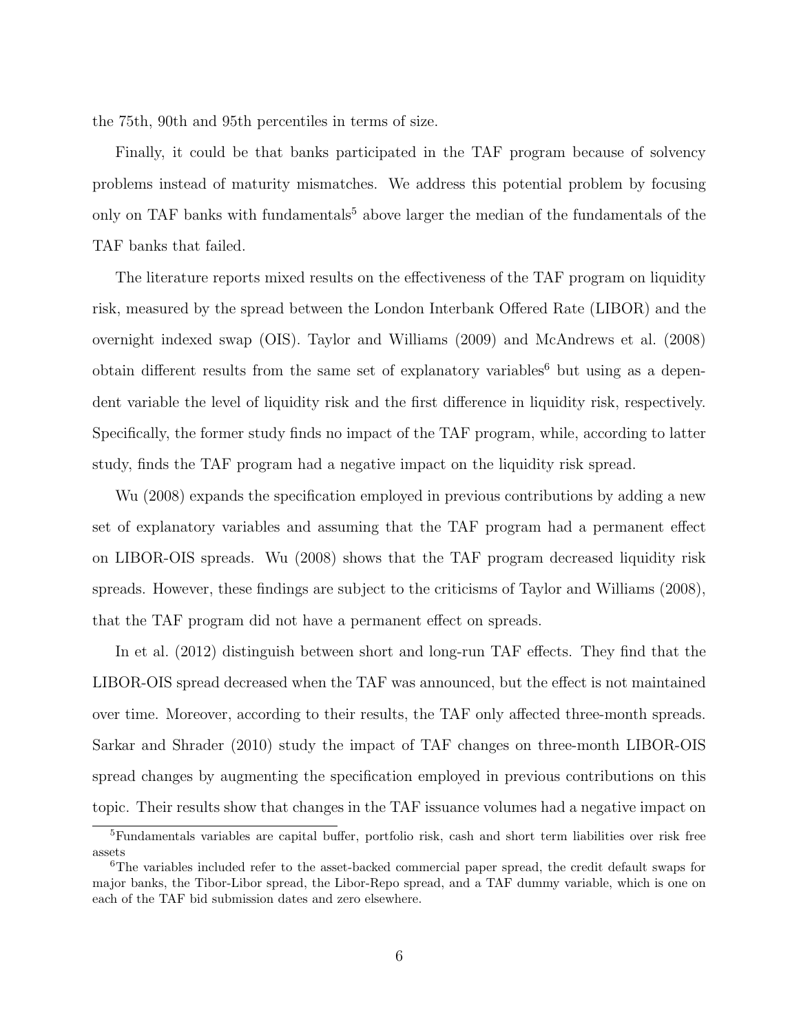the 75th, 90th and 95th percentiles in terms of size.

Finally, it could be that banks participated in the TAF program because of solvency problems instead of maturity mismatches. We address this potential problem by focusing only on TAF banks with fundamentals[5] above larger the median of the fundamentals of the TAF banks that failed.

The literature reports mixed results on the effectiveness of the TAF program on liquidity risk, measured by the spread between the London Interbank Offered Rate (LIBOR) and the overnight indexed swap (OIS). Taylor and Williams (2009) and McAndrews et al. (2008) obtain different results from the same set of explanatory variables[6] but using as a dependent variable the level of liquidity risk and the first difference in liquidity risk, respectively. Specifically, the former study finds no impact of the TAF program, while, according to latter study, finds the TAF program had a negative impact on the liquidity risk spread.

Wu (2008) expands the specification employed in previous contributions by adding a new set of explanatory variables and assuming that the TAF program had a permanent effect on LIBOR-OIS spreads. Wu (2008) shows that the TAF program decreased liquidity risk spreads. However, these findings are subject to the criticisms of Taylor and Williams (2008), that the TAF program did not have a permanent effect on spreads.

In et al. (2012) distinguish between short and long-run TAF effects. They find that the LIBOR-OIS spread decreased when the TAF was announced, but the effect is not maintained over time. Moreover, according to their results, the TAF only affected three-month spreads. Sarkar and Shrader (2010) study the impact of TAF changes on three-month LIBOR-OIS spread changes by augmenting the specification employed in previous contributions on this topic. Their results show that changes in the TAF issuance volumes had a negative impact on

[5] Fundamentals variables are capital buffer, portfolio risk, cash and short term liabilities over risk free assets

[6] The variables included refer to the asset-backed commercial paper spread, the credit default swaps for major banks, the Tibor-Libor spread, the Libor-Repo spread, and a TAF dummy variable, which is one on each of the TAF bid submission dates and zero elsewhere.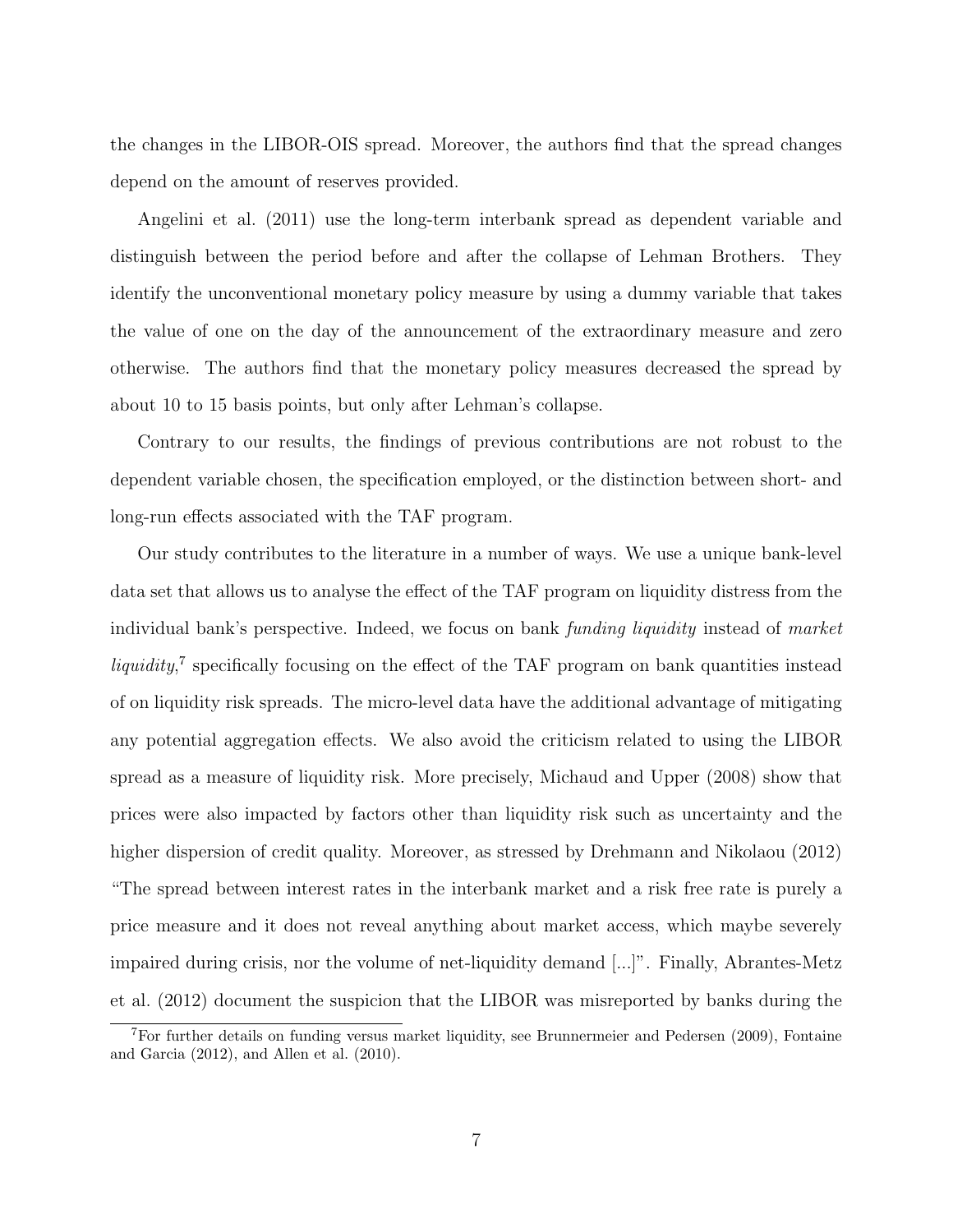the changes in the LIBOR-OIS spread. Moreover, the authors find that the spread changes depend on the amount of reserves provided.

Angelini et al. (2011) use the long-term interbank spread as dependent variable and distinguish between the period before and after the collapse of Lehman Brothers. They identify the unconventional monetary policy measure by using a dummy variable that takes the value of one on the day of the announcement of the extraordinary measure and zero otherwise. The authors find that the monetary policy measures decreased the spread by about 10 to 15 basis points, but only after Lehman's collapse.

Contrary to our results, the findings of previous contributions are not robust to the dependent variable chosen, the specification employed, or the distinction between short- and long-run effects associated with the TAF program.

Our study contributes to the literature in a number of ways. We use a unique bank-level data set that allows us to analyse the effect of the TAF program on liquidity distress from the individual bank's perspective. Indeed, we focus on bank *funding liquidity* instead of *market liquidity*,[7] specifically focusing on the effect of the TAF program on bank quantities instead of on liquidity risk spreads. The micro-level data have the additional advantage of mitigating any potential aggregation effects. We also avoid the criticism related to using the LIBOR spread as a measure of liquidity risk. More precisely, Michaud and Upper (2008) show that prices were also impacted by factors other than liquidity risk such as uncertainty and the higher dispersion of credit quality. Moreover, as stressed by Drehmann and Nikolaou (2012) "The spread between interest rates in the interbank market and a risk free rate is purely a price measure and it does not reveal anything about market access, which maybe severely impaired during crisis, nor the volume of net-liquidity demand [...]". Finally, Abrantes-Metz et al. (2012) document the suspicion that the LIBOR was misreported by banks during the

[7]For further details on funding versus market liquidity, see Brunnermeier and Pedersen (2009), Fontaine and Garcia (2012), and Allen et al. (2010).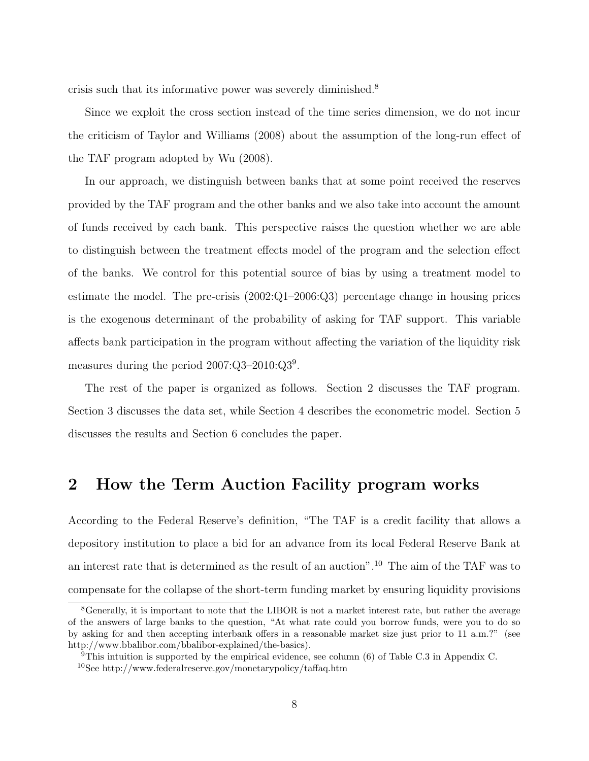crisis such that its informative power was severely diminished.[8]

Since we exploit the cross section instead of the time series dimension, we do not incur the criticism of Taylor and Williams (2008) about the assumption of the long-run effect of the TAF program adopted by Wu (2008).

In our approach, we distinguish between banks that at some point received the reserves provided by the TAF program and the other banks and we also take into account the amount of funds received by each bank. This perspective raises the question whether we are able to distinguish between the treatment effects model of the program and the selection effect of the banks. We control for this potential source of bias by using a treatment model to estimate the model. The pre-crisis (2002:Q1–2006:Q3) percentage change in housing prices is the exogenous determinant of the probability of asking for TAF support. This variable affects bank participation in the program without affecting the variation of the liquidity risk measures during the period 2007:Q3–2010:Q3[9].

The rest of the paper is organized as follows. Section 2 discusses the TAF program. Section 3 discusses the data set, while Section 4 describes the econometric model. Section 5 discusses the results and Section 6 concludes the paper.

## 2 How the Term Auction Facility program works

According to the Federal Reserve's definition, "The TAF is a credit facility that allows a depository institution to place a bid for an advance from its local Federal Reserve Bank at an interest rate that is determined as the result of an auction".[10] The aim of the TAF was to compensate for the collapse of the short-term funding market by ensuring liquidity provisions

[8]Generally, it is important to note that the LIBOR is not a market interest rate, but rather the average of the answers of large banks to the question, "At what rate could you borrow funds, were you to do so by asking for and then accepting interbank offers in a reasonable market size just prior to 11 a.m.?" (see http://www.bbalibor.com/bbalibor-explained/the-basics).

[9]This intuition is supported by the empirical evidence, see column (6) of Table C.3 in Appendix C.

[10]See http://www.federalreserve.gov/monetarypolicy/taffaq.htm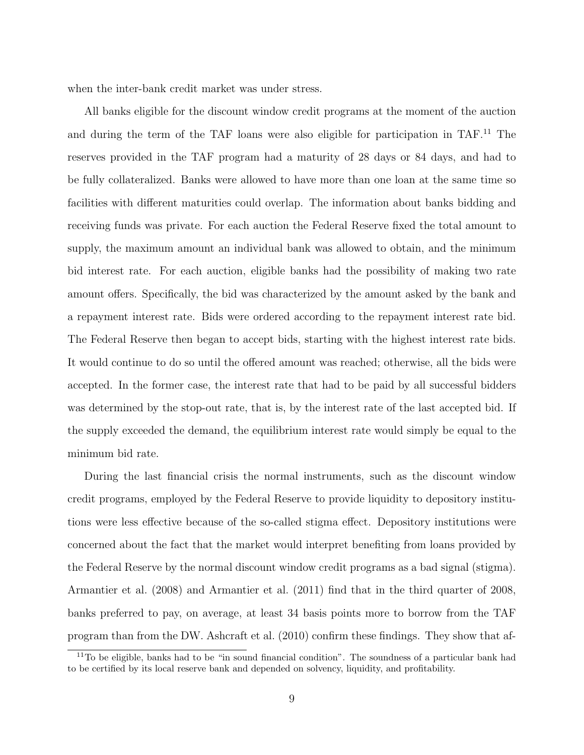when the inter-bank credit market was under stress.

All banks eligible for the discount window credit programs at the moment of the auction and during the term of the TAF loans were also eligible for participation in TAF.[11] The reserves provided in the TAF program had a maturity of 28 days or 84 days, and had to be fully collateralized. Banks were allowed to have more than one loan at the same time so facilities with different maturities could overlap. The information about banks bidding and receiving funds was private. For each auction the Federal Reserve fixed the total amount to supply, the maximum amount an individual bank was allowed to obtain, and the minimum bid interest rate. For each auction, eligible banks had the possibility of making two rate amount offers. Specifically, the bid was characterized by the amount asked by the bank and a repayment interest rate. Bids were ordered according to the repayment interest rate bid. The Federal Reserve then began to accept bids, starting with the highest interest rate bids. It would continue to do so until the offered amount was reached; otherwise, all the bids were accepted. In the former case, the interest rate that had to be paid by all successful bidders was determined by the stop-out rate, that is, by the interest rate of the last accepted bid. If the supply exceeded the demand, the equilibrium interest rate would simply be equal to the minimum bid rate.

During the last financial crisis the normal instruments, such as the discount window credit programs, employed by the Federal Reserve to provide liquidity to depository institutions were less effective because of the so-called stigma effect. Depository institutions were concerned about the fact that the market would interpret benefiting from loans provided by the Federal Reserve by the normal discount window credit programs as a bad signal (stigma). Armantier et al. (2008) and Armantier et al. (2011) find that in the third quarter of 2008, banks preferred to pay, on average, at least 34 basis points more to borrow from the TAF program than from the DW. Ashcraft et al. (2010) confirm these findings. They show that af-

[11] To be eligible, banks had to be "in sound financial condition". The soundness of a particular bank had to be certified by its local reserve bank and depended on solvency, liquidity, and profitability.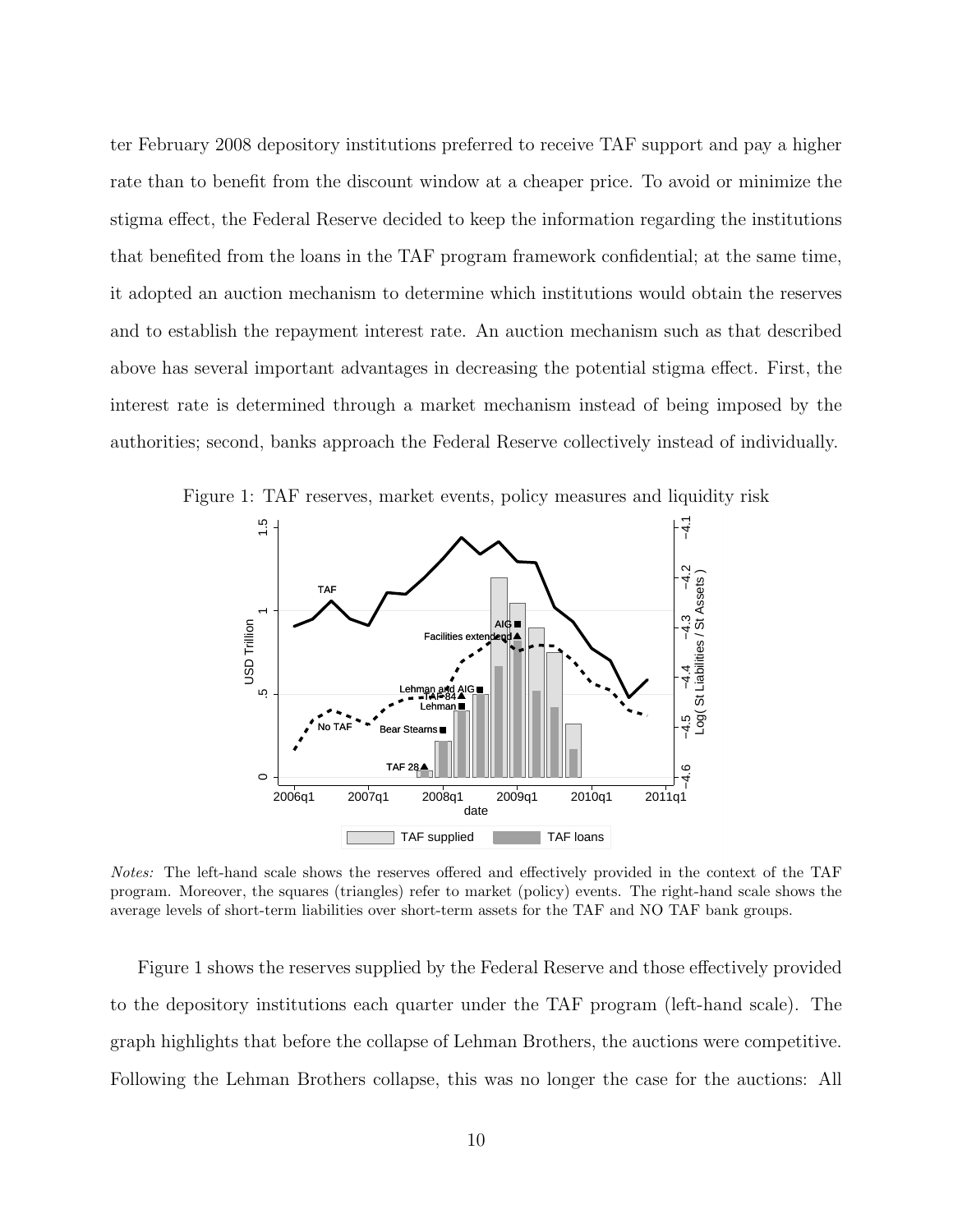ter February 2008 depository institutions preferred to receive TAF support and pay a higher rate than to benefit from the discount window at a cheaper price. To avoid or minimize the stigma effect, the Federal Reserve decided to keep the information regarding the institutions that benefited from the loans in the TAF program framework confidential; at the same time, it adopted an auction mechanism to determine which institutions would obtain the reserves and to establish the repayment interest rate. An auction mechanism such as that described above has several important advantages in decreasing the potential stigma effect. First, the interest rate is determined through a market mechanism instead of being imposed by the authorities; second, banks approach the Federal Reserve collectively instead of individually.

Figure 1: TAF reserves, market events, policy measures and liquidity risk

*Notes:* The left-hand scale shows the reserves offered and effectively provided in the context of the TAF program. Moreover, the squares (triangles) refer to market (policy) events. The right-hand scale shows the average levels of short-term liabilities over short-term assets for the TAF and NO TAF bank groups.

Figure 1 shows the reserves supplied by the Federal Reserve and those effectively provided to the depository institutions each quarter under the TAF program (left-hand scale). The graph highlights that before the collapse of Lehman Brothers, the auctions were competitive. Following the Lehman Brothers collapse, this was no longer the case for the auctions: All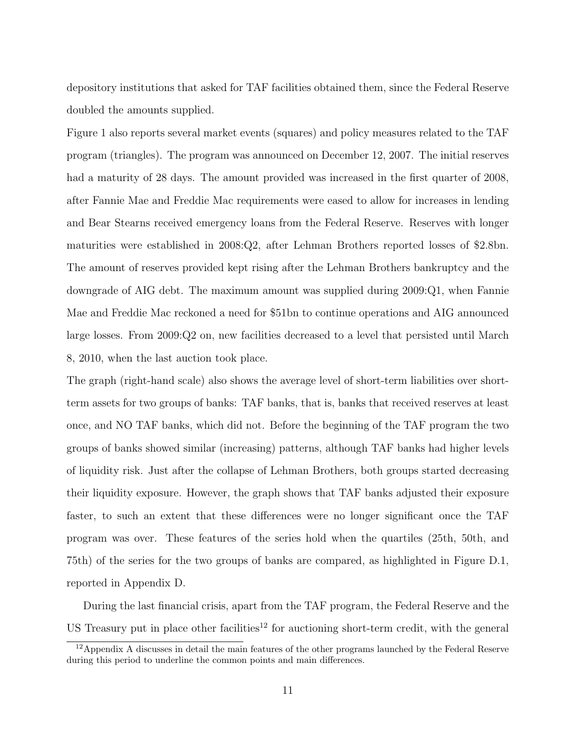depository institutions that asked for TAF facilities obtained them, since the Federal Reserve doubled the amounts supplied.

Figure 1 also reports several market events (squares) and policy measures related to the TAF program (triangles). The program was announced on December 12, 2007. The initial reserves had a maturity of 28 days. The amount provided was increased in the first quarter of 2008, after Fannie Mae and Freddie Mac requirements were eased to allow for increases in lending and Bear Stearns received emergency loans from the Federal Reserve. Reserves with longer maturities were established in 2008:Q2, after Lehman Brothers reported losses of $2.8bn. The amount of reserves provided kept rising after the Lehman Brothers bankruptcy and the downgrade of AIG debt. The maximum amount was supplied during 2009:Q1, when Fannie Mae and Freddie Mac reckoned a need for $51bn to continue operations and AIG announced large losses. From 2009:Q2 on, new facilities decreased to a level that persisted until March 8, 2010, when the last auction took place.

The graph (right-hand scale) also shows the average level of short-term liabilities over short-term assets for two groups of banks: TAF banks, that is, banks that received reserves at least once, and NO TAF banks, which did not. Before the beginning of the TAF program the two groups of banks showed similar (increasing) patterns, although TAF banks had higher levels of liquidity risk. Just after the collapse of Lehman Brothers, both groups started decreasing their liquidity exposure. However, the graph shows that TAF banks adjusted their exposure faster, to such an extent that these differences were no longer significant once the TAF program was over. These features of the series hold when the quartiles (25th, 50th, and 75th) of the series for the two groups of banks are compared, as highlighted in Figure D.1, reported in Appendix D.

During the last financial crisis, apart from the TAF program, the Federal Reserve and the US Treasury put in place other facilities[12] for auctioning short-term credit, with the general

[12] Appendix A discusses in detail the main features of the other programs launched by the Federal Reserve during this period to underline the common points and main differences.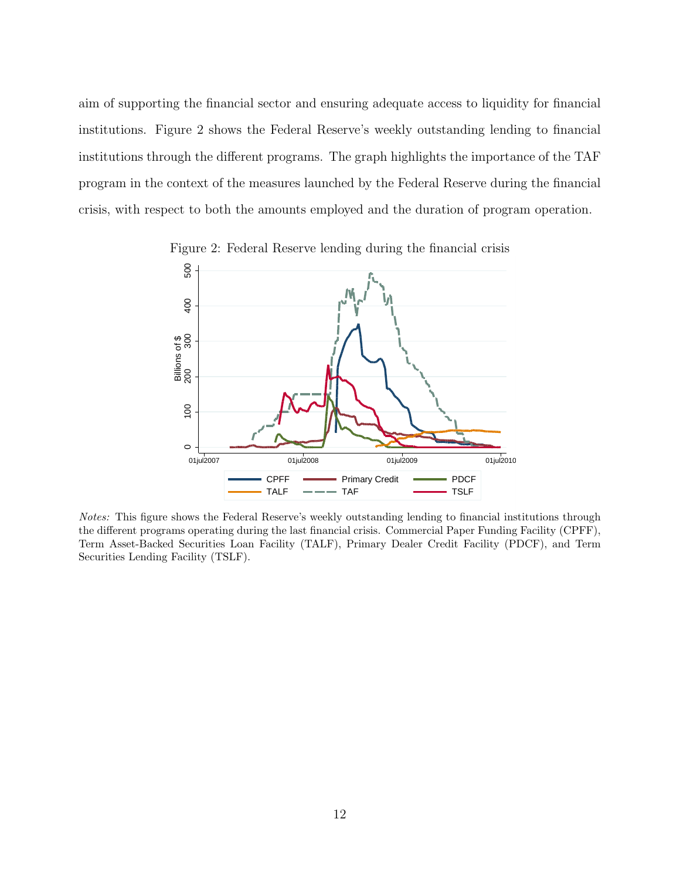aim of supporting the financial sector and ensuring adequate access to liquidity for financial institutions. Figure 2 shows the Federal Reserve's weekly outstanding lending to financial institutions through the different programs. The graph highlights the importance of the TAF program in the context of the measures launched by the Federal Reserve during the financial crisis, with respect to both the amounts employed and the duration of program operation.

Figure 2: Federal Reserve lending during the financial crisis

*Notes:* This figure shows the Federal Reserve's weekly outstanding lending to financial institutions through the different programs operating during the last financial crisis. Commercial Paper Funding Facility (CPFF), Term Asset-Backed Securities Loan Facility (TALF), Primary Dealer Credit Facility (PDCF), and Term Securities Lending Facility (TSLF).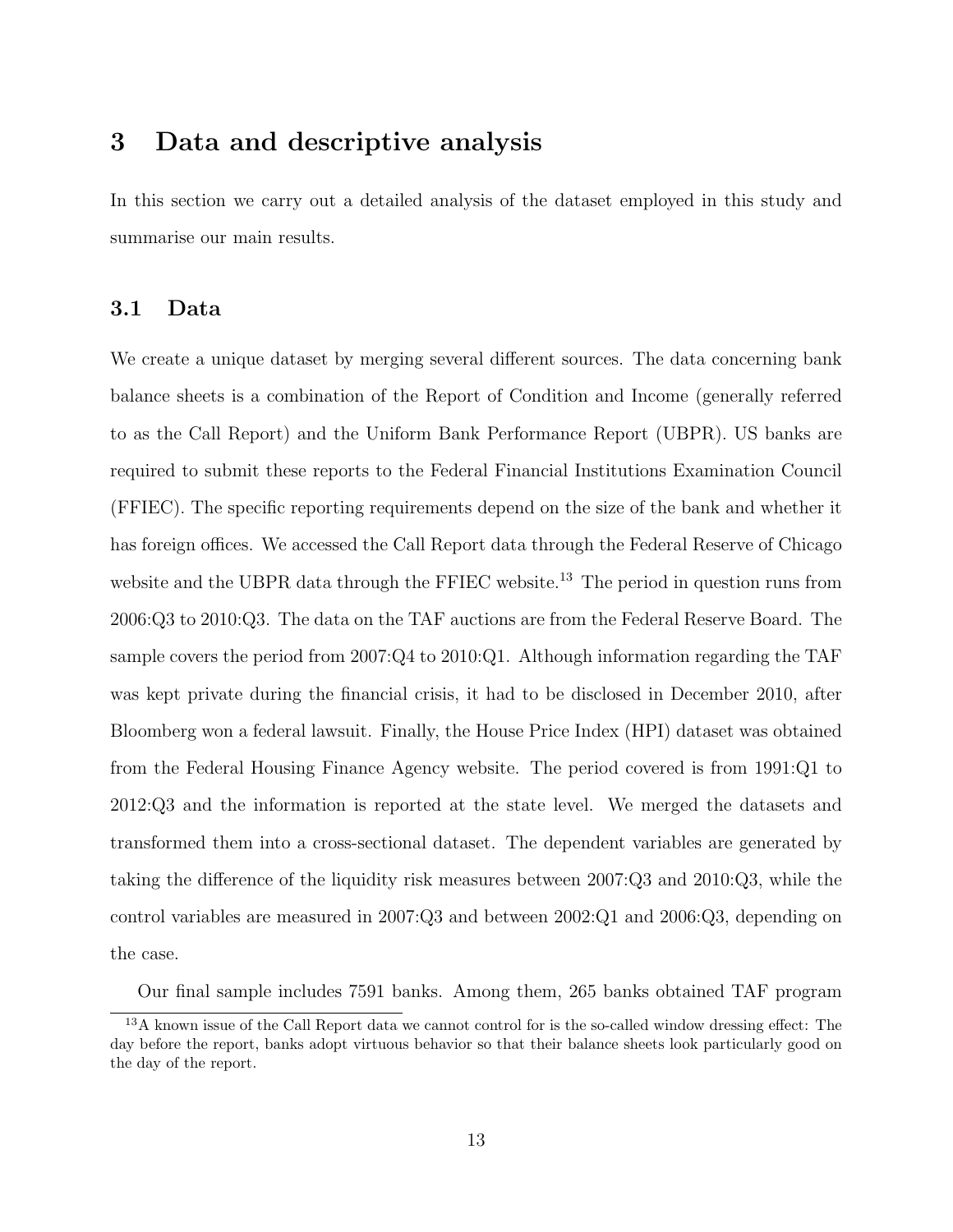# 3 Data and descriptive analysis

In this section we carry out a detailed analysis of the dataset employed in this study and summarise our main results.

## 3.1 Data

We create a unique dataset by merging several different sources. The data concerning bank balance sheets is a combination of the Report of Condition and Income (generally referred to as the Call Report) and the Uniform Bank Performance Report (UBPR). US banks are required to submit these reports to the Federal Financial Institutions Examination Council (FFIEC). The specific reporting requirements depend on the size of the bank and whether it has foreign offices. We accessed the Call Report data through the Federal Reserve of Chicago website and the UBPR data through the FFIEC website.[13] The period in question runs from 2006:Q3 to 2010:Q3. The data on the TAF auctions are from the Federal Reserve Board. The sample covers the period from 2007:Q4 to 2010:Q1. Although information regarding the TAF was kept private during the financial crisis, it had to be disclosed in December 2010, after Bloomberg won a federal lawsuit. Finally, the House Price Index (HPI) dataset was obtained from the Federal Housing Finance Agency website. The period covered is from 1991:Q1 to 2012:Q3 and the information is reported at the state level. We merged the datasets and transformed them into a cross-sectional dataset. The dependent variables are generated by taking the difference of the liquidity risk measures between 2007:Q3 and 2010:Q3, while the control variables are measured in 2007:Q3 and between 2002:Q1 and 2006:Q3, depending on the case.

Our final sample includes 7591 banks. Among them, 265 banks obtained TAF program

[13] A known issue of the Call Report data we cannot control for is the so-called window dressing effect: The day before the report, banks adopt virtuous behavior so that their balance sheets look particularly good on the day of the report.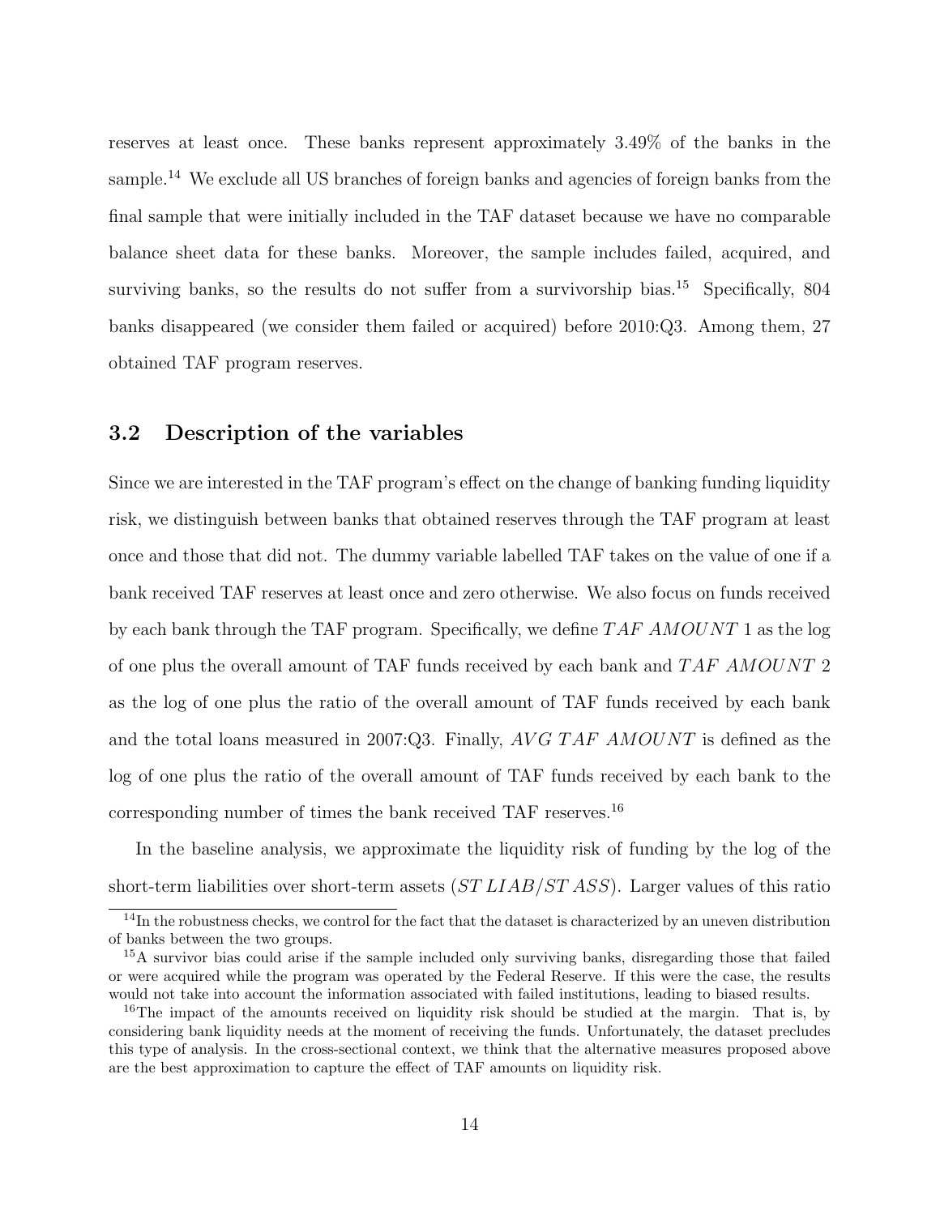reserves at least once. These banks represent approximately 3.49% of the banks in the sample.[14] We exclude all US branches of foreign banks and agencies of foreign banks from the final sample that were initially included in the TAF dataset because we have no comparable balance sheet data for these banks. Moreover, the sample includes failed, acquired, and surviving banks, so the results do not suffer from a survivorship bias.[15] Specifically, 804 banks disappeared (we consider them failed or acquired) before 2010:Q3. Among them, 27 obtained TAF program reserves.

## 3.2 Description of the variables

Since we are interested in the TAF program's effect on the change of banking funding liquidity risk, we distinguish between banks that obtained reserves through the TAF program at least once and those that did not. The dummy variable labelled TAF takes on the value of one if a bank received TAF reserves at least once and zero otherwise. We also focus on funds received by each bank through the TAF program. Specifically, we define $TAF\ AMOUNT\ 1$ as the log of one plus the overall amount of TAF funds received by each bank and $TAF\ AMOUNT\ 2$ as the log of one plus the ratio of the overall amount of TAF funds received by each bank and the total loans measured in 2007:Q3. Finally, $AVG\ TAF\ AMOUNT$ is defined as the log of one plus the ratio of the overall amount of TAF funds received by each bank to the corresponding number of times the bank received TAF reserves.[16]

In the baseline analysis, we approximate the liquidity risk of funding by the log of the short-term liabilities over short-term assets ($ST\ LIAB/ST\ ASS$). Larger values of this ratio

[14] In the robustness checks, we control for the fact that the dataset is characterized by an uneven distribution of banks between the two groups.

[15] A survivor bias could arise if the sample included only surviving banks, disregarding those that failed or were acquired while the program was operated by the Federal Reserve. If this were the case, the results would not take into account the information associated with failed institutions, leading to biased results.

[16] The impact of the amounts received on liquidity risk should be studied at the margin. That is, by considering bank liquidity needs at the moment of receiving the funds. Unfortunately, the dataset precludes this type of analysis. In the cross-sectional context, we think that the alternative measures proposed above are the best approximation to capture the effect of TAF amounts on liquidity risk.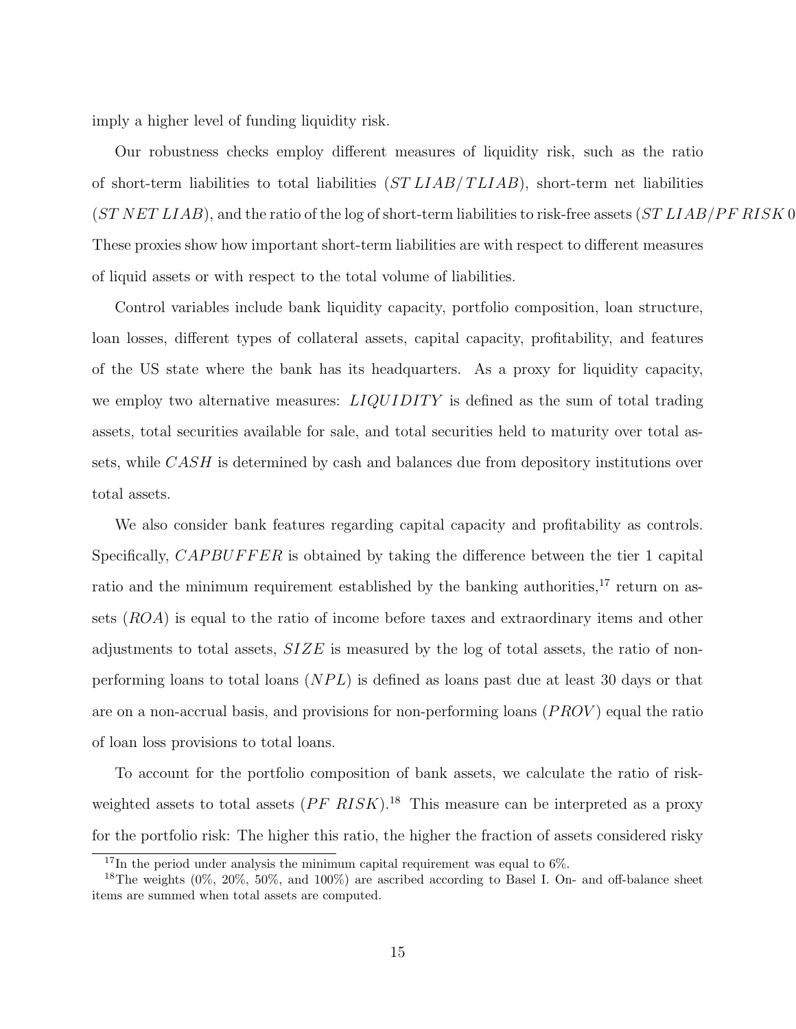imply a higher level of funding liquidity risk.

Our robustness checks employ different measures of liquidity risk, such as the ratio of short-term liabilities to total liabilities ($ST\,LIAB/TLIAB$), short-term net liabilities ($ST\,NET\,LIAB$), and the ratio of the log of short-term liabilities to risk-free assets ($ST\,LIAB/PF\,RISK\,0$ These proxies show how important short-term liabilities are with respect to different measures of liquid assets or with respect to the total volume of liabilities.

Control variables include bank liquidity capacity, portfolio composition, loan structure, loan losses, different types of collateral assets, capital capacity, profitability, and features of the US state where the bank has its headquarters. As a proxy for liquidity capacity, we employ two alternative measures: $LIQUIDITY$ is defined as the sum of total trading assets, total securities available for sale, and total securities held to maturity over total assets, while $CASH$ is determined by cash and balances due from depository institutions over total assets.

We also consider bank features regarding capital capacity and profitability as controls. Specifically, $CAPBUFFER$ is obtained by taking the difference between the tier 1 capital ratio and the minimum requirement established by the banking authorities,[17] return on assets ($ROA$) is equal to the ratio of income before taxes and extraordinary items and other adjustments to total assets, $SIZE$ is measured by the log of total assets, the ratio of non-performing loans to total loans ($NPL$) is defined as loans past due at least 30 days or that are on a non-accrual basis, and provisions for non-performing loans ($PROV$) equal the ratio of loan loss provisions to total loans.

To account for the portfolio composition of bank assets, we calculate the ratio of risk-weighted assets to total assets ($PF\ RISK$).[18] This measure can be interpreted as a proxy for the portfolio risk: The higher this ratio, the higher the fraction of assets considered risky

[17] In the period under analysis the minimum capital requirement was equal to 6%.

[18] The weights (0%, 20%, 50%, and 100%) are ascribed according to Basel I. On- and off-balance sheet items are summed when total assets are computed.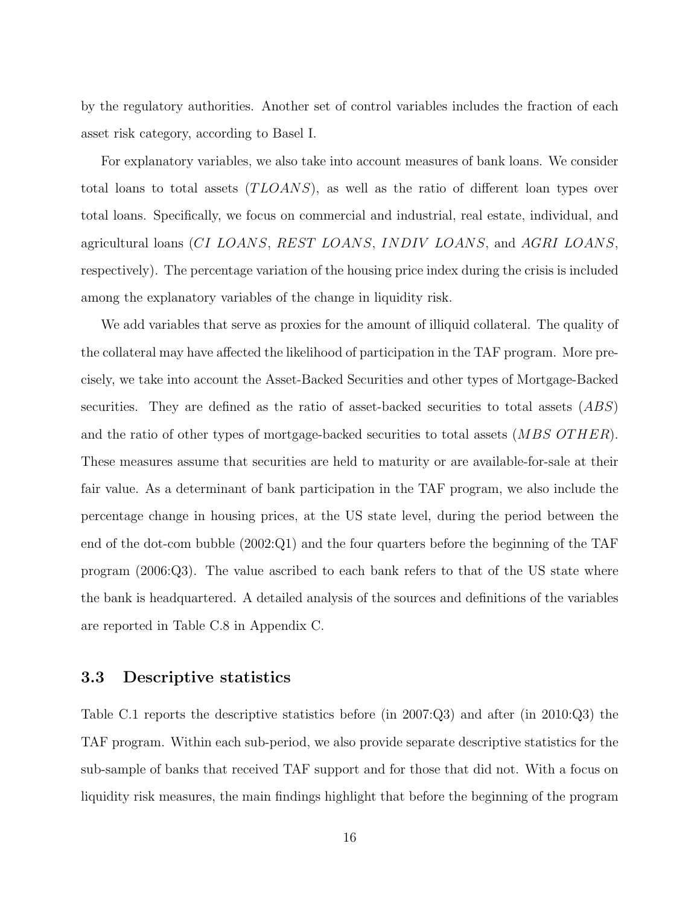by the regulatory authorities. Another set of control variables includes the fraction of each asset risk category, according to Basel I.

For explanatory variables, we also take into account measures of bank loans. We consider total loans to total assets (*TLOANS*), as well as the ratio of different loan types over total loans. Specifically, we focus on commercial and industrial, real estate, individual, and agricultural loans (*CI LOANS*, *REST LOANS*, *INDIV LOANS*, and *AGRI LOANS*, respectively). The percentage variation of the housing price index during the crisis is included among the explanatory variables of the change in liquidity risk.

We add variables that serve as proxies for the amount of illiquid collateral. The quality of the collateral may have affected the likelihood of participation in the TAF program. More precisely, we take into account the Asset-Backed Securities and other types of Mortgage-Backed securities. They are defined as the ratio of asset-backed securities to total assets (*ABS*) and the ratio of other types of mortgage-backed securities to total assets (*MBS OTHER*). These measures assume that securities are held to maturity or are available-for-sale at their fair value. As a determinant of bank participation in the TAF program, we also include the percentage change in housing prices, at the US state level, during the period between the end of the dot-com bubble (2002:Q1) and the four quarters before the beginning of the TAF program (2006:Q3). The value ascribed to each bank refers to that of the US state where the bank is headquartered. A detailed analysis of the sources and definitions of the variables are reported in Table C.8 in Appendix C.

### 3.3 Descriptive statistics

Table C.1 reports the descriptive statistics before (in 2007:Q3) and after (in 2010:Q3) the TAF program. Within each sub-period, we also provide separate descriptive statistics for the sub-sample of banks that received TAF support and for those that did not. With a focus on liquidity risk measures, the main findings highlight that before the beginning of the program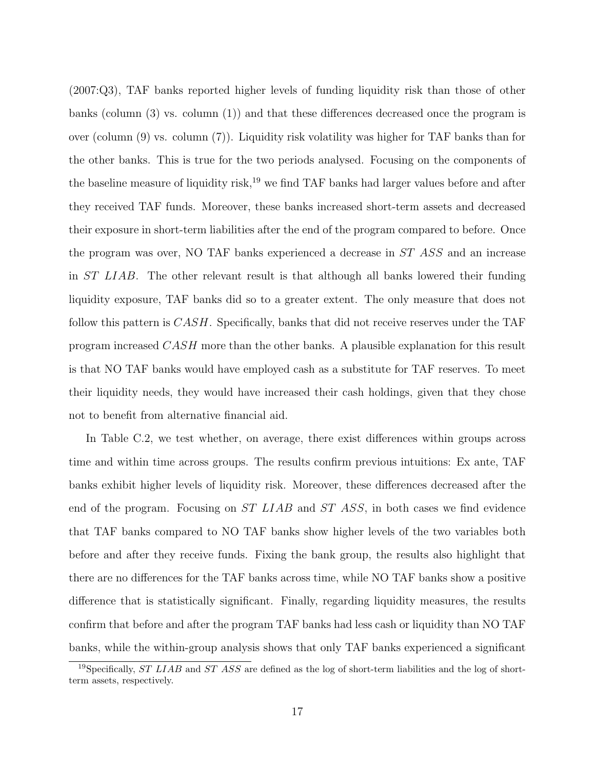(2007:Q3), TAF banks reported higher levels of funding liquidity risk than those of other banks (column (3) vs. column (1)) and that these differences decreased once the program is over (column (9) vs. column (7)). Liquidity risk volatility was higher for TAF banks than for the other banks. This is true for the two periods analysed. Focusing on the components of the baseline measure of liquidity risk,[19] we find TAF banks had larger values before and after they received TAF funds. Moreover, these banks increased short-term assets and decreased their exposure in short-term liabilities after the end of the program compared to before. Once the program was over, NO TAF banks experienced a decrease in *ST ASS* and an increase in *ST LIAB*. The other relevant result is that although all banks lowered their funding liquidity exposure, TAF banks did so to a greater extent. The only measure that does not follow this pattern is *CASH*. Specifically, banks that did not receive reserves under the TAF program increased *CASH* more than the other banks. A plausible explanation for this result is that NO TAF banks would have employed cash as a substitute for TAF reserves. To meet their liquidity needs, they would have increased their cash holdings, given that they chose not to benefit from alternative financial aid.

In Table C.2, we test whether, on average, there exist differences within groups across time and within time across groups. The results confirm previous intuitions: Ex ante, TAF banks exhibit higher levels of liquidity risk. Moreover, these differences decreased after the end of the program. Focusing on *ST LIAB* and *ST ASS*, in both cases we find evidence that TAF banks compared to NO TAF banks show higher levels of the two variables both before and after they receive funds. Fixing the bank group, the results also highlight that there are no differences for the TAF banks across time, while NO TAF banks show a positive difference that is statistically significant. Finally, regarding liquidity measures, the results confirm that before and after the program TAF banks had less cash or liquidity than NO TAF banks, while the within-group analysis shows that only TAF banks experienced a significant

[19] Specifically, *ST LIAB* and *ST ASS* are defined as the log of short-term liabilities and the log of short-term assets, respectively.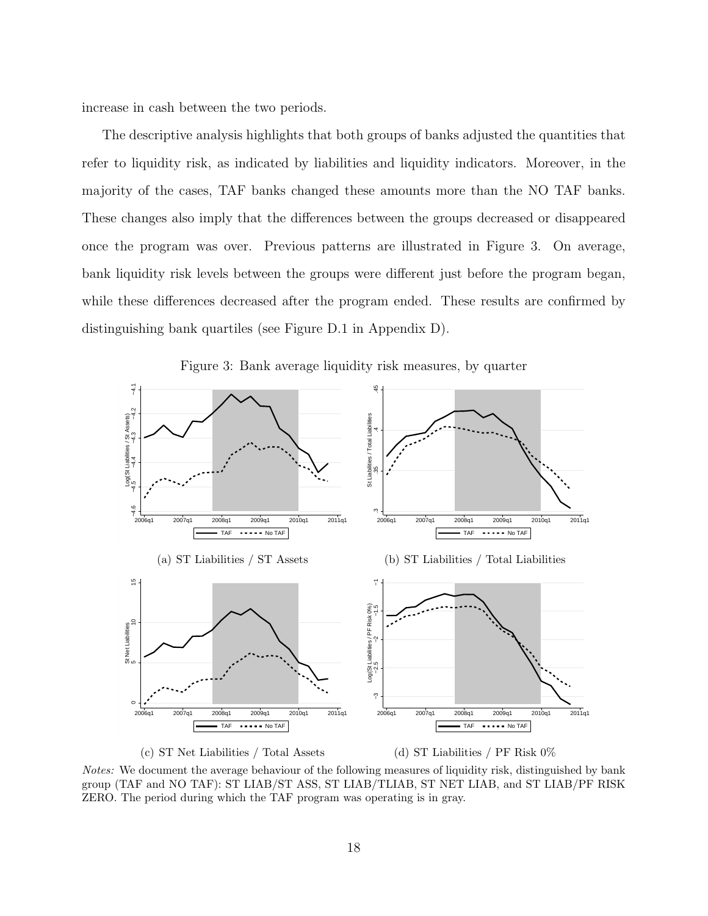increase in cash between the two periods.

The descriptive analysis highlights that both groups of banks adjusted the quantities that refer to liquidity risk, as indicated by liabilities and liquidity indicators. Moreover, in the majority of the cases, TAF banks changed these amounts more than the NO TAF banks. These changes also imply that the differences between the groups decreased or disappeared once the program was over. Previous patterns are illustrated in Figure 3. On average, bank liquidity risk levels between the groups were different just before the program began, while these differences decreased after the program ended. These results are confirmed by distinguishing bank quartiles (see Figure D.1 in Appendix D).

Figure 3: Bank average liquidity risk measures, by quarter

(a) ST Liabilities / ST Assets

(b) ST Liabilities / Total Liabilities

(c) ST Net Liabilities / Total Assets

(d) ST Liabilities / PF Risk 0%

*Notes:* We document the average behaviour of the following measures of liquidity risk, distinguished by bank group (TAF and NO TAF): ST LIAB/ST ASS, ST LIAB/TLIAB, ST NET LIAB, and ST LIAB/PF RISK ZERO. The period during which the TAF program was operating is in gray.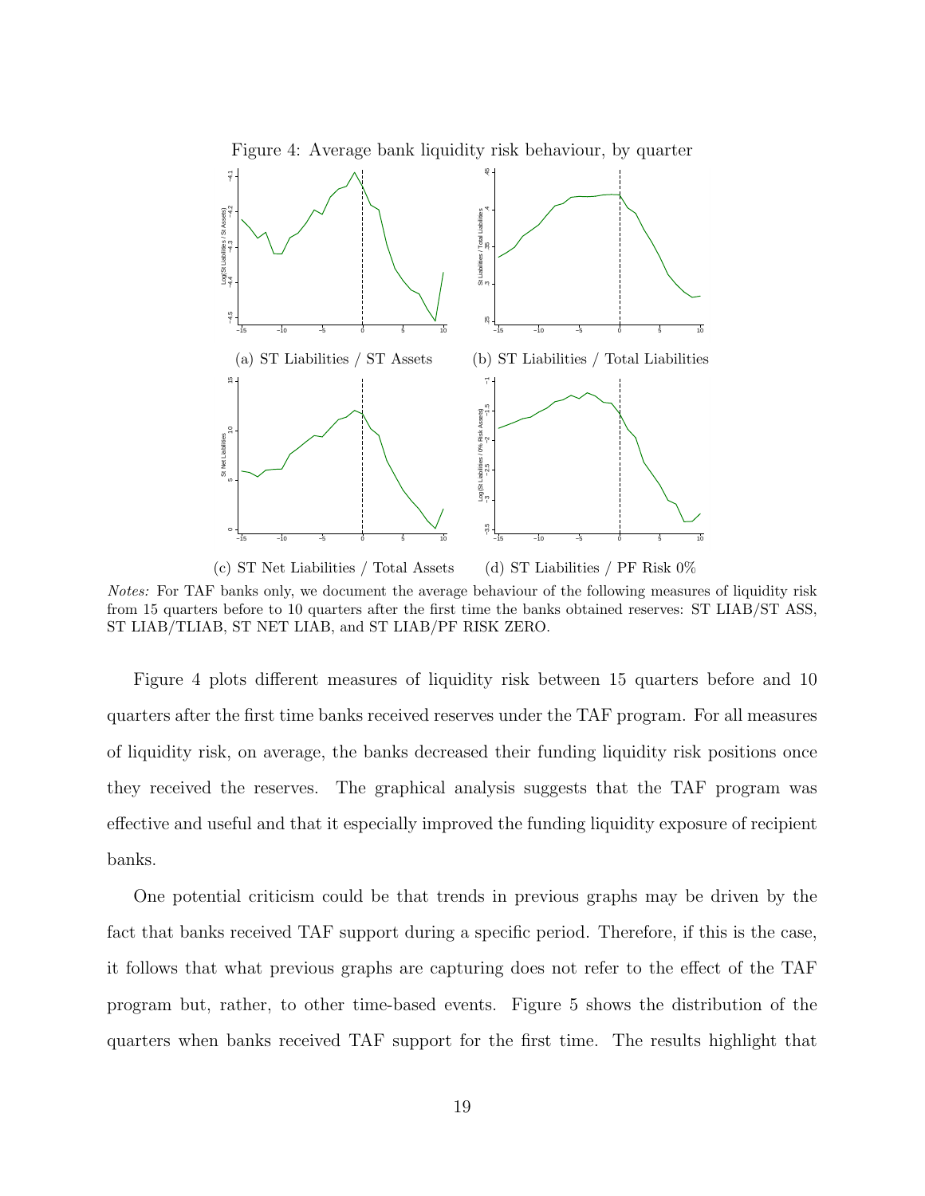Figure 4: Average bank liquidity risk behaviour, by quarter

(a) ST Liabilities / ST Assets

(b) ST Liabilities / Total Liabilities

(c) ST Net Liabilities / Total Assets

(d) ST Liabilities / PF Risk 0%

*Notes:* For TAF banks only, we document the average behaviour of the following measures of liquidity risk from 15 quarters before to 10 quarters after the first time the banks obtained reserves: ST LIAB/ST ASS, ST LIAB/TLIAB, ST NET LIAB, and ST LIAB/PF RISK ZERO.

Figure 4 plots different measures of liquidity risk between 15 quarters before and 10 quarters after the first time banks received reserves under the TAF program. For all measures of liquidity risk, on average, the banks decreased their funding liquidity risk positions once they received the reserves. The graphical analysis suggests that the TAF program was effective and useful and that it especially improved the funding liquidity exposure of recipient banks.

One potential criticism could be that trends in previous graphs may be driven by the fact that banks received TAF support during a specific period. Therefore, if this is the case, it follows that what previous graphs are capturing does not refer to the effect of the TAF program but, rather, to other time-based events. Figure 5 shows the distribution of the quarters when banks received TAF support for the first time. The results highlight that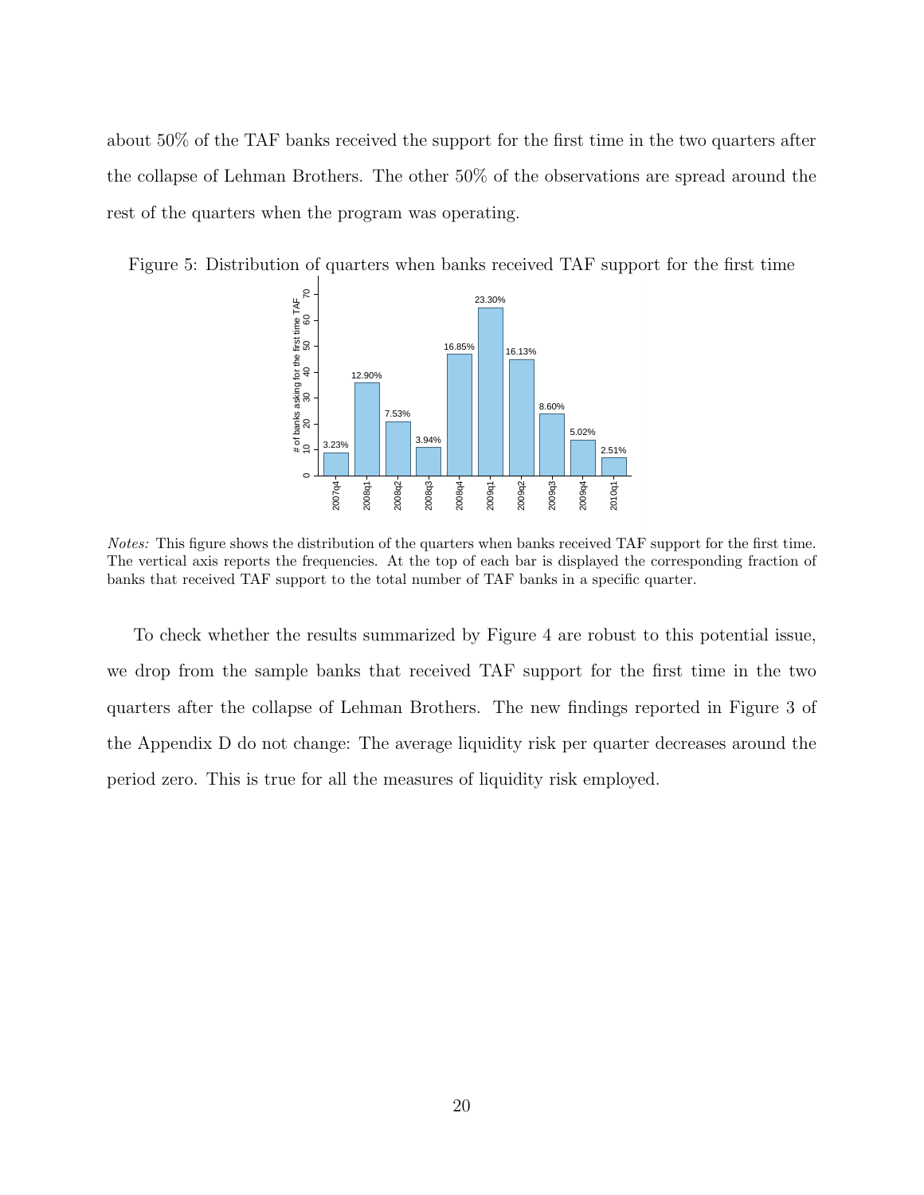about 50% of the TAF banks received the support for the first time in the two quarters after the collapse of Lehman Brothers. The other 50% of the observations are spread around the rest of the quarters when the program was operating.

Figure 5: Distribution of quarters when banks received TAF support for the first time

*Notes:* This figure shows the distribution of the quarters when banks received TAF support for the first time. The vertical axis reports the frequencies. At the top of each bar is displayed the corresponding fraction of banks that received TAF support to the total number of TAF banks in a specific quarter.

To check whether the results summarized by Figure 4 are robust to this potential issue, we drop from the sample banks that received TAF support for the first time in the two quarters after the collapse of Lehman Brothers. The new findings reported in Figure 3 of the Appendix D do not change: The average liquidity risk per quarter decreases around the period zero. This is true for all the measures of liquidity risk employed.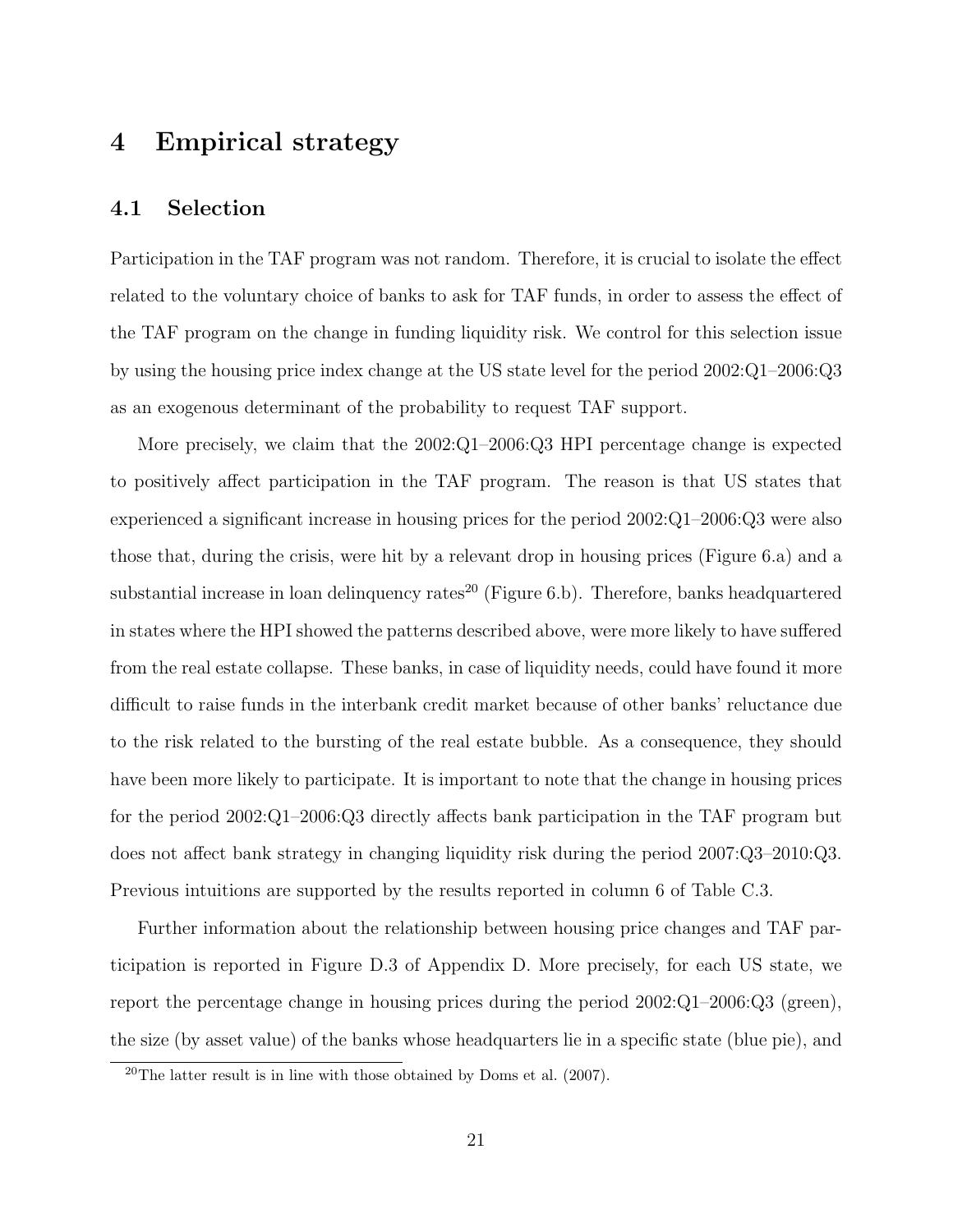## 4 Empirical strategy

### 4.1 Selection

Participation in the TAF program was not random. Therefore, it is crucial to isolate the effect related to the voluntary choice of banks to ask for TAF funds, in order to assess the effect of the TAF program on the change in funding liquidity risk. We control for this selection issue by using the housing price index change at the US state level for the period 2002:Q1–2006:Q3 as an exogenous determinant of the probability to request TAF support.

More precisely, we claim that the 2002:Q1–2006:Q3 HPI percentage change is expected to positively affect participation in the TAF program. The reason is that US states that experienced a significant increase in housing prices for the period 2002:Q1–2006:Q3 were also those that, during the crisis, were hit by a relevant drop in housing prices (Figure 6.a) and a substantial increase in loan delinquency rates[20] (Figure 6.b). Therefore, banks headquartered in states where the HPI showed the patterns described above, were more likely to have suffered from the real estate collapse. These banks, in case of liquidity needs, could have found it more difficult to raise funds in the interbank credit market because of other banks' reluctance due to the risk related to the bursting of the real estate bubble. As a consequence, they should have been more likely to participate. It is important to note that the change in housing prices for the period 2002:Q1–2006:Q3 directly affects bank participation in the TAF program but does not affect bank strategy in changing liquidity risk during the period 2007:Q3–2010:Q3. Previous intuitions are supported by the results reported in column 6 of Table C.3.

Further information about the relationship between housing price changes and TAF participation is reported in Figure D.3 of Appendix D. More precisely, for each US state, we report the percentage change in housing prices during the period 2002:Q1–2006:Q3 (green), the size (by asset value) of the banks whose headquarters lie in a specific state (blue pie), and

[20] The latter result is in line with those obtained by Doms et al. (2007).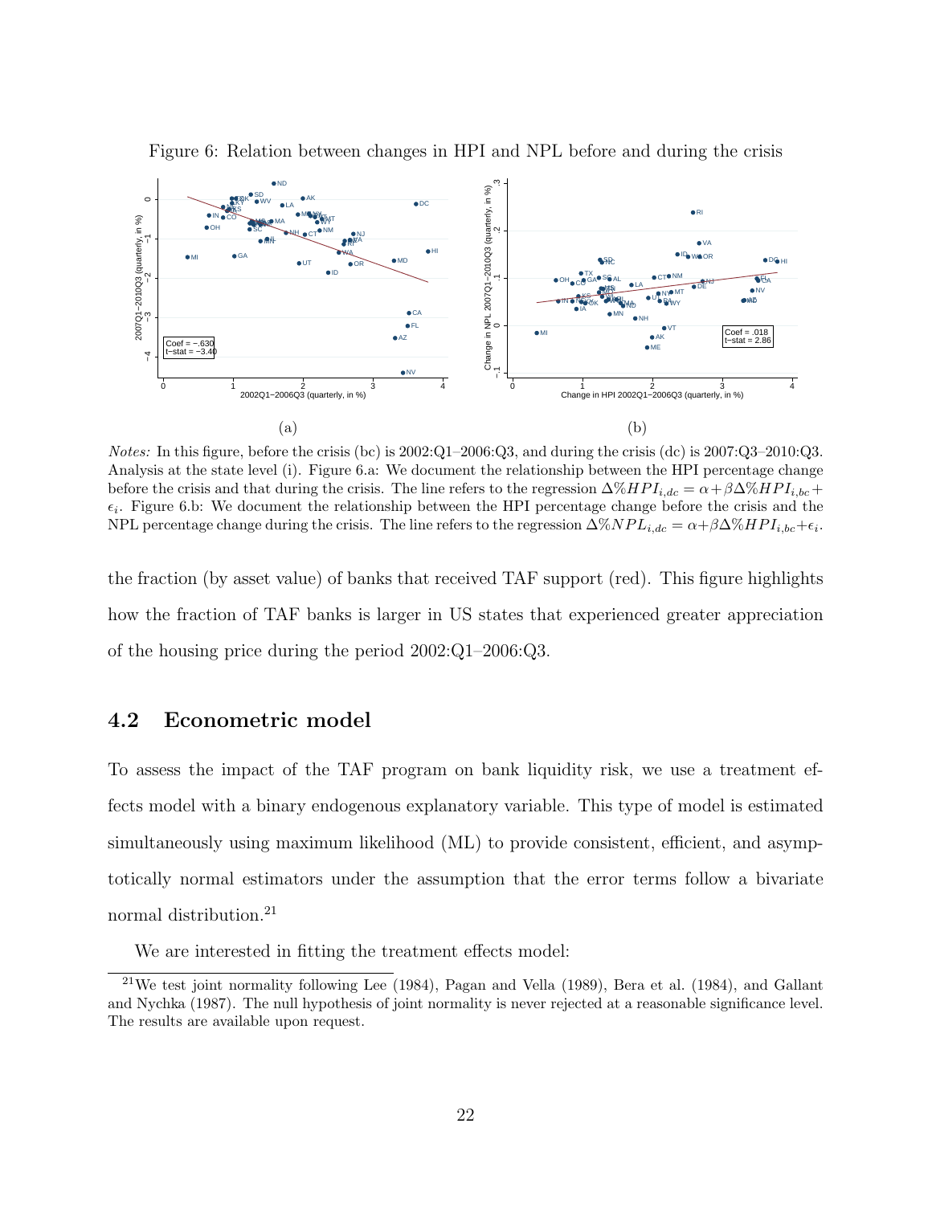Figure 6: Relation between changes in HPI and NPL before and during the crisis

(a)

(b)

*Notes:* In this figure, before the crisis (bc) is 2002:Q1–2006:Q3, and during the crisis (dc) is 2007:Q3–2010:Q3. Analysis at the state level (i). Figure 6.a: We document the relationship between the HPI percentage change before the crisis and that during the crisis. The line refers to the regression $\Delta\%HPI_{i,dc} = \alpha + \beta\Delta\%HPI_{i,bc} + \epsilon_i$. Figure 6.b: We document the relationship between the HPI percentage change before the crisis and the NPL percentage change during the crisis. The line refers to the regression $\Delta\%NPL_{i,dc} = \alpha + \beta\Delta\%HPI_{i,bc} + \epsilon_i$.

the fraction (by asset value) of banks that received TAF support (red). This figure highlights how the fraction of TAF banks is larger in US states that experienced greater appreciation of the housing price during the period 2002:Q1–2006:Q3.

## 4.2 Econometric model

To assess the impact of the TAF program on bank liquidity risk, we use a treatment effects model with a binary endogenous explanatory variable. This type of model is estimated simultaneously using maximum likelihood (ML) to provide consistent, efficient, and asymptotically normal estimators under the assumption that the error terms follow a bivariate normal distribution.[21]

We are interested in fitting the treatment effects model:

[21] We test joint normality following Lee (1984), Pagan and Vella (1989), Bera et al. (1984), and Gallant and Nychka (1987). The null hypothesis of joint normality is never rejected at a reasonable significance level. The results are available upon request.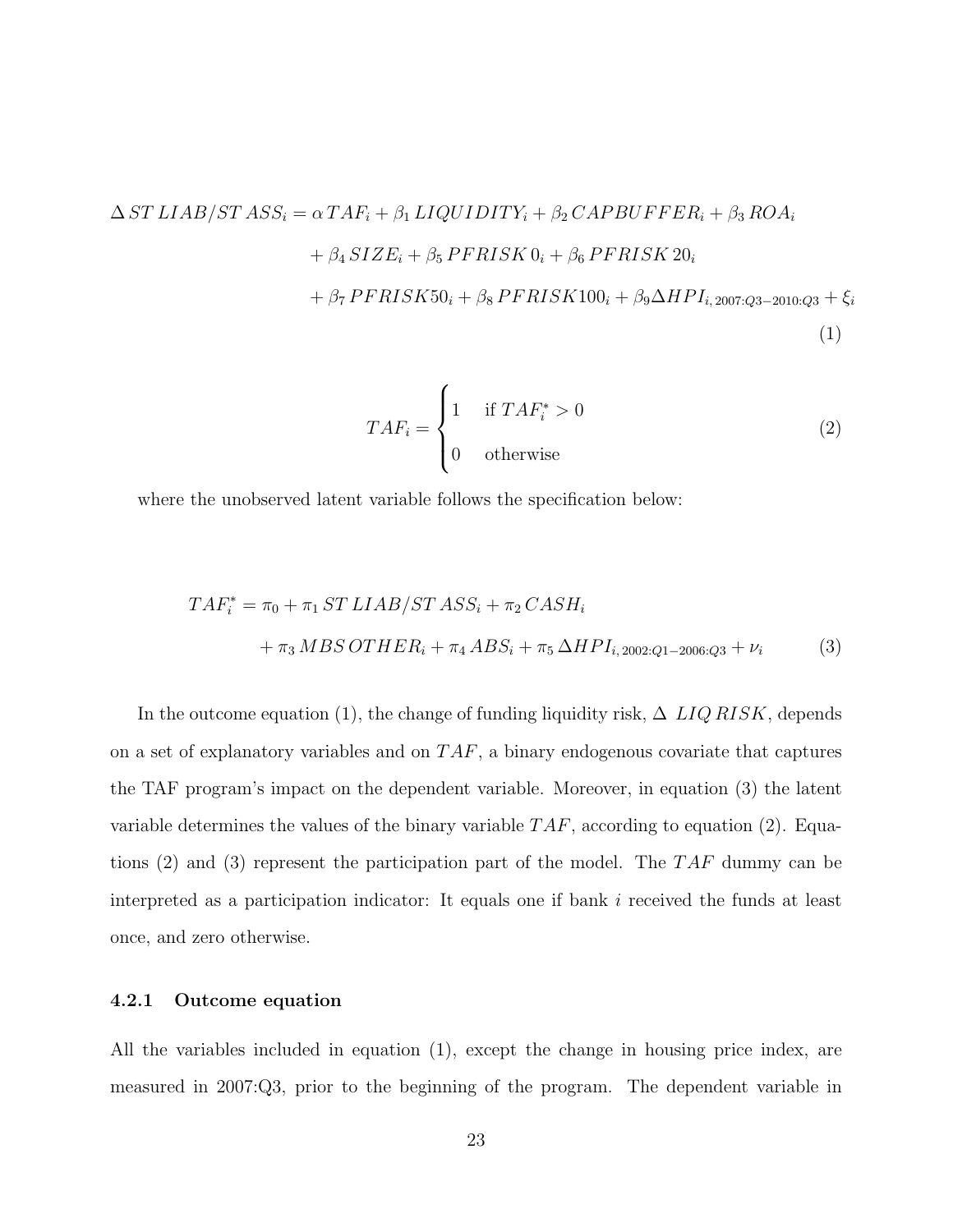$$
\begin{aligned}
\Delta\, ST\, LIAB/ST\, ASS_i = {} & \alpha\, TAF_i + \beta_1\, LIQUIDITY_i + \beta_2\, CAPBUFFER_i + \beta_3\, ROA_i \\
& + \beta_4\, SIZE_i + \beta_5\, PFRISK\, 0_i + \beta_6\, PFRISK\, 20_i \\
& + \beta_7\, PFRISK 50_i + \beta_8\, PFRISK 100_i + \beta_9 \Delta HPI_{i,\, 2007:Q3-2010:Q3} + \xi_i
\end{aligned} \tag{1}
$$

$$
TAF_i = \begin{cases} 1 & \text{if } TAF_i^* > 0 \\ 0 & \text{otherwise} \end{cases} \tag{2}
$$

where the unobserved latent variable follows the specification below:

$$
\begin{aligned}
TAF_i^* = {} & \pi_0 + \pi_1\, ST\, LIAB/ST\, ASS_i + \pi_2\, CASH_i \\
& + \pi_3\, MBS\, OTHER_i + \pi_4\, ABS_i + \pi_5\, \Delta HPI_{i,\, 2002:Q1-2006:Q3} + \nu_i
\end{aligned} \tag{3}
$$

In the outcome equation (1), the change of funding liquidity risk, $\Delta\ LIQ\, RISK$, depends on a set of explanatory variables and on $TAF$, a binary endogenous covariate that captures the TAF program's impact on the dependent variable. Moreover, in equation (3) the latent variable determines the values of the binary variable $TAF$, according to equation (2). Equations (2) and (3) represent the participation part of the model. The $TAF$ dummy can be interpreted as a participation indicator: It equals one if bank $i$ received the funds at least once, and zero otherwise.

#### 4.2.1 Outcome equation

All the variables included in equation (1), except the change in housing price index, are measured in 2007:Q3, prior to the beginning of the program. The dependent variable in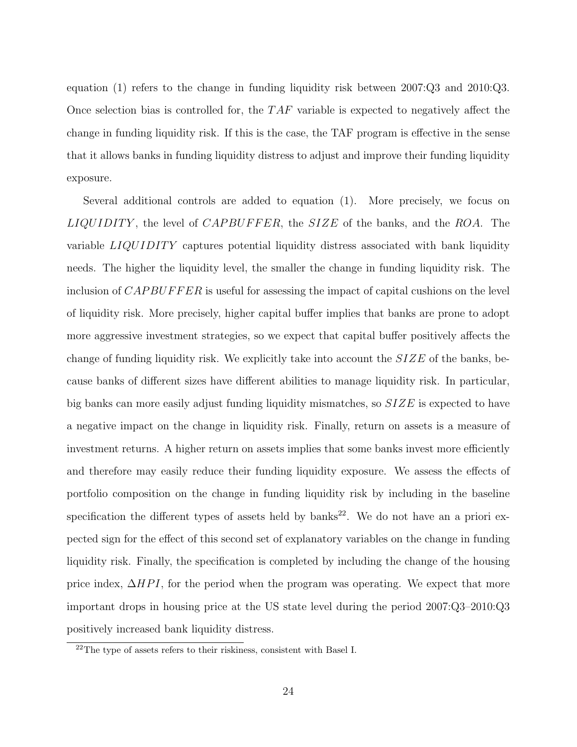equation (1) refers to the change in funding liquidity risk between 2007:Q3 and 2010:Q3. Once selection bias is controlled for, the $TAF$ variable is expected to negatively affect the change in funding liquidity risk. If this is the case, the TAF program is effective in the sense that it allows banks in funding liquidity distress to adjust and improve their funding liquidity exposure.

Several additional controls are added to equation (1). More precisely, we focus on $LIQUIDITY$, the level of $CAPBUFFER$, the $SIZE$ of the banks, and the $ROA$. The variable $LIQUIDITY$ captures potential liquidity distress associated with bank liquidity needs. The higher the liquidity level, the smaller the change in funding liquidity risk. The inclusion of $CAPBUFFER$ is useful for assessing the impact of capital cushions on the level of liquidity risk. More precisely, higher capital buffer implies that banks are prone to adopt more aggressive investment strategies, so we expect that capital buffer positively affects the change of funding liquidity risk. We explicitly take into account the $SIZE$ of the banks, because banks of different sizes have different abilities to manage liquidity risk. In particular, big banks can more easily adjust funding liquidity mismatches, so $SIZE$ is expected to have a negative impact on the change in liquidity risk. Finally, return on assets is a measure of investment returns. A higher return on assets implies that some banks invest more efficiently and therefore may easily reduce their funding liquidity exposure. We assess the effects of portfolio composition on the change in funding liquidity risk by including in the baseline specification the different types of assets held by banks[22]. We do not have an a priori expected sign for the effect of this second set of explanatory variables on the change in funding liquidity risk. Finally, the specification is completed by including the change of the housing price index, $\Delta HPI$, for the period when the program was operating. We expect that more important drops in housing price at the US state level during the period 2007:Q3–2010:Q3 positively increased bank liquidity distress.

[22] The type of assets refers to their riskiness, consistent with Basel I.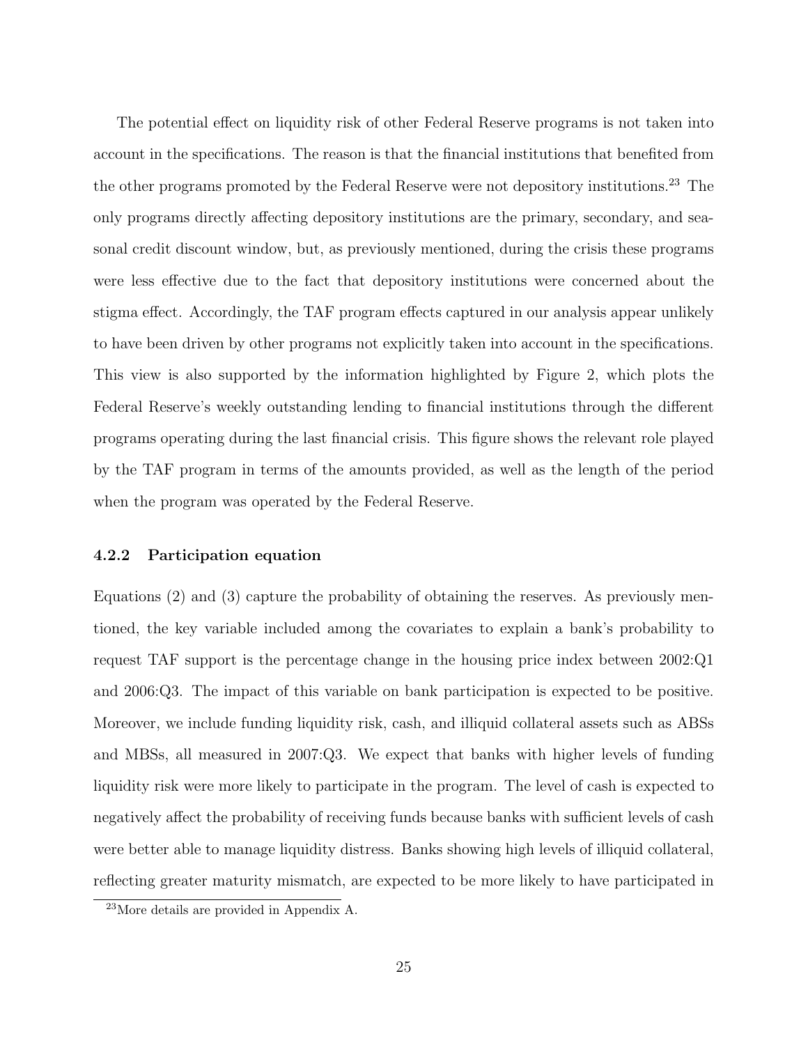The potential effect on liquidity risk of other Federal Reserve programs is not taken into account in the specifications. The reason is that the financial institutions that benefited from the other programs promoted by the Federal Reserve were not depository institutions.[23] The only programs directly affecting depository institutions are the primary, secondary, and seasonal credit discount window, but, as previously mentioned, during the crisis these programs were less effective due to the fact that depository institutions were concerned about the stigma effect. Accordingly, the TAF program effects captured in our analysis appear unlikely to have been driven by other programs not explicitly taken into account in the specifications. This view is also supported by the information highlighted by Figure 2, which plots the Federal Reserve's weekly outstanding lending to financial institutions through the different programs operating during the last financial crisis. This figure shows the relevant role played by the TAF program in terms of the amounts provided, as well as the length of the period when the program was operated by the Federal Reserve.

#### 4.2.2 Participation equation

Equations (2) and (3) capture the probability of obtaining the reserves. As previously mentioned, the key variable included among the covariates to explain a bank's probability to request TAF support is the percentage change in the housing price index between 2002:Q1 and 2006:Q3. The impact of this variable on bank participation is expected to be positive. Moreover, we include funding liquidity risk, cash, and illiquid collateral assets such as ABSs and MBSs, all measured in 2007:Q3. We expect that banks with higher levels of funding liquidity risk were more likely to participate in the program. The level of cash is expected to negatively affect the probability of receiving funds because banks with sufficient levels of cash were better able to manage liquidity distress. Banks showing high levels of illiquid collateral, reflecting greater maturity mismatch, are expected to be more likely to have participated in

[23]More details are provided in Appendix A.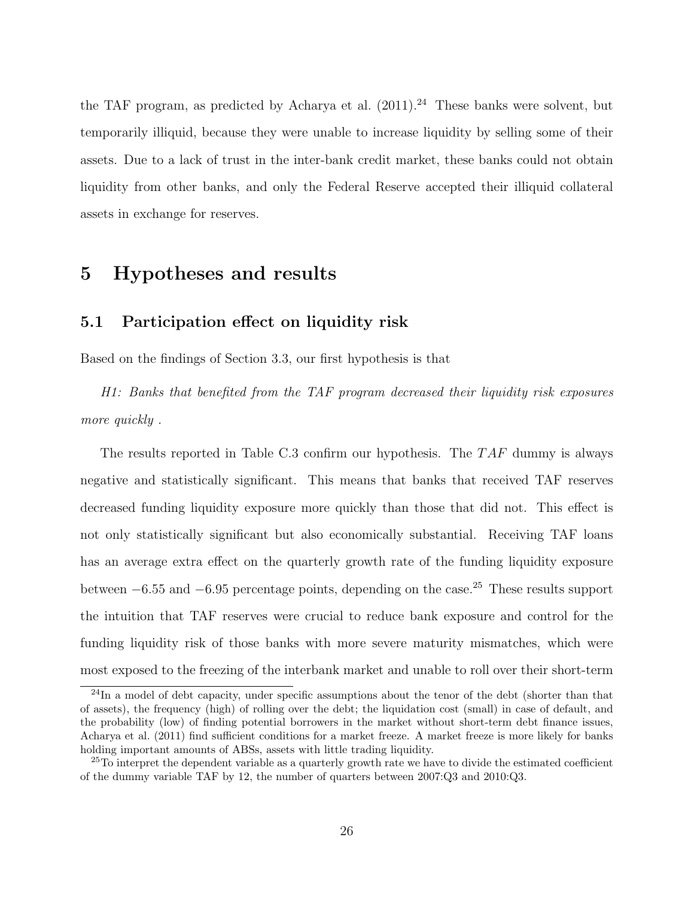the TAF program, as predicted by Acharya et al. (2011).[24] These banks were solvent, but temporarily illiquid, because they were unable to increase liquidity by selling some of their assets. Due to a lack of trust in the inter-bank credit market, these banks could not obtain liquidity from other banks, and only the Federal Reserve accepted their illiquid collateral assets in exchange for reserves.

# 5 Hypotheses and results

## 5.1 Participation effect on liquidity risk

Based on the findings of Section 3.3, our first hypothesis is that

*H1: Banks that benefited from the TAF program decreased their liquidity risk exposures more quickly .*

The results reported in Table C.3 confirm our hypothesis. The $TAF$ dummy is always negative and statistically significant. This means that banks that received TAF reserves decreased funding liquidity exposure more quickly than those that did not. This effect is not only statistically significant but also economically substantial. Receiving TAF loans has an average extra effect on the quarterly growth rate of the funding liquidity exposure between $-6.55$ and $-6.95$ percentage points, depending on the case.[25] These results support the intuition that TAF reserves were crucial to reduce bank exposure and control for the funding liquidity risk of those banks with more severe maturity mismatches, which were most exposed to the freezing of the interbank market and unable to roll over their short-term

[24] In a model of debt capacity, under specific assumptions about the tenor of the debt (shorter than that of assets), the frequency (high) of rolling over the debt; the liquidation cost (small) in case of default, and the probability (low) of finding potential borrowers in the market without short-term debt finance issues, Acharya et al. (2011) find sufficient conditions for a market freeze. A market freeze is more likely for banks holding important amounts of ABSs, assets with little trading liquidity.

[25] To interpret the dependent variable as a quarterly growth rate we have to divide the estimated coefficient of the dummy variable TAF by 12, the number of quarters between 2007:Q3 and 2010:Q3.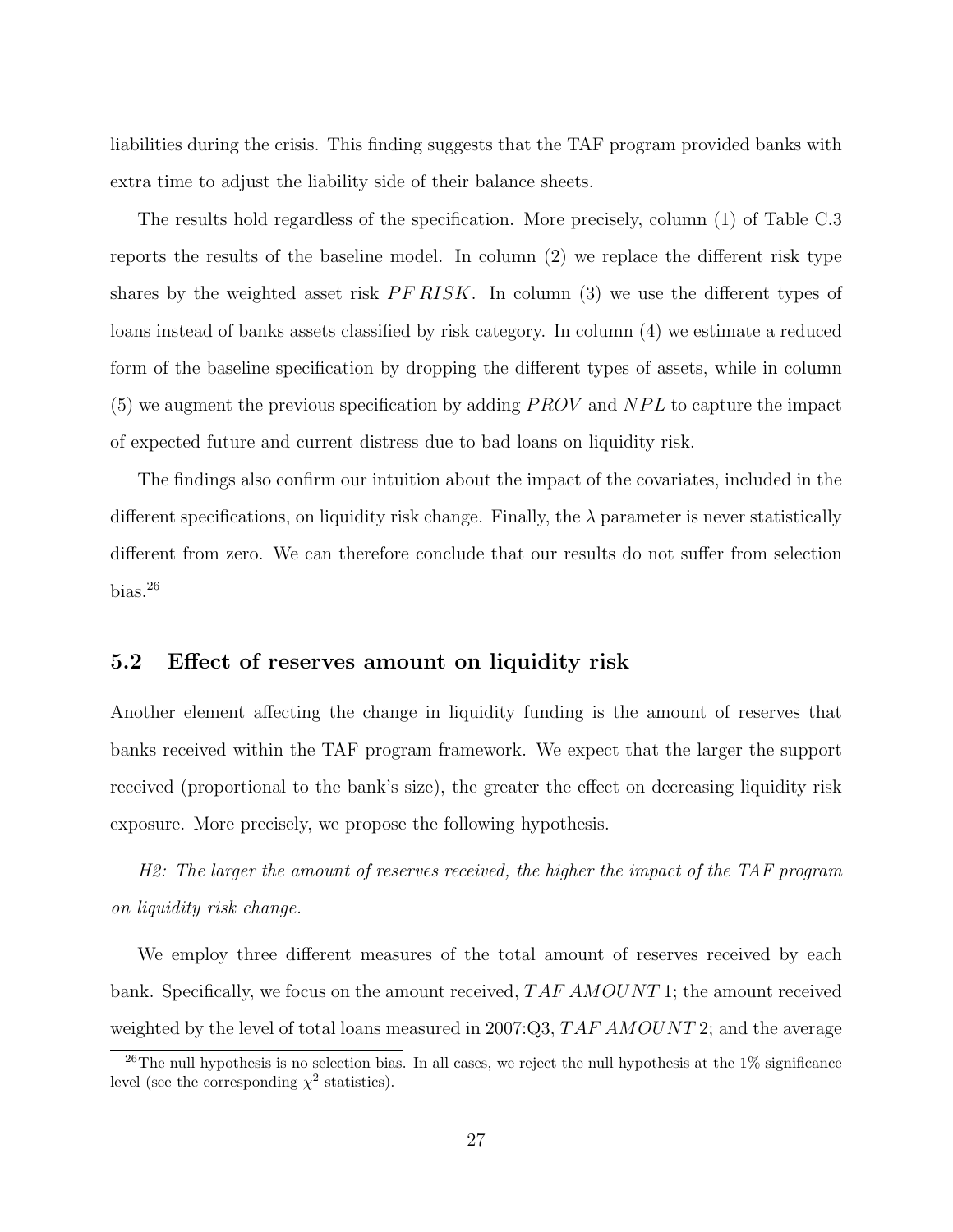liabilities during the crisis. This finding suggests that the TAF program provided banks with extra time to adjust the liability side of their balance sheets.

The results hold regardless of the specification. More precisely, column (1) of Table C.3 reports the results of the baseline model. In column (2) we replace the different risk type shares by the weighted asset risk $PF\,RISK$. In column (3) we use the different types of loans instead of banks assets classified by risk category. In column (4) we estimate a reduced form of the baseline specification by dropping the different types of assets, while in column (5) we augment the previous specification by adding $PROV$ and $NPL$ to capture the impact of expected future and current distress due to bad loans on liquidity risk.

The findings also confirm our intuition about the impact of the covariates, included in the different specifications, on liquidity risk change. Finally, the $\lambda$ parameter is never statistically different from zero. We can therefore conclude that our results do not suffer from selection bias.[26]

## 5.2 Effect of reserves amount on liquidity risk

Another element affecting the change in liquidity funding is the amount of reserves that banks received within the TAF program framework. We expect that the larger the support received (proportional to the bank's size), the greater the effect on decreasing liquidity risk exposure. More precisely, we propose the following hypothesis.

*H2: The larger the amount of reserves received, the higher the impact of the TAF program on liquidity risk change.*

We employ three different measures of the total amount of reserves received by each bank. Specifically, we focus on the amount received, $TAF\,AMOUNT\,1$; the amount received weighted by the level of total loans measured in 2007:Q3, $TAF\,AMOUNT\,2$; and the average

[26] The null hypothesis is no selection bias. In all cases, we reject the null hypothesis at the 1% significance level (see the corresponding $\chi^2$ statistics).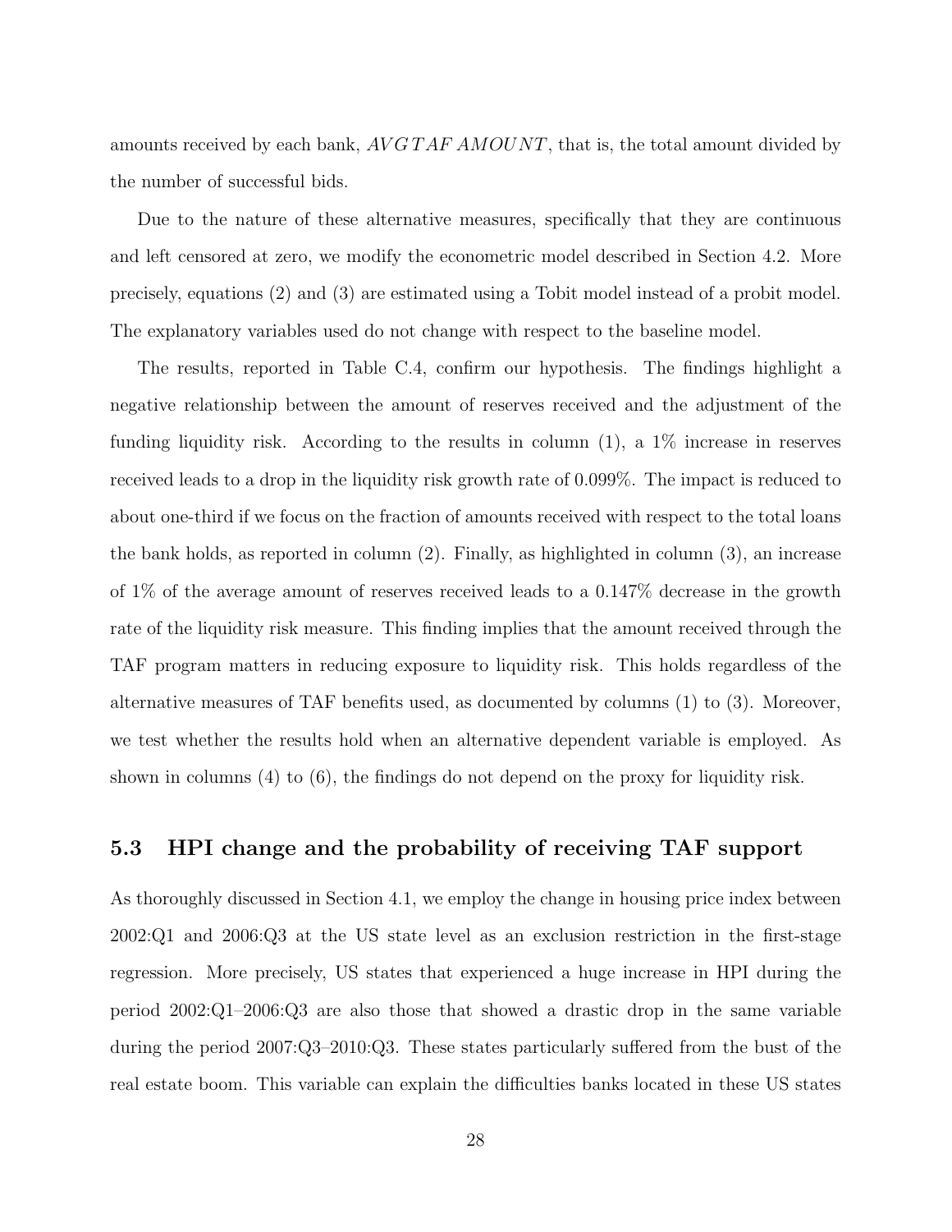amounts received by each bank, $AVGTAFAMOUNT$, that is, the total amount divided by the number of successful bids.

Due to the nature of these alternative measures, specifically that they are continuous and left censored at zero, we modify the econometric model described in Section 4.2. More precisely, equations (2) and (3) are estimated using a Tobit model instead of a probit model. The explanatory variables used do not change with respect to the baseline model.

The results, reported in Table C.4, confirm our hypothesis. The findings highlight a negative relationship between the amount of reserves received and the adjustment of the funding liquidity risk. According to the results in column (1), a 1% increase in reserves received leads to a drop in the liquidity risk growth rate of 0.099%. The impact is reduced to about one-third if we focus on the fraction of amounts received with respect to the total loans the bank holds, as reported in column (2). Finally, as highlighted in column (3), an increase of 1% of the average amount of reserves received leads to a 0.147% decrease in the growth rate of the liquidity risk measure. This finding implies that the amount received through the TAF program matters in reducing exposure to liquidity risk. This holds regardless of the alternative measures of TAF benefits used, as documented by columns (1) to (3). Moreover, we test whether the results hold when an alternative dependent variable is employed. As shown in columns (4) to (6), the findings do not depend on the proxy for liquidity risk.

## 5.3 HPI change and the probability of receiving TAF support

As thoroughly discussed in Section 4.1, we employ the change in housing price index between 2002:Q1 and 2006:Q3 at the US state level as an exclusion restriction in the first-stage regression. More precisely, US states that experienced a huge increase in HPI during the period 2002:Q1–2006:Q3 are also those that showed a drastic drop in the same variable during the period 2007:Q3–2010:Q3. These states particularly suffered from the bust of the real estate boom. This variable can explain the difficulties banks located in these US states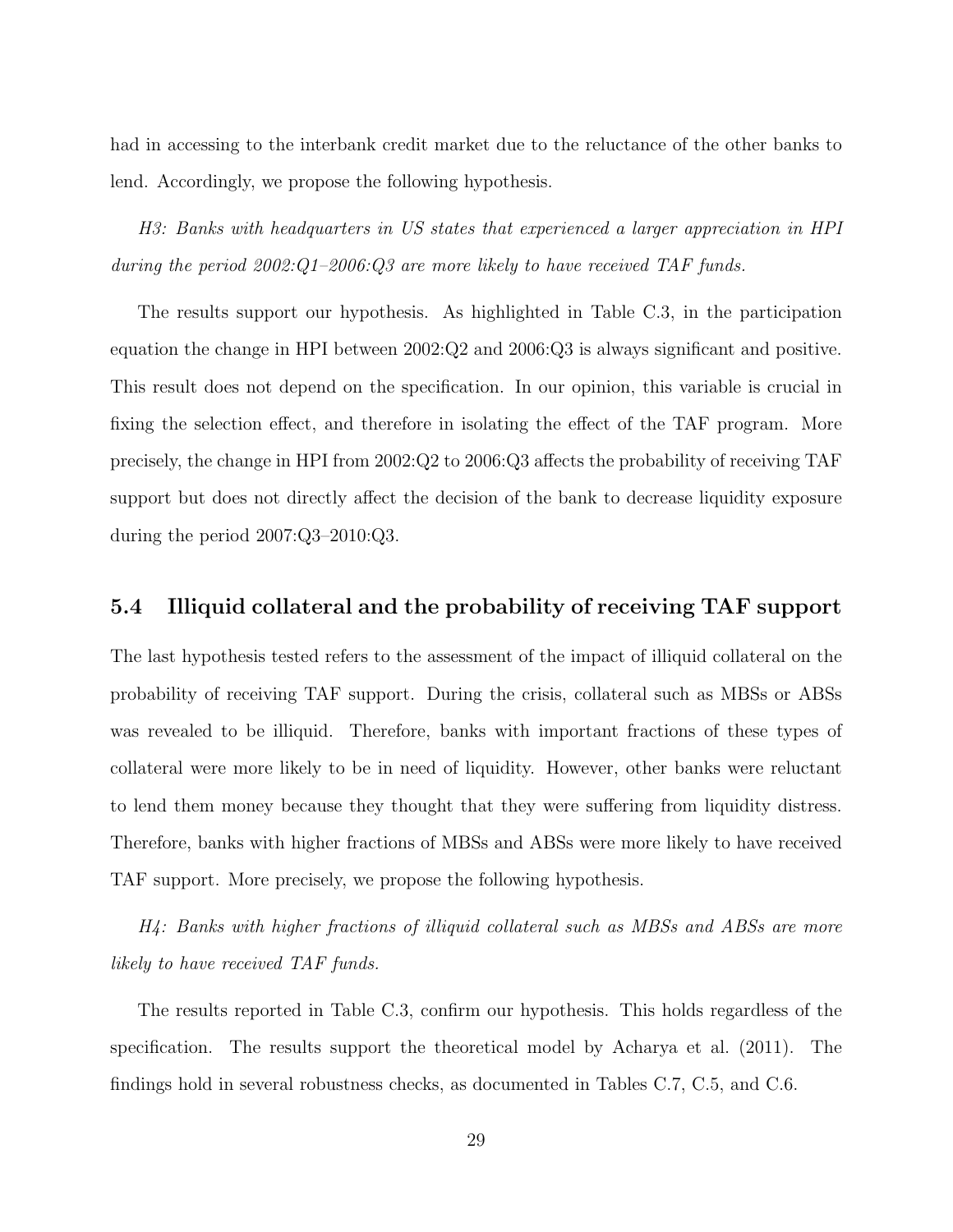had in accessing to the interbank credit market due to the reluctance of the other banks to lend. Accordingly, we propose the following hypothesis.

*H3: Banks with headquarters in US states that experienced a larger appreciation in HPI during the period 2002:Q1–2006:Q3 are more likely to have received TAF funds.*

The results support our hypothesis. As highlighted in Table C.3, in the participation equation the change in HPI between 2002:Q2 and 2006:Q3 is always significant and positive. This result does not depend on the specification. In our opinion, this variable is crucial in fixing the selection effect, and therefore in isolating the effect of the TAF program. More precisely, the change in HPI from 2002:Q2 to 2006:Q3 affects the probability of receiving TAF support but does not directly affect the decision of the bank to decrease liquidity exposure during the period 2007:Q3–2010:Q3.

## 5.4 Illiquid collateral and the probability of receiving TAF support

The last hypothesis tested refers to the assessment of the impact of illiquid collateral on the probability of receiving TAF support. During the crisis, collateral such as MBSs or ABSs was revealed to be illiquid. Therefore, banks with important fractions of these types of collateral were more likely to be in need of liquidity. However, other banks were reluctant to lend them money because they thought that they were suffering from liquidity distress. Therefore, banks with higher fractions of MBSs and ABSs were more likely to have received TAF support. More precisely, we propose the following hypothesis.

*H4: Banks with higher fractions of illiquid collateral such as MBSs and ABSs are more likely to have received TAF funds.*

The results reported in Table C.3, confirm our hypothesis. This holds regardless of the specification. The results support the theoretical model by Acharya et al. (2011). The findings hold in several robustness checks, as documented in Tables C.7, C.5, and C.6.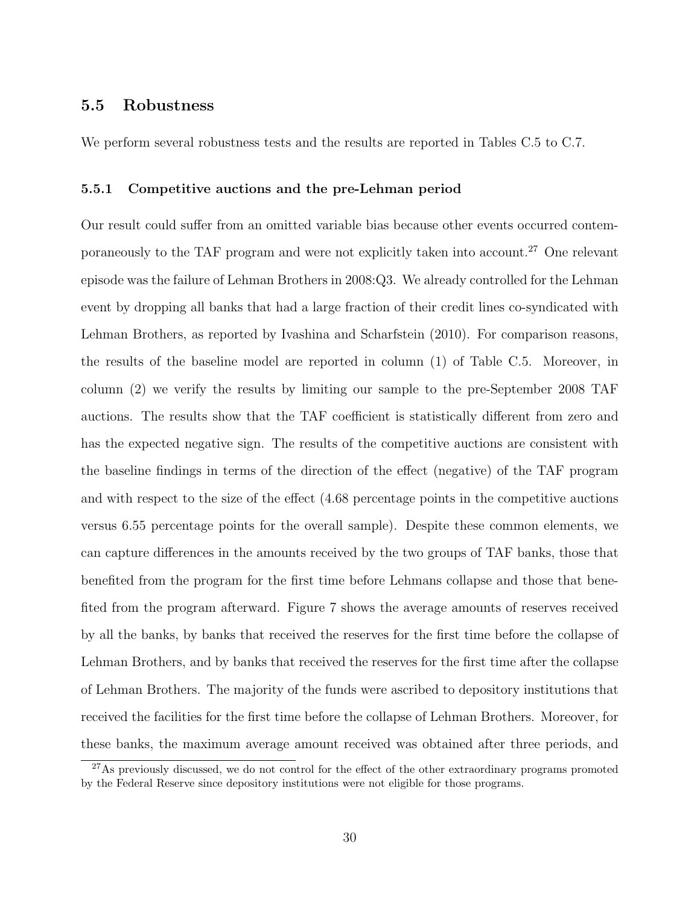### 5.5 Robustness

We perform several robustness tests and the results are reported in Tables C.5 to C.7.

#### 5.5.1 Competitive auctions and the pre-Lehman period

Our result could suffer from an omitted variable bias because other events occurred contemporaneously to the TAF program and were not explicitly taken into account.[27] One relevant episode was the failure of Lehman Brothers in 2008:Q3. We already controlled for the Lehman event by dropping all banks that had a large fraction of their credit lines co-syndicated with Lehman Brothers, as reported by Ivashina and Scharfstein (2010). For comparison reasons, the results of the baseline model are reported in column (1) of Table C.5. Moreover, in column (2) we verify the results by limiting our sample to the pre-September 2008 TAF auctions. The results show that the TAF coefficient is statistically different from zero and has the expected negative sign. The results of the competitive auctions are consistent with the baseline findings in terms of the direction of the effect (negative) of the TAF program and with respect to the size of the effect (4.68 percentage points in the competitive auctions versus 6.55 percentage points for the overall sample). Despite these common elements, we can capture differences in the amounts received by the two groups of TAF banks, those that benefited from the program for the first time before Lehmans collapse and those that benefited from the program afterward. Figure 7 shows the average amounts of reserves received by all the banks, by banks that received the reserves for the first time before the collapse of Lehman Brothers, and by banks that received the reserves for the first time after the collapse of Lehman Brothers. The majority of the funds were ascribed to depository institutions that received the facilities for the first time before the collapse of Lehman Brothers. Moreover, for these banks, the maximum average amount received was obtained after three periods, and

[27] As previously discussed, we do not control for the effect of the other extraordinary programs promoted by the Federal Reserve since depository institutions were not eligible for those programs.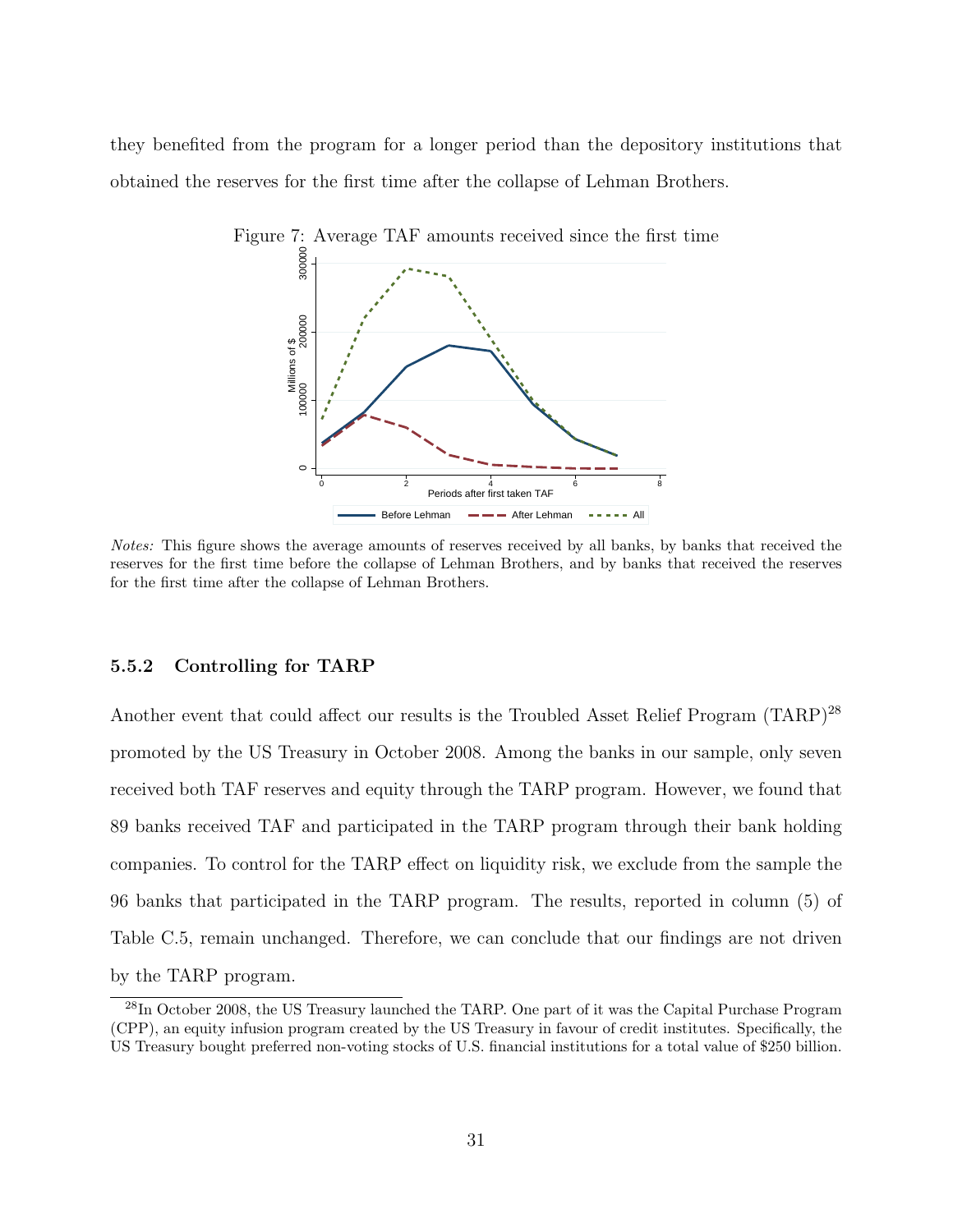they benefited from the program for a longer period than the depository institutions that obtained the reserves for the first time after the collapse of Lehman Brothers.

Figure 7: Average TAF amounts received since the first time

*Notes:* This figure shows the average amounts of reserves received by all banks, by banks that received the reserves for the first time before the collapse of Lehman Brothers, and by banks that received the reserves for the first time after the collapse of Lehman Brothers.

### 5.5.2 Controlling for TARP

Another event that could affect our results is the Troubled Asset Relief Program (TARP)[28] promoted by the US Treasury in October 2008. Among the banks in our sample, only seven received both TAF reserves and equity through the TARP program. However, we found that 89 banks received TAF and participated in the TARP program through their bank holding companies. To control for the TARP effect on liquidity risk, we exclude from the sample the 96 banks that participated in the TARP program. The results, reported in column (5) of Table C.5, remain unchanged. Therefore, we can conclude that our findings are not driven by the TARP program.

[28] In October 2008, the US Treasury launched the TARP. One part of it was the Capital Purchase Program (CPP), an equity infusion program created by the US Treasury in favour of credit institutes. Specifically, the US Treasury bought preferred non-voting stocks of U.S. financial institutions for a total value of $250 billion.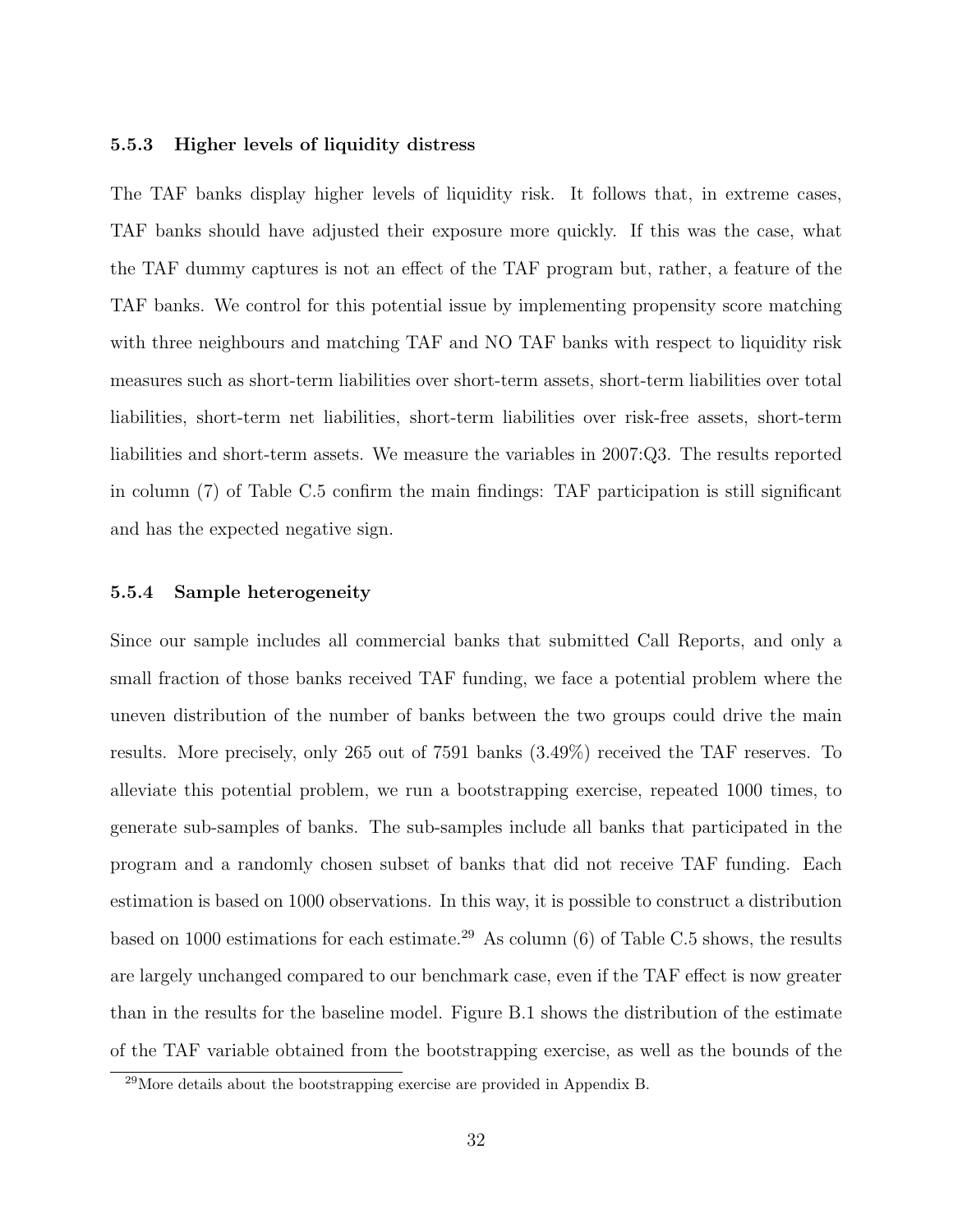### 5.5.3 Higher levels of liquidity distress

The TAF banks display higher levels of liquidity risk. It follows that, in extreme cases, TAF banks should have adjusted their exposure more quickly. If this was the case, what the TAF dummy captures is not an effect of the TAF program but, rather, a feature of the TAF banks. We control for this potential issue by implementing propensity score matching with three neighbours and matching TAF and NO TAF banks with respect to liquidity risk measures such as short-term liabilities over short-term assets, short-term liabilities over total liabilities, short-term net liabilities, short-term liabilities over risk-free assets, short-term liabilities and short-term assets. We measure the variables in 2007:Q3. The results reported in column (7) of Table C.5 confirm the main findings: TAF participation is still significant and has the expected negative sign.

### 5.5.4 Sample heterogeneity

Since our sample includes all commercial banks that submitted Call Reports, and only a small fraction of those banks received TAF funding, we face a potential problem where the uneven distribution of the number of banks between the two groups could drive the main results. More precisely, only 265 out of 7591 banks (3.49%) received the TAF reserves. To alleviate this potential problem, we run a bootstrapping exercise, repeated 1000 times, to generate sub-samples of banks. The sub-samples include all banks that participated in the program and a randomly chosen subset of banks that did not receive TAF funding. Each estimation is based on 1000 observations. In this way, it is possible to construct a distribution based on 1000 estimations for each estimate.[29] As column (6) of Table C.5 shows, the results are largely unchanged compared to our benchmark case, even if the TAF effect is now greater than in the results for the baseline model. Figure B.1 shows the distribution of the estimate of the TAF variable obtained from the bootstrapping exercise, as well as the bounds of the

[29] More details about the bootstrapping exercise are provided in Appendix B.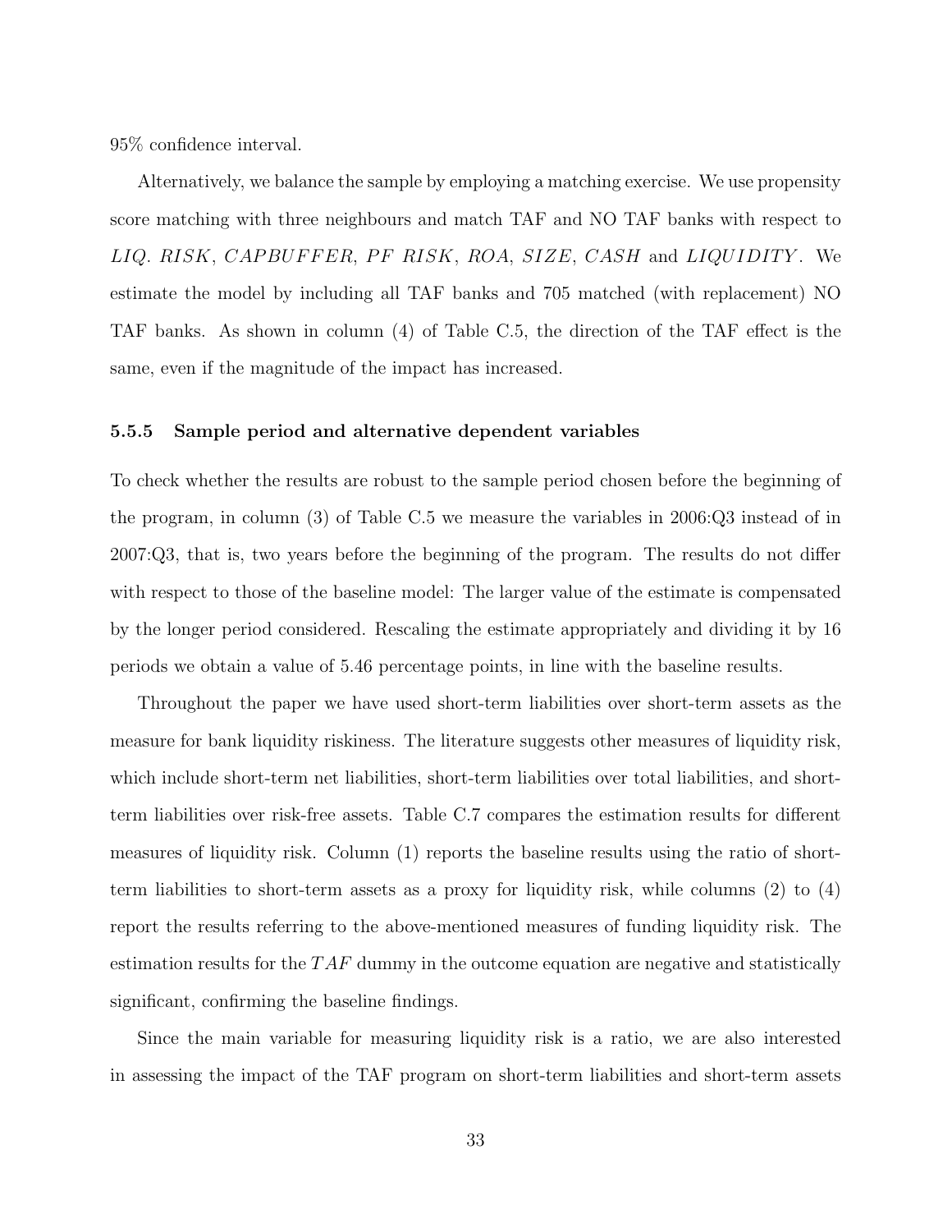95% confidence interval.

Alternatively, we balance the sample by employing a matching exercise. We use propensity score matching with three neighbours and match TAF and NO TAF banks with respect to $LIQ.\ RISK$, $CAPBUFFER$, $PF\ RISK$, $ROA$, $SIZE$, $CASH$ and $LIQUIDITY$. We estimate the model by including all TAF banks and 705 matched (with replacement) NO TAF banks. As shown in column (4) of Table C.5, the direction of the TAF effect is the same, even if the magnitude of the impact has increased.

### 5.5.5 Sample period and alternative dependent variables

To check whether the results are robust to the sample period chosen before the beginning of the program, in column (3) of Table C.5 we measure the variables in 2006:Q3 instead of in 2007:Q3, that is, two years before the beginning of the program. The results do not differ with respect to those of the baseline model: The larger value of the estimate is compensated by the longer period considered. Rescaling the estimate appropriately and dividing it by 16 periods we obtain a value of 5.46 percentage points, in line with the baseline results.

Throughout the paper we have used short-term liabilities over short-term assets as the measure for bank liquidity riskiness. The literature suggests other measures of liquidity risk, which include short-term net liabilities, short-term liabilities over total liabilities, and short-term liabilities over risk-free assets. Table C.7 compares the estimation results for different measures of liquidity risk. Column (1) reports the baseline results using the ratio of short-term liabilities to short-term assets as a proxy for liquidity risk, while columns (2) to (4) report the results referring to the above-mentioned measures of funding liquidity risk. The estimation results for the $TAF$ dummy in the outcome equation are negative and statistically significant, confirming the baseline findings.

Since the main variable for measuring liquidity risk is a ratio, we are also interested in assessing the impact of the TAF program on short-term liabilities and short-term assets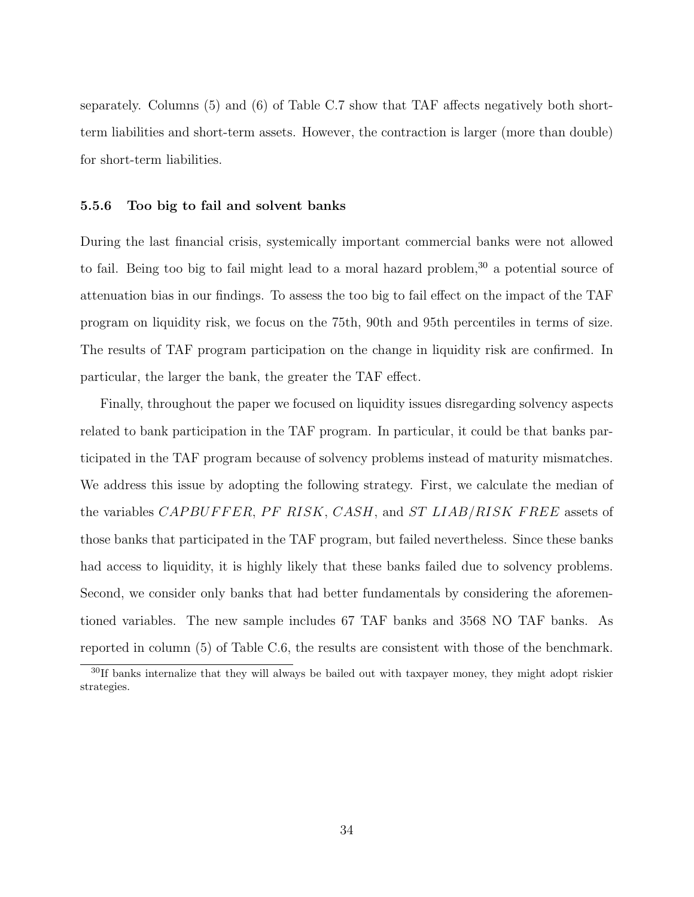separately. Columns (5) and (6) of Table C.7 show that TAF affects negatively both short-term liabilities and short-term assets. However, the contraction is larger (more than double) for short-term liabilities.

### 5.5.6 Too big to fail and solvent banks

During the last financial crisis, systemically important commercial banks were not allowed to fail. Being too big to fail might lead to a moral hazard problem,[30] a potential source of attenuation bias in our findings. To assess the too big to fail effect on the impact of the TAF program on liquidity risk, we focus on the 75th, 90th and 95th percentiles in terms of size. The results of TAF program participation on the change in liquidity risk are confirmed. In particular, the larger the bank, the greater the TAF effect.

Finally, throughout the paper we focused on liquidity issues disregarding solvency aspects related to bank participation in the TAF program. In particular, it could be that banks participated in the TAF program because of solvency problems instead of maturity mismatches. We address this issue by adopting the following strategy. First, we calculate the median of the variables $CAPBUFFER$, $PF\ RISK$, $CASH$, and $ST\ LIAB/RISK\ FREE$ assets of those banks that participated in the TAF program, but failed nevertheless. Since these banks had access to liquidity, it is highly likely that these banks failed due to solvency problems. Second, we consider only banks that had better fundamentals by considering the aforementioned variables. The new sample includes 67 TAF banks and 3568 NO TAF banks. As reported in column (5) of Table C.6, the results are consistent with those of the benchmark.

[30]If banks internalize that they will always be bailed out with taxpayer money, they might adopt riskier strategies.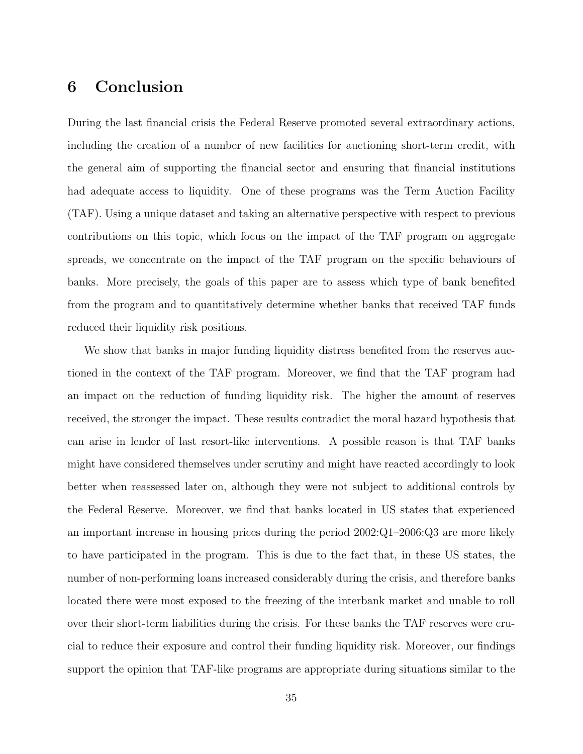# 6 Conclusion

During the last financial crisis the Federal Reserve promoted several extraordinary actions, including the creation of a number of new facilities for auctioning short-term credit, with the general aim of supporting the financial sector and ensuring that financial institutions had adequate access to liquidity. One of these programs was the Term Auction Facility (TAF). Using a unique dataset and taking an alternative perspective with respect to previous contributions on this topic, which focus on the impact of the TAF program on aggregate spreads, we concentrate on the impact of the TAF program on the specific behaviours of banks. More precisely, the goals of this paper are to assess which type of bank benefited from the program and to quantitatively determine whether banks that received TAF funds reduced their liquidity risk positions.

We show that banks in major funding liquidity distress benefited from the reserves auctioned in the context of the TAF program. Moreover, we find that the TAF program had an impact on the reduction of funding liquidity risk. The higher the amount of reserves received, the stronger the impact. These results contradict the moral hazard hypothesis that can arise in lender of last resort-like interventions. A possible reason is that TAF banks might have considered themselves under scrutiny and might have reacted accordingly to look better when reassessed later on, although they were not subject to additional controls by the Federal Reserve. Moreover, we find that banks located in US states that experienced an important increase in housing prices during the period 2002:Q1–2006:Q3 are more likely to have participated in the program. This is due to the fact that, in these US states, the number of non-performing loans increased considerably during the crisis, and therefore banks located there were most exposed to the freezing of the interbank market and unable to roll over their short-term liabilities during the crisis. For these banks the TAF reserves were crucial to reduce their exposure and control their funding liquidity risk. Moreover, our findings support the opinion that TAF-like programs are appropriate during situations similar to the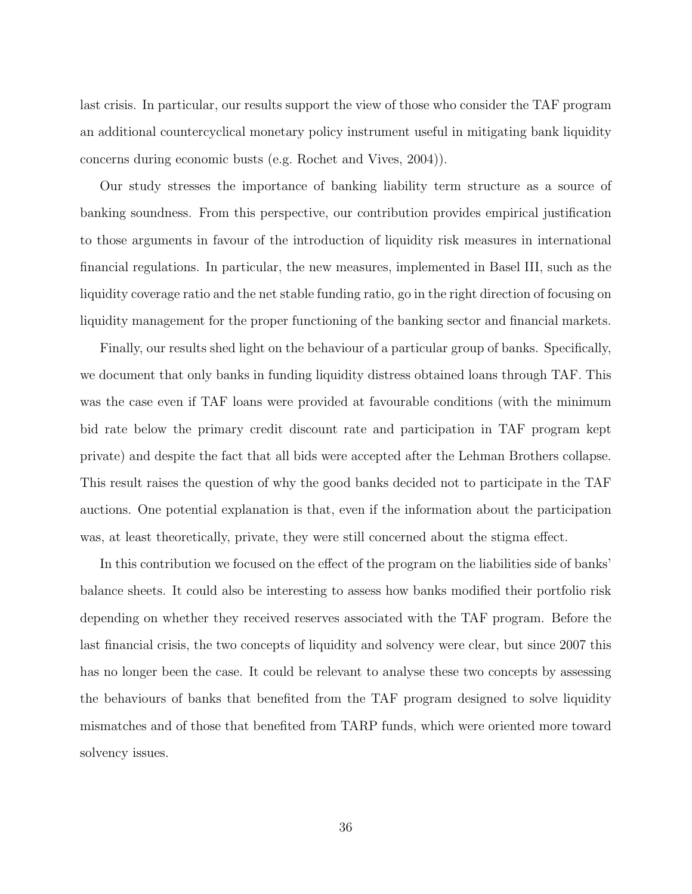last crisis. In particular, our results support the view of those who consider the TAF program an additional countercyclical monetary policy instrument useful in mitigating bank liquidity concerns during economic busts (e.g. Rochet and Vives, 2004)).

Our study stresses the importance of banking liability term structure as a source of banking soundness. From this perspective, our contribution provides empirical justification to those arguments in favour of the introduction of liquidity risk measures in international financial regulations. In particular, the new measures, implemented in Basel III, such as the liquidity coverage ratio and the net stable funding ratio, go in the right direction of focusing on liquidity management for the proper functioning of the banking sector and financial markets.

Finally, our results shed light on the behaviour of a particular group of banks. Specifically, we document that only banks in funding liquidity distress obtained loans through TAF. This was the case even if TAF loans were provided at favourable conditions (with the minimum bid rate below the primary credit discount rate and participation in TAF program kept private) and despite the fact that all bids were accepted after the Lehman Brothers collapse. This result raises the question of why the good banks decided not to participate in the TAF auctions. One potential explanation is that, even if the information about the participation was, at least theoretically, private, they were still concerned about the stigma effect.

In this contribution we focused on the effect of the program on the liabilities side of banks' balance sheets. It could also be interesting to assess how banks modified their portfolio risk depending on whether they received reserves associated with the TAF program. Before the last financial crisis, the two concepts of liquidity and solvency were clear, but since 2007 this has no longer been the case. It could be relevant to analyse these two concepts by assessing the behaviours of banks that benefited from the TAF program designed to solve liquidity mismatches and of those that benefited from TARP funds, which were oriented more toward solvency issues.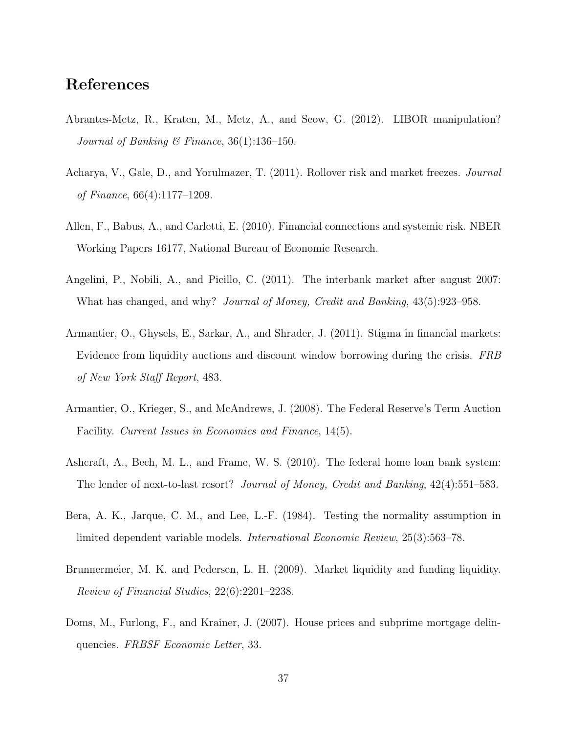# References

Abrantes-Metz, R., Kraten, M., Metz, A., and Seow, G. (2012). LIBOR manipulation? *Journal of Banking & Finance*, 36(1):136–150.

Acharya, V., Gale, D., and Yorulmazer, T. (2011). Rollover risk and market freezes. *Journal of Finance*, 66(4):1177–1209.

Allen, F., Babus, A., and Carletti, E. (2010). Financial connections and systemic risk. NBER Working Papers 16177, National Bureau of Economic Research.

Angelini, P., Nobili, A., and Picillo, C. (2011). The interbank market after august 2007: What has changed, and why? *Journal of Money, Credit and Banking*, 43(5):923–958.

Armantier, O., Ghysels, E., Sarkar, A., and Shrader, J. (2011). Stigma in financial markets: Evidence from liquidity auctions and discount window borrowing during the crisis. *FRB of New York Staff Report*, 483.

Armantier, O., Krieger, S., and McAndrews, J. (2008). The Federal Reserve's Term Auction Facility. *Current Issues in Economics and Finance*, 14(5).

Ashcraft, A., Bech, M. L., and Frame, W. S. (2010). The federal home loan bank system: The lender of next-to-last resort? *Journal of Money, Credit and Banking*, 42(4):551–583.

Bera, A. K., Jarque, C. M., and Lee, L.-F. (1984). Testing the normality assumption in limited dependent variable models. *International Economic Review*, 25(3):563–78.

Brunnermeier, M. K. and Pedersen, L. H. (2009). Market liquidity and funding liquidity. *Review of Financial Studies*, 22(6):2201–2238.

Doms, M., Furlong, F., and Krainer, J. (2007). House prices and subprime mortgage delinquencies. *FRBSF Economic Letter*, 33.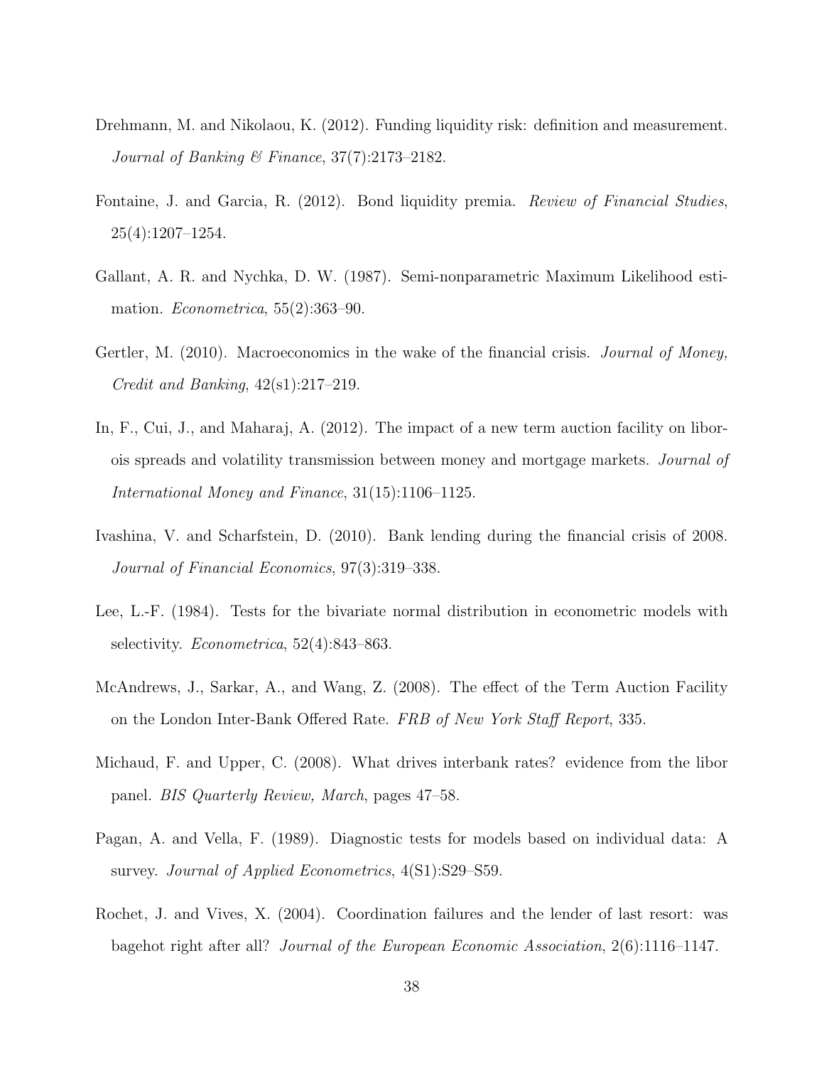Drehmann, M. and Nikolaou, K. (2012). Funding liquidity risk: definition and measurement. *Journal of Banking & Finance*, 37(7):2173–2182.

Fontaine, J. and Garcia, R. (2012). Bond liquidity premia. *Review of Financial Studies*, 25(4):1207–1254.

Gallant, A. R. and Nychka, D. W. (1987). Semi-nonparametric Maximum Likelihood estimation. *Econometrica*, 55(2):363–90.

Gertler, M. (2010). Macroeconomics in the wake of the financial crisis. *Journal of Money, Credit and Banking*, 42(s1):217–219.

In, F., Cui, J., and Maharaj, A. (2012). The impact of a new term auction facility on libor-ois spreads and volatility transmission between money and mortgage markets. *Journal of International Money and Finance*, 31(15):1106–1125.

Ivashina, V. and Scharfstein, D. (2010). Bank lending during the financial crisis of 2008. *Journal of Financial Economics*, 97(3):319–338.

Lee, L.-F. (1984). Tests for the bivariate normal distribution in econometric models with selectivity. *Econometrica*, 52(4):843–863.

McAndrews, J., Sarkar, A., and Wang, Z. (2008). The effect of the Term Auction Facility on the London Inter-Bank Offered Rate. *FRB of New York Staff Report*, 335.

Michaud, F. and Upper, C. (2008). What drives interbank rates? evidence from the libor panel. *BIS Quarterly Review, March*, pages 47–58.

Pagan, A. and Vella, F. (1989). Diagnostic tests for models based on individual data: A survey. *Journal of Applied Econometrics*, 4(S1):S29–S59.

Rochet, J. and Vives, X. (2004). Coordination failures and the lender of last resort: was bagehot right after all? *Journal of the European Economic Association*, 2(6):1116–1147.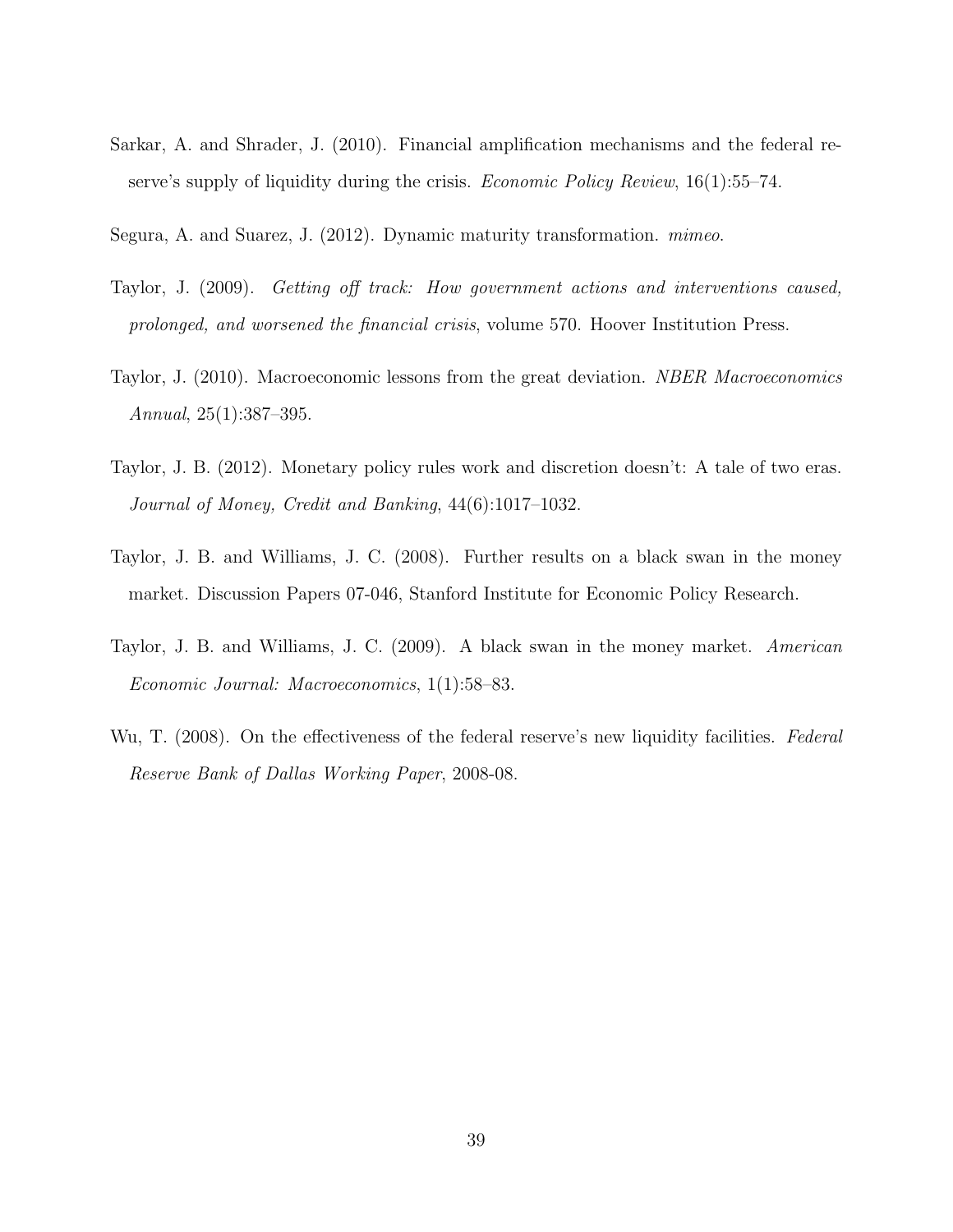Sarkar, A. and Shrader, J. (2010). Financial amplification mechanisms and the federal reserve's supply of liquidity during the crisis. *Economic Policy Review*, 16(1):55–74.

Segura, A. and Suarez, J. (2012). Dynamic maturity transformation. *mimeo*.

Taylor, J. (2009). *Getting off track: How government actions and interventions caused, prolonged, and worsened the financial crisis*, volume 570. Hoover Institution Press.

Taylor, J. (2010). Macroeconomic lessons from the great deviation. *NBER Macroeconomics Annual*, 25(1):387–395.

Taylor, J. B. (2012). Monetary policy rules work and discretion doesn't: A tale of two eras. *Journal of Money, Credit and Banking*, 44(6):1017–1032.

Taylor, J. B. and Williams, J. C. (2008). Further results on a black swan in the money market. Discussion Papers 07-046, Stanford Institute for Economic Policy Research.

Taylor, J. B. and Williams, J. C. (2009). A black swan in the money market. *American Economic Journal: Macroeconomics*, 1(1):58–83.

Wu, T. (2008). On the effectiveness of the federal reserve's new liquidity facilities. *Federal Reserve Bank of Dallas Working Paper*, 2008-08.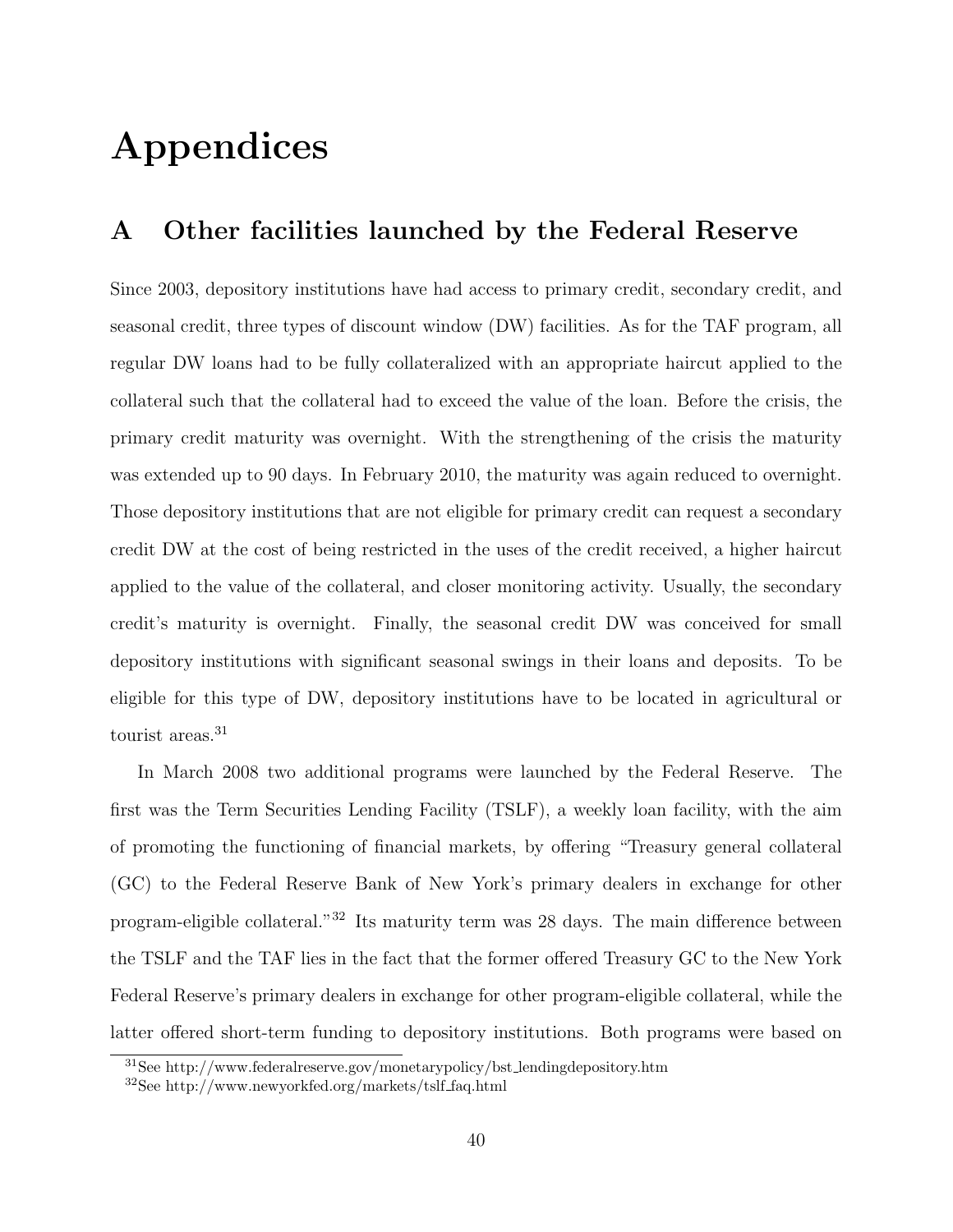# Appendices

## A Other facilities launched by the Federal Reserve

Since 2003, depository institutions have had access to primary credit, secondary credit, and seasonal credit, three types of discount window (DW) facilities. As for the TAF program, all regular DW loans had to be fully collateralized with an appropriate haircut applied to the collateral such that the collateral had to exceed the value of the loan. Before the crisis, the primary credit maturity was overnight. With the strengthening of the crisis the maturity was extended up to 90 days. In February 2010, the maturity was again reduced to overnight. Those depository institutions that are not eligible for primary credit can request a secondary credit DW at the cost of being restricted in the uses of the credit received, a higher haircut applied to the value of the collateral, and closer monitoring activity. Usually, the secondary credit's maturity is overnight. Finally, the seasonal credit DW was conceived for small depository institutions with significant seasonal swings in their loans and deposits. To be eligible for this type of DW, depository institutions have to be located in agricultural or tourist areas.[31]

In March 2008 two additional programs were launched by the Federal Reserve. The first was the Term Securities Lending Facility (TSLF), a weekly loan facility, with the aim of promoting the functioning of financial markets, by offering "Treasury general collateral (GC) to the Federal Reserve Bank of New York's primary dealers in exchange for other program-eligible collateral."[32] Its maturity term was 28 days. The main difference between the TSLF and the TAF lies in the fact that the former offered Treasury GC to the New York Federal Reserve's primary dealers in exchange for other program-eligible collateral, while the latter offered short-term funding to depository institutions. Both programs were based on

[31] See http://www.federalreserve.gov/monetarypolicy/bst_lendingdepository.htm

[32] See http://www.newyorkfed.org/markets/tslf_faq.html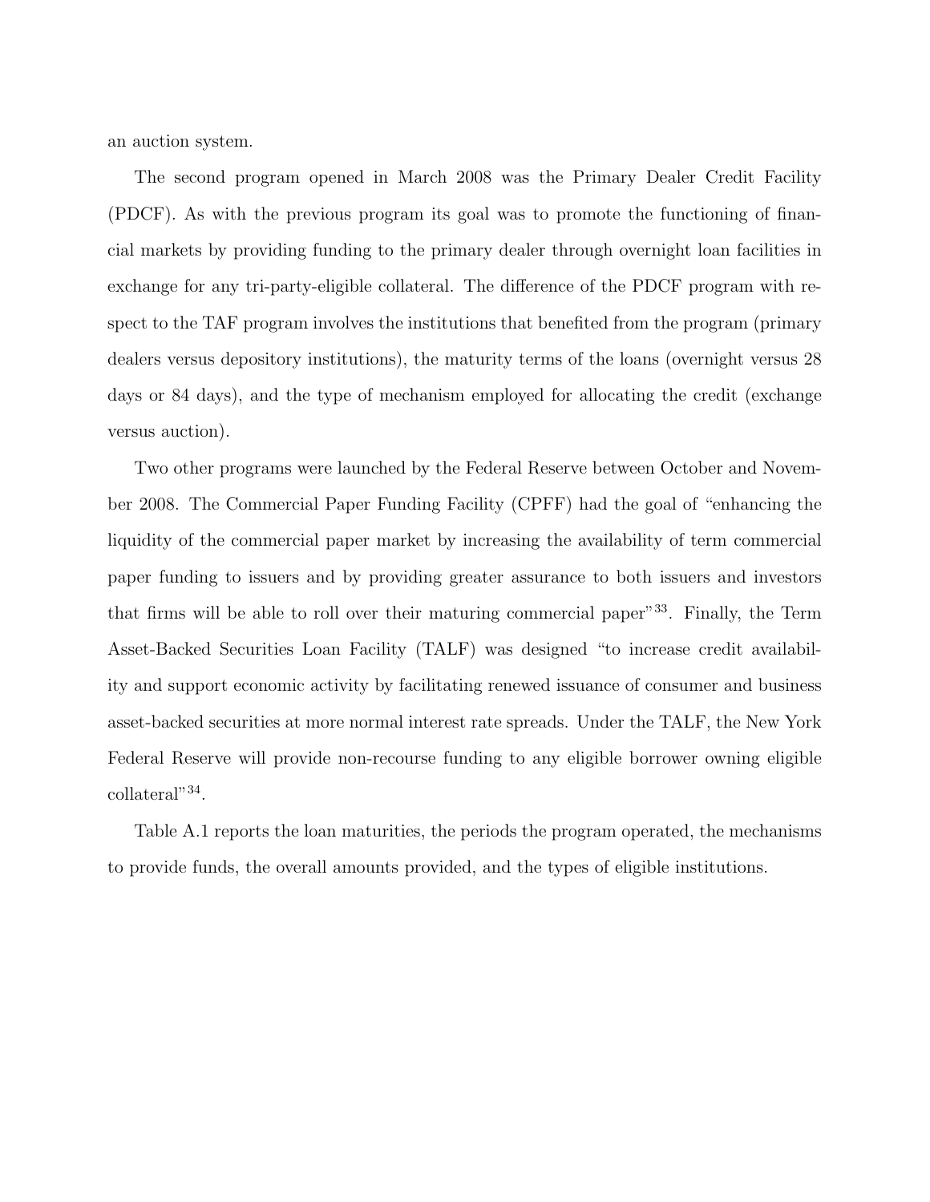an auction system.

The second program opened in March 2008 was the Primary Dealer Credit Facility (PDCF). As with the previous program its goal was to promote the functioning of financial markets by providing funding to the primary dealer through overnight loan facilities in exchange for any tri-party-eligible collateral. The difference of the PDCF program with respect to the TAF program involves the institutions that benefited from the program (primary dealers versus depository institutions), the maturity terms of the loans (overnight versus 28 days or 84 days), and the type of mechanism employed for allocating the credit (exchange versus auction).

Two other programs were launched by the Federal Reserve between October and November 2008. The Commercial Paper Funding Facility (CPFF) had the goal of "enhancing the liquidity of the commercial paper market by increasing the availability of term commercial paper funding to issuers and by providing greater assurance to both issuers and investors that firms will be able to roll over their maturing commercial paper"[33]. Finally, the Term Asset-Backed Securities Loan Facility (TALF) was designed "to increase credit availability and support economic activity by facilitating renewed issuance of consumer and business asset-backed securities at more normal interest rate spreads. Under the TALF, the New York Federal Reserve will provide non-recourse funding to any eligible borrower owning eligible collateral"[34].

Table A.1 reports the loan maturities, the periods the program operated, the mechanisms to provide funds, the overall amounts provided, and the types of eligible institutions.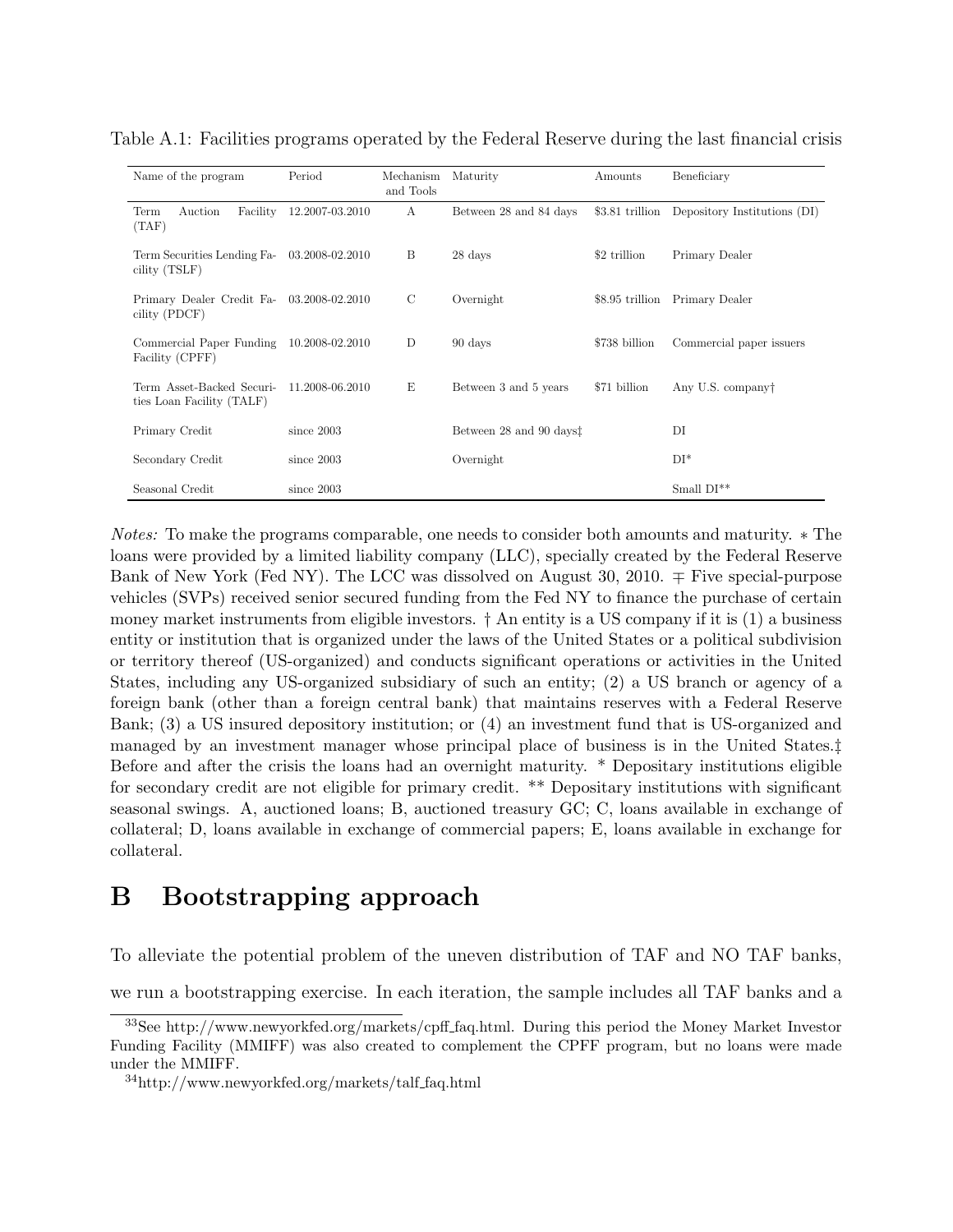Table A.1: Facilities programs operated by the Federal Reserve during the last financial crisis

| Name of the program | Period | Mechanism and Tools | Maturity | Amounts | Beneficiary |
|---|---|---|---|---|---|
| Term Auction Facility (TAF) | 12.2007-03.2010 | A | Between 28 and 84 days | \$3.81 trillion | Depository Institutions (DI) |
| Term Securities Lending Facility (TSLF) | 03.2008-02.2010 | B | 28 days | \$2 trillion | Primary Dealer |
| Primary Dealer Credit Facility (PDCF) | 03.2008-02.2010 | C | Overnight | \$8.95 trillion | Primary Dealer |
| Commercial Paper Funding Facility (CPFF) | 10.2008-02.2010 | D | 90 days | \$738 billion | Commercial paper issuers |
| Term Asset-Backed Securities Loan Facility (TALF) | 11.2008-06.2010 | E | Between 3 and 5 years | \$71 billion | Any U.S. company† |
| Primary Credit | since 2003 | | Between 28 and 90 days‡ | | DI |
| Secondary Credit | since 2003 | | Overnight | | DI* |
| Seasonal Credit | since 2003 | | | | Small DI** |

*Notes:* To make the programs comparable, one needs to consider both amounts and maturity. ∗ The loans were provided by a limited liability company (LLC), specially created by the Federal Reserve Bank of New York (Fed NY). The LCC was dissolved on August 30, 2010. ∓ Five special-purpose vehicles (SVPs) received senior secured funding from the Fed NY to finance the purchase of certain money market instruments from eligible investors. † An entity is a US company if it is (1) a business entity or institution that is organized under the laws of the United States or a political subdivision or territory thereof (US-organized) and conducts significant operations or activities in the United States, including any US-organized subsidiary of such an entity; (2) a US branch or agency of a foreign bank (other than a foreign central bank) that maintains reserves with a Federal Reserve Bank; (3) a US insured depository institution; or (4) an investment fund that is US-organized and managed by an investment manager whose principal place of business is in the United States.‡ Before and after the crisis the loans had an overnight maturity. * Depositary institutions eligible for secondary credit are not eligible for primary credit. ** Depositary institutions with significant seasonal swings. A, auctioned loans; B, auctioned treasury GC; C, loans available in exchange of collateral; D, loans available in exchange of commercial papers; E, loans available in exchange for collateral.

# B Bootstrapping approach

To alleviate the potential problem of the uneven distribution of TAF and NO TAF banks, we run a bootstrapping exercise. In each iteration, the sample includes all TAF banks and a

[33] See http://www.newyorkfed.org/markets/cpff_faq.html. During this period the Money Market Investor Funding Facility (MMIFF) was also created to complement the CPFF program, but no loans were made under the MMIFF.

[34] http://www.newyorkfed.org/markets/talf_faq.html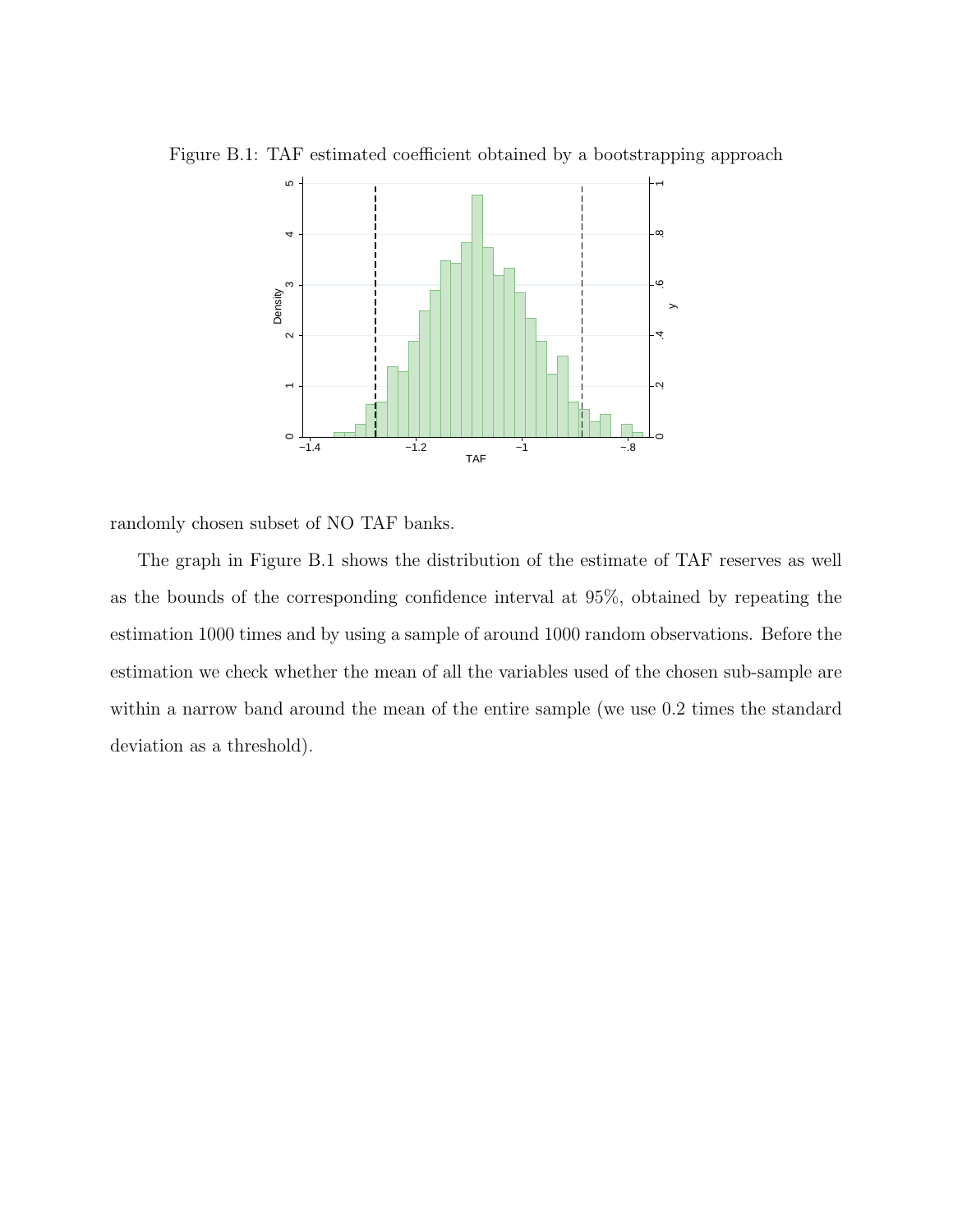Figure B.1: TAF estimated coefficient obtained by a bootstrapping approach

randomly chosen subset of NO TAF banks.

The graph in Figure B.1 shows the distribution of the estimate of TAF reserves as well as the bounds of the corresponding confidence interval at 95%, obtained by repeating the estimation 1000 times and by using a sample of around 1000 random observations. Before the estimation we check whether the mean of all the variables used of the chosen sub-sample are within a narrow band around the mean of the entire sample (we use 0.2 times the standard deviation as a threshold).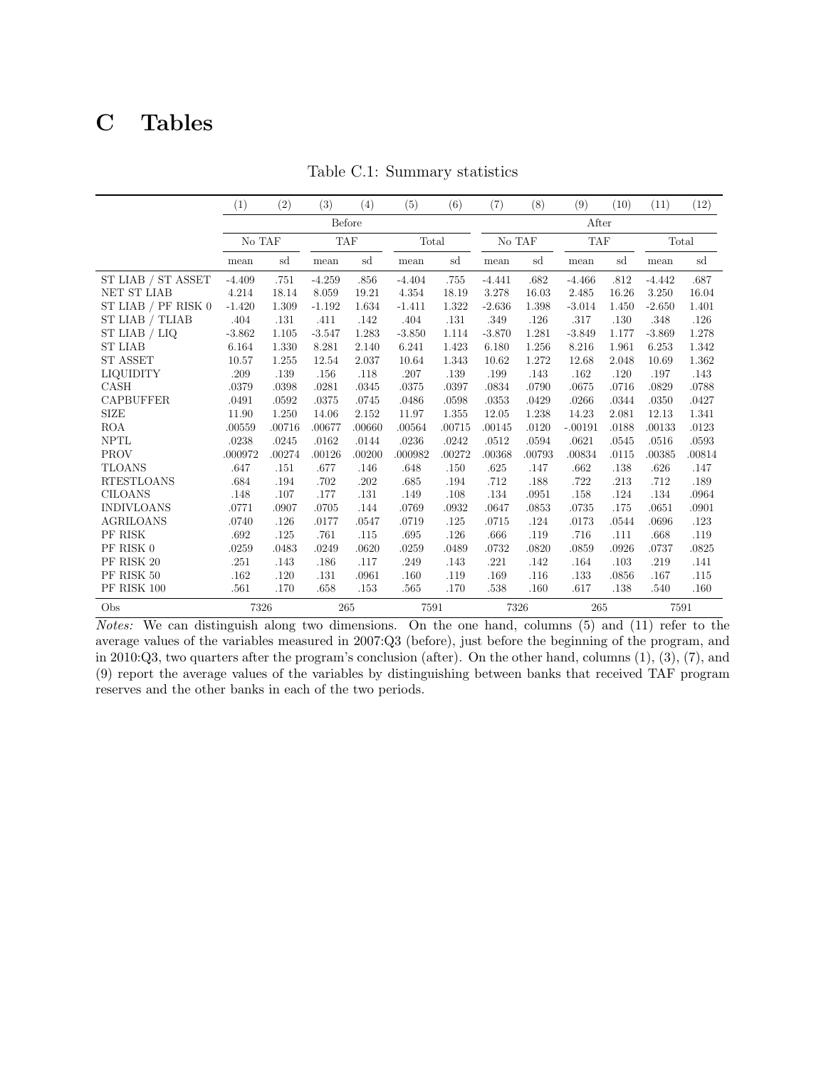# C Tables

Table C.1: Summary statistics

| | (1) | (2) | (3) | (4) | (5) | (6) | (7) | (8) | (9) | (10) | (11) | (12) |
|---|---|---|---|---|---|---|---|---|---|---|---|---|
| | Before | | | | | | After | | | | | |
| | No TAF | | TAF | | Total | | No TAF | | TAF | | Total | |
| | mean | sd | mean | sd | mean | sd | mean | sd | mean | sd | mean | sd |
| ST LIAB / ST ASSET | -4.409 | .751 | -4.259 | .856 | -4.404 | .755 | -4.441 | .682 | -4.466 | .812 | -4.442 | .687 |
| NET ST LIAB | 4.214 | 18.14 | 8.059 | 19.21 | 4.354 | 18.19 | 3.278 | 16.03 | 2.485 | 16.26 | 3.250 | 16.04 |
| ST LIAB / PF RISK 0 | -1.420 | 1.309 | -1.192 | 1.634 | -1.411 | 1.322 | -2.636 | 1.398 | -3.014 | 1.450 | -2.650 | 1.401 |
| ST LIAB / TLIAB | .404 | .131 | .411 | .142 | .404 | .131 | .349 | .126 | .317 | .130 | .348 | .126 |
| ST LIAB / LIQ | -3.862 | 1.105 | -3.547 | 1.283 | -3.850 | 1.114 | -3.870 | 1.281 | -3.849 | 1.177 | -3.869 | 1.278 |
| ST LIAB | 6.164 | 1.330 | 8.281 | 2.140 | 6.241 | 1.423 | 6.180 | 1.256 | 8.216 | 1.961 | 6.253 | 1.342 |
| ST ASSET | 10.57 | 1.255 | 12.54 | 2.037 | 10.64 | 1.343 | 10.62 | 1.272 | 12.68 | 2.048 | 10.69 | 1.362 |
| LIQUIDITY | .209 | .139 | .156 | .118 | .207 | .139 | .199 | .143 | .162 | .120 | .197 | .143 |
| CASH | .0379 | .0398 | .0281 | .0345 | .0375 | .0397 | .0834 | .0790 | .0675 | .0716 | .0829 | .0788 |
| CAPBUFFER | .0491 | .0592 | .0375 | .0745 | .0486 | .0598 | .0353 | .0429 | .0266 | .0344 | .0350 | .0427 |
| SIZE | 11.90 | 1.250 | 14.06 | 2.152 | 11.97 | 1.355 | 12.05 | 1.238 | 14.23 | 2.081 | 12.13 | 1.341 |
| ROA | .00559 | .00716 | .00677 | .00660 | .00564 | .00715 | .00145 | .0120 | -.00191 | .0188 | .00133 | .0123 |
| NPTL | .0238 | .0245 | .0162 | .0144 | .0236 | .0242 | .0512 | .0594 | .0621 | .0545 | .0516 | .0593 |
| PROV | .000972 | .00274 | .00126 | .00200 | .000982 | .00272 | .00368 | .00793 | .00834 | .0115 | .00385 | .00814 |
| TLOANS | .647 | .151 | .677 | .146 | .648 | .150 | .625 | .147 | .662 | .138 | .626 | .147 |
| RTESTLOANS | .684 | .194 | .702 | .202 | .685 | .194 | .712 | .188 | .722 | .213 | .712 | .189 |
| CILOANS | .148 | .107 | .177 | .131 | .149 | .108 | .134 | .0951 | .158 | .124 | .134 | .0964 |
| INDIVLOANS | .0771 | .0907 | .0705 | .144 | .0769 | .0932 | .0647 | .0853 | .0735 | .175 | .0651 | .0901 |
| AGRILOANS | .0740 | .126 | .0177 | .0547 | .0719 | .125 | .0715 | .124 | .0173 | .0544 | .0696 | .123 |
| PF RISK | .692 | .125 | .761 | .115 | .695 | .126 | .666 | .119 | .716 | .111 | .668 | .119 |
| PF RISK 0 | .0259 | .0483 | .0249 | .0620 | .0259 | .0489 | .0732 | .0820 | .0859 | .0926 | .0737 | .0825 |
| PF RISK 20 | .251 | .143 | .186 | .117 | .249 | .143 | .221 | .142 | .164 | .103 | .219 | .141 |
| PF RISK 50 | .162 | .120 | .131 | .0961 | .160 | .119 | .169 | .116 | .133 | .0856 | .167 | .115 |
| PF RISK 100 | .561 | .170 | .658 | .153 | .565 | .170 | .538 | .160 | .617 | .138 | .540 | .160 |
| Obs | 7326 | | 265 | | 7591 | | 7326 | | 265 | | 7591 | |

*Notes:* We can distinguish along two dimensions. On the one hand, columns (5) and (11) refer to the average values of the variables measured in 2007:Q3 (before), just before the beginning of the program, and in 2010:Q3, two quarters after the program's conclusion (after). On the other hand, columns (1), (3), (7), and (9) report the average values of the variables by distinguishing between banks that received TAF program reserves and the other banks in each of the two periods.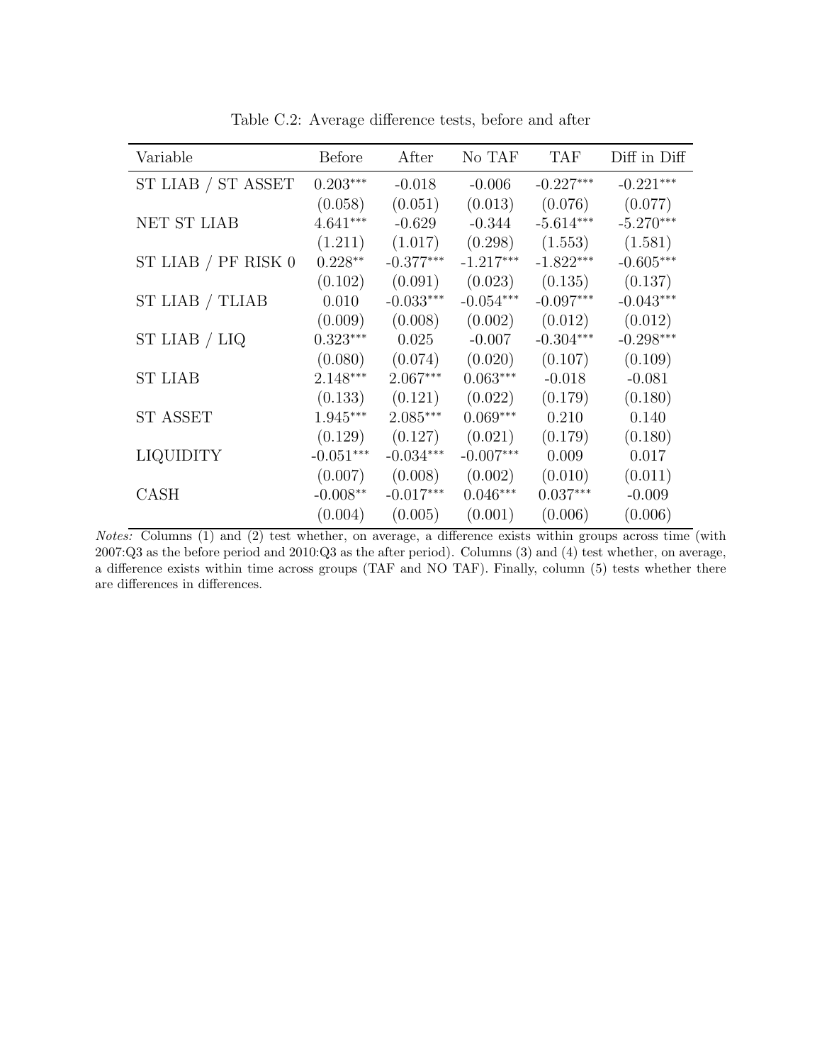Table C.2: Average difference tests, before and after

| Variable | Before | After | No TAF | TAF | Diff in Diff |
|---|---|---|---|---|---|
| ST LIAB / ST ASSET | 0.203*** | -0.018 | -0.006 | -0.227*** | -0.221*** |
| | (0.058) | (0.051) | (0.013) | (0.076) | (0.077) |
| NET ST LIAB | 4.641*** | -0.629 | -0.344 | -5.614*** | -5.270*** |
| | (1.211) | (1.017) | (0.298) | (1.553) | (1.581) |
| ST LIAB / PF RISK 0 | 0.228** | -0.377*** | -1.217*** | -1.822*** | -0.605*** |
| | (0.102) | (0.091) | (0.023) | (0.135) | (0.137) |
| ST LIAB / TLIAB | 0.010 | -0.033*** | -0.054*** | -0.097*** | -0.043*** |
| | (0.009) | (0.008) | (0.002) | (0.012) | (0.012) |
| ST LIAB / LIQ | 0.323*** | 0.025 | -0.007 | -0.304*** | -0.298*** |
| | (0.080) | (0.074) | (0.020) | (0.107) | (0.109) |
| ST LIAB | 2.148*** | 2.067*** | 0.063*** | -0.018 | -0.081 |
| | (0.133) | (0.121) | (0.022) | (0.179) | (0.180) |
| ST ASSET | 1.945*** | 2.085*** | 0.069*** | 0.210 | 0.140 |
| | (0.129) | (0.127) | (0.021) | (0.179) | (0.180) |
| LIQUIDITY | -0.051*** | -0.034*** | -0.007*** | 0.009 | 0.017 |
| | (0.007) | (0.008) | (0.002) | (0.010) | (0.011) |
| CASH | -0.008** | -0.017*** | 0.046*** | 0.037*** | -0.009 |
| | (0.004) | (0.005) | (0.001) | (0.006) | (0.006) |

*Notes:* Columns (1) and (2) test whether, on average, a difference exists within groups across time (with 2007:Q3 as the before period and 2010:Q3 as the after period). Columns (3) and (4) test whether, on average, a difference exists within time across groups (TAF and NO TAF). Finally, column (5) tests whether there are differences in differences.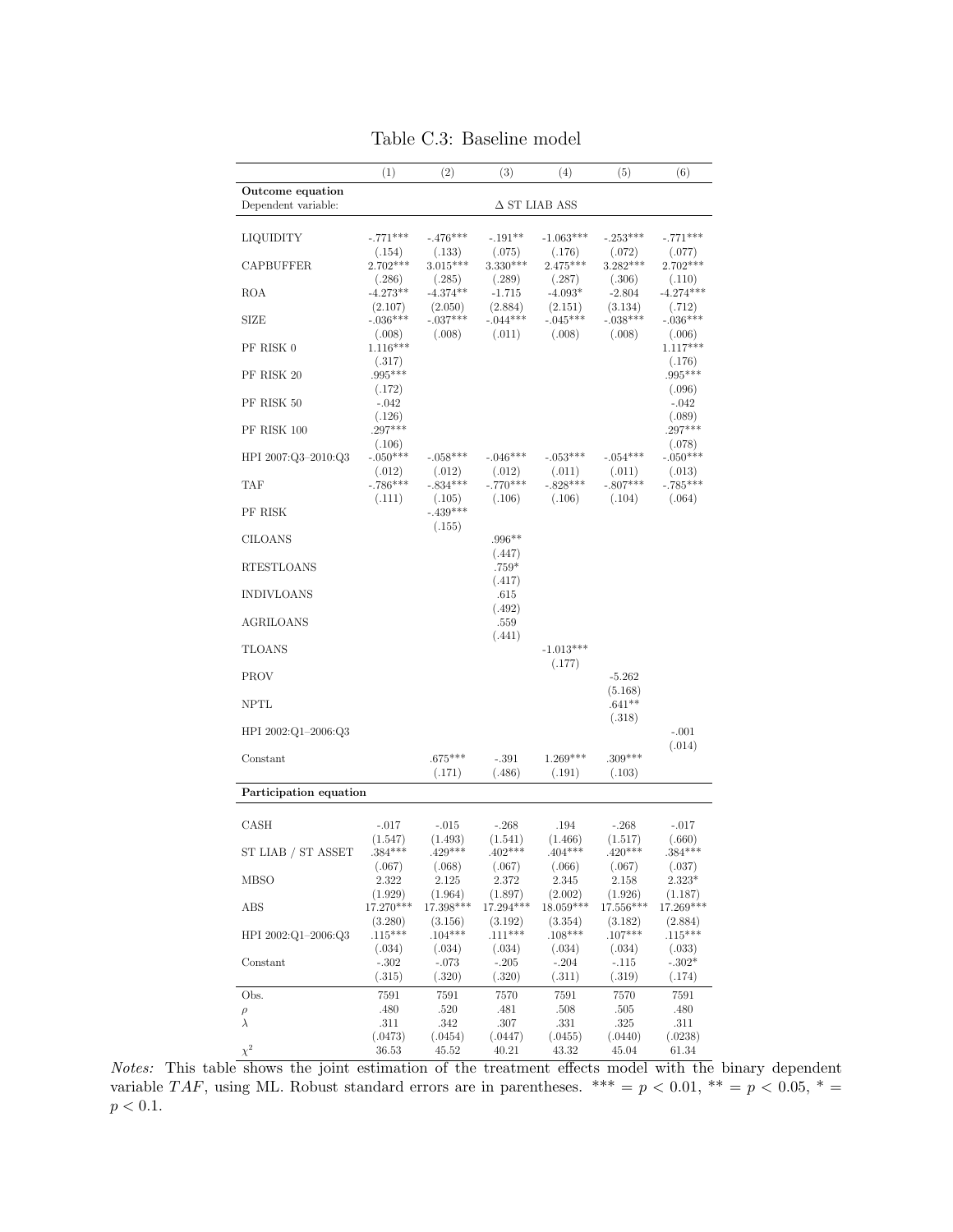Table C.3: Baseline model

| | (1) | (2) | (3) | (4) | (5) | (6) |
|---|---|---|---|---|---|---|
| **Outcome equation** | | | | | | |
| Dependent variable: | | | Δ ST LIAB ASS | | | |
| LIQUIDITY | -.771*** | -.476*** | -.191** | -1.063*** | -.253*** | -.771*** |
| | (.154) | (.133) | (.075) | (.176) | (.072) | (.077) |
| CAPBUFFER | 2.702*** | 3.015*** | 3.330*** | 2.475*** | 3.282*** | 2.702*** |
| | (.286) | (.285) | (.289) | (.287) | (.306) | (.110) |
| ROA | -4.273** | -4.374** | -1.715 | -4.093* | -2.804 | -4.274*** |
| | (2.107) | (2.050) | (2.884) | (2.151) | (3.134) | (.712) |
| SIZE | -.036*** | -.037*** | -.044*** | -.045*** | -.038*** | -.036*** |
| | (.008) | (.008) | (.011) | (.008) | (.008) | (.006) |
| PF RISK 0 | 1.116*** | | | | | 1.117*** |
| | (.317) | | | | | (.176) |
| PF RISK 20 | .995*** | | | | | .995*** |
| | (.172) | | | | | (.096) |
| PF RISK 50 | -.042 | | | | | -.042 |
| | (.126) | | | | | (.089) |
| PF RISK 100 | .297*** | | | | | .297*** |
| | (.106) | | | | | (.078) |
| HPI 2007:Q3–2010:Q3 | -.050*** | -.058*** | -.046*** | -.053*** | -.054*** | -.050*** |
| | (.012) | (.012) | (.012) | (.011) | (.011) | (.013) |
| TAF | -.786*** | -.834*** | -.770*** | -.828*** | -.807*** | -.785*** |
| | (.111) | (.105) | (.106) | (.106) | (.104) | (.064) |
| PF RISK | | -.439*** | | | | |
| | | (.155) | | | | |
| CILOANS | | | .996** | | | |
| | | | (.447) | | | |
| RTESTLOANS | | | .759* | | | |
| | | | (.417) | | | |
| INDIVLOANS | | | .615 | | | |
| | | | (.492) | | | |
| AGRILOANS | | | .559 | | | |
| | | | (.441) | | | |
| TLOANS | | | | -1.013*** | | |
| | | | | (.177) | | |
| PROV | | | | | -5.262 | |
| | | | | | (5.168) | |
| NPTL | | | | | .641** | |
| | | | | | (.318) | |
| HPI 2002:Q1–2006:Q3 | | | | | | -.001 |
| | | | | | | (.014) |
| Constant | | .675*** | -.391 | 1.269*** | .309*** | |
| | | (.171) | (.486) | (.191) | (.103) | |
| **Participation equation** | | | | | | |
| CASH | -.017 | -.015 | -.268 | .194 | -.268 | -.017 |
| | (1.547) | (1.493) | (1.541) | (1.466) | (1.517) | (.660) |
| ST LIAB / ST ASSET | .384*** | .429*** | .402*** | .404*** | .420*** | .384*** |
| | (.067) | (.068) | (.067) | (.066) | (.067) | (.037) |
| MBSO | 2.322 | 2.125 | 2.372 | 2.345 | 2.158 | 2.323* |
| | (1.929) | (1.964) | (1.897) | (2.002) | (1.926) | (1.187) |
| ABS | 17.270*** | 17.398*** | 17.294*** | 18.059*** | 17.556*** | 17.269*** |
| | (3.280) | (3.156) | (3.192) | (3.354) | (3.182) | (2.884) |
| HPI 2002:Q1–2006:Q3 | .115*** | .104*** | .111*** | .108*** | .107*** | .115*** |
| | (.034) | (.034) | (.034) | (.034) | (.034) | (.033) |
| Constant | -.302 | -.073 | -.205 | -.204 | -.115 | -.302* |
| | (.315) | (.320) | (.320) | (.311) | (.319) | (.174) |
| Obs. | 7591 | 7591 | 7570 | 7591 | 7570 | 7591 |
| $\rho$ | .480 | .520 | .481 | .508 | .505 | .480 |
| $\lambda$ | .311 | .342 | .307 | .331 | .325 | .311 |
| | (.0473) | (.0454) | (.0447) | (.0455) | (.0440) | (.0238) |
| $\chi^2$ | 36.53 | 45.52 | 40.21 | 43.32 | 45.04 | 61.34 |

*Notes:* This table shows the joint estimation of the treatment effects model with the binary dependent variable $TAF$, using ML. Robust standard errors are in parentheses. *** = $p < 0.01$, ** = $p < 0.05$, * = $p < 0.1$.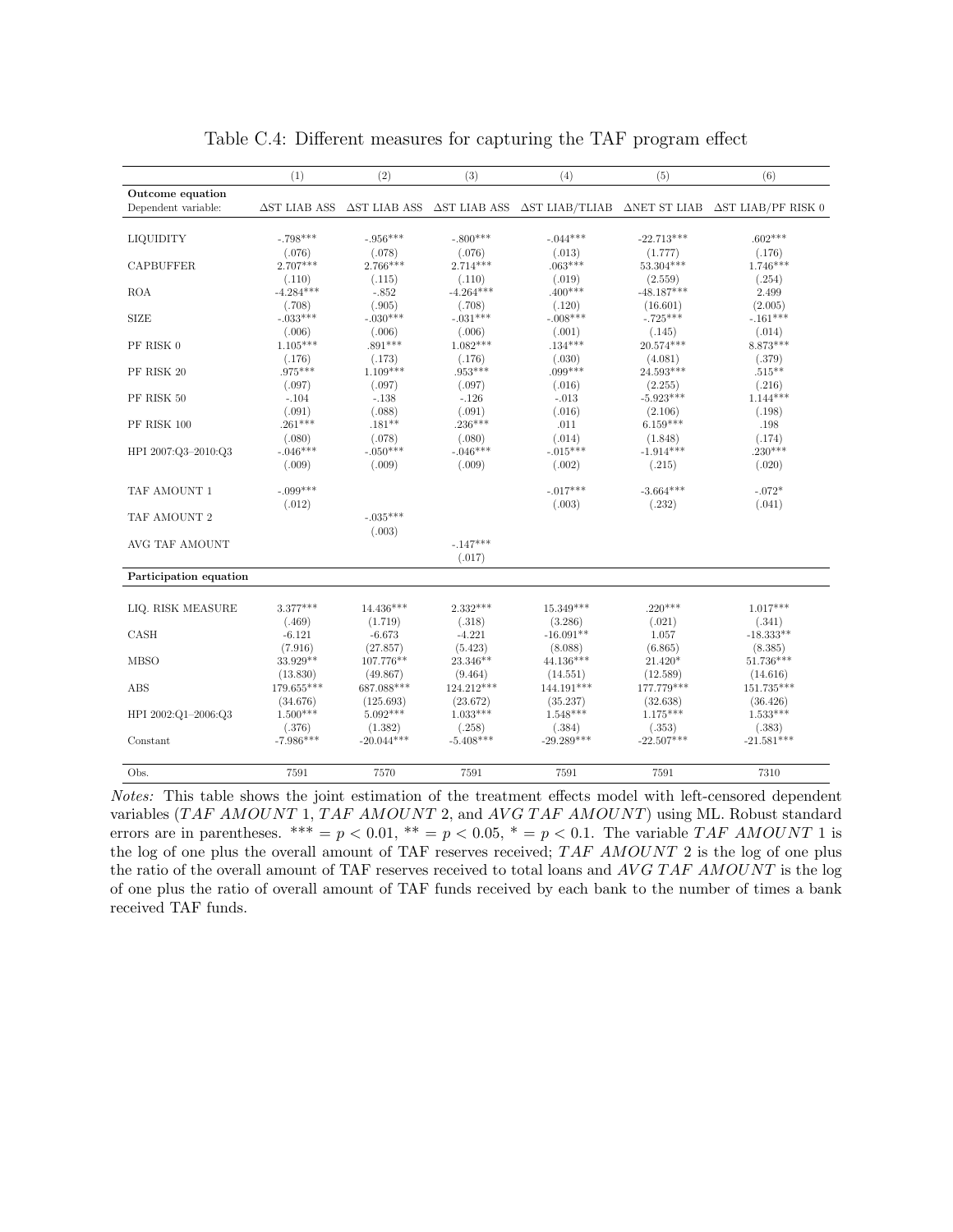Table C.4: Different measures for capturing the TAF program effect

| | (1) | (2) | (3) | (4) | (5) | (6) |
|---|---|---|---|---|---|---|
| **Outcome equation** | | | | | | |
| Dependent variable: | ΔST LIAB ASS | ΔST LIAB ASS | ΔST LIAB ASS | ΔST LIAB/TLIAB | ΔNET ST LIAB | ΔST LIAB/PF RISK 0 |
| LIQUIDITY | -.798*** | -.956*** | -.800*** | -.044*** | -22.713*** | .602*** |
| | (.076) | (.078) | (.076) | (.013) | (1.777) | (.176) |
| CAPBUFFER | 2.707*** | 2.766*** | 2.714*** | .063*** | 53.304*** | 1.746*** |
| | (.110) | (.115) | (.110) | (.019) | (2.559) | (.254) |
| ROA | -4.284*** | -.852 | -4.264*** | .400*** | -48.187*** | 2.499 |
| | (.708) | (.905) | (.708) | (.120) | (16.601) | (2.005) |
| SIZE | -.033*** | -.030*** | -.031*** | -.008*** | -.725*** | -.161*** |
| | (.006) | (.006) | (.006) | (.001) | (.145) | (.014) |
| PF RISK 0 | 1.105*** | .891*** | 1.082*** | .134*** | 20.574*** | 8.873*** |
| | (.176) | (.173) | (.176) | (.030) | (4.081) | (.379) |
| PF RISK 20 | .975*** | 1.109*** | .953*** | .099*** | 24.593*** | .515** |
| | (.097) | (.097) | (.097) | (.016) | (2.255) | (.216) |
| PF RISK 50 | -.104 | -.138 | -.126 | -.013 | -5.923*** | 1.144*** |
| | (.091) | (.088) | (.091) | (.016) | (2.106) | (.198) |
| PF RISK 100 | .261*** | .181** | .236*** | .011 | 6.159*** | .198 |
| | (.080) | (.078) | (.080) | (.014) | (1.848) | (.174) |
| HPI 2007:Q3–2010:Q3 | -.046*** | -.050*** | -.046*** | -.015*** | -1.914*** | .230*** |
| | (.009) | (.009) | (.009) | (.002) | (.215) | (.020) |
| TAF AMOUNT 1 | -.099*** | | | -.017*** | -3.664*** | -.072* |
| | (.012) | | | (.003) | (.232) | (.041) |
| TAF AMOUNT 2 | | -.035*** | | | | |
| | | (.003) | | | | |
| AVG TAF AMOUNT | | | -.147*** | | | |
| | | | (.017) | | | |
| **Participation equation** | | | | | | |
| LIQ. RISK MEASURE | 3.377*** | 14.436*** | 2.332*** | 15.349*** | .220*** | 1.017*** |
| | (.469) | (1.719) | (.318) | (3.286) | (.021) | (.341) |
| CASH | -6.121 | -6.673 | -4.221 | -16.091** | 1.057 | -18.333** |
| | (7.916) | (27.857) | (5.423) | (8.088) | (6.865) | (8.385) |
| MBSO | 33.929** | 107.776** | 23.346** | 44.136*** | 21.420* | 51.736*** |
| | (13.830) | (49.867) | (9.464) | (14.551) | (12.589) | (14.616) |
| ABS | 179.655*** | 687.088*** | 124.212*** | 144.191*** | 177.779*** | 151.735*** |
| | (34.676) | (125.693) | (23.672) | (35.237) | (32.638) | (36.426) |
| HPI 2002:Q1–2006:Q3 | 1.500*** | 5.092*** | 1.033*** | 1.548*** | 1.175*** | 1.533*** |
| | (.376) | (1.382) | (.258) | (.384) | (.353) | (.383) |
| Constant | -7.986*** | -20.044*** | -5.408*** | -29.289*** | -22.507*** | -21.581*** |
| Obs. | 7591 | 7570 | 7591 | 7591 | 7591 | 7310 |

*Notes:* This table shows the joint estimation of the treatment effects model with left-censored dependent variables (*TAF AMOUNT* 1, *TAF AMOUNT* 2, and *AVG TAF AMOUNT*) using ML. Robust standard errors are in parentheses. *** = $p < 0.01$, ** = $p < 0.05$, * = $p < 0.1$. The variable *TAF AMOUNT* 1 is the log of one plus the overall amount of TAF reserves received; *TAF AMOUNT* 2 is the log of one plus the ratio of the overall amount of TAF reserves received to total loans and *AVG TAF AMOUNT* is the log of one plus the ratio of overall amount of TAF funds received by each bank to the number of times a bank received TAF funds.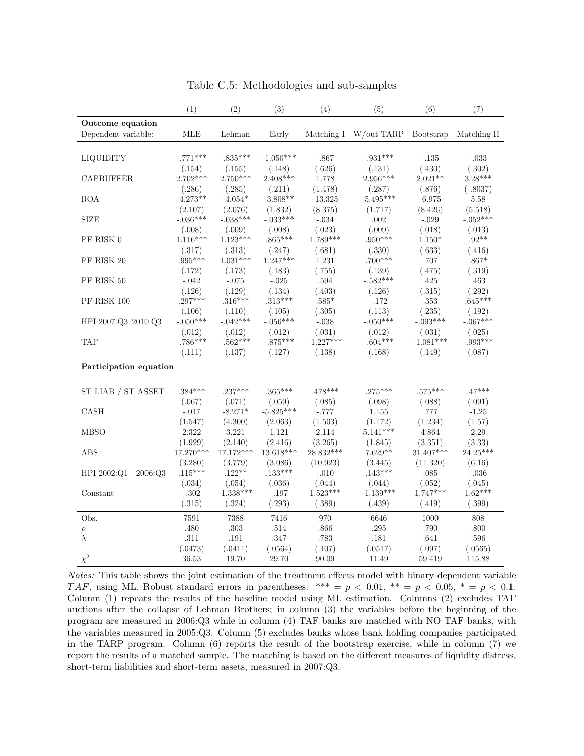Table C.5: Methodologies and sub-samples

| | (1) | (2) | (3) | (4) | (5) | (6) | (7) |
|---|---|---|---|---|---|---|---|
| **Outcome equation** | | | | | | | |
| Dependent variable: | MLE | Lehman | Early | Matching I | W/out TARP | Bootstrap | Matching II |
| LIQUIDITY | -.771*** | -.835*** | -1.050*** | -.867 | -.931*** | -.135 | -.033 |
| | (.154) | (.155) | (.148) | (.626) | (.131) | (.430) | (.302) |
| CAPBUFFER | 2.702*** | 2.750*** | 2.408*** | 1.778 | 2.956*** | 2.021** | 3.28*** |
| | (.286) | (.285) | (.211) | (1.478) | (.287) | (.876) | ( .8037) |
| ROA | -4.273** | -4.054* | -3.808** | -13.325 | -5.495*** | -6.975 | 5.58 |
| | (2.107) | (2.076) | (1.832) | (8.375) | (1.717) | (8.426) | (5.518) |
| SIZE | -.036*** | -.038*** | -.033*** | -.034 | .002 | -.029 | -.052*** |
| | (.008) | (.009) | (.008) | (.023) | (.009) | (.018) | (.013) |
| PF RISK 0 | 1.116*** | 1.123*** | .865*** | 1.789*** | .950*** | 1.150* | .92** |
| | (.317) | (.313) | (.247) | (.681) | (.330) | (.633) | (.416) |
| PF RISK 20 | .995*** | 1.031*** | 1.247*** | 1.231 | .700*** | .707 | .867* |
| | (.172) | (.173) | (.183) | (.755) | (.139) | (.475) | (.319) |
| PF RISK 50 | -.042 | -.075 | -.025 | .594 | -.582*** | .425 | .463 |
| | (.126) | (.129) | (.134) | (.403) | (.126) | (.315) | (.292) |
| PF RISK 100 | .297*** | .316*** | .313*** | .585* | -.172 | .353 | .645*** |
| | (.106) | (.110) | (.105) | (.305) | (.113) | (.235) | (.192) |
| HPI 2007:Q3–2010:Q3 | -.050*** | -.042*** | -.056*** | -.038 | -.050*** | -.093*** | -.067*** |
| | (.012) | (.012) | (.012) | (.031) | (.012) | (.031) | (.025) |
| TAF | -.786*** | -.562*** | -.875*** | -1.227*** | -.604*** | -1.081*** | -.993*** |
| | (.111) | (.137) | (.127) | (.138) | (.168) | (.149) | (.087) |
| **Participation equation** | | | | | | | |
| ST LIAB / ST ASSET | .384*** | .237*** | .365*** | .478*** | .275*** | .575*** | .47*** |
| | (.067) | (.071) | (.059) | (.085) | (.098) | (.088) | (.091) |
| CASH | -.017 | -8.271* | -5.825*** | -.777 | 1.155 | .777 | -1.25 |
| | (1.547) | (4.300) | (2.063) | (1.503) | (1.172) | (1.234) | (1.57) |
| MBSO | 2.322 | 3.221 | 1.121 | 2.114 | 5.141*** | 4.864 | 2.29 |
| | (1.929) | (2.140) | (2.416) | (3.265) | (1.845) | (3.351) | (3.33) |
| ABS | 17.270*** | 17.172*** | 13.618*** | 28.832*** | 7.629** | 31.407*** | 24.25*** |
| | (3.280) | (3.779) | (3.086) | (10.923) | (3.445) | (11.320) | (6.16) |
| HPI 2002:Q1 - 2006:Q3 | .115*** | .122** | .133*** | -.010 | .143*** | .085 | -.036 |
| | (.034) | (.054) | (.036) | (.044) | (.044) | (.052) | (.045) |
| Constant | -.302 | -1.338*** | -.197 | 1.523*** | -1.139*** | 1.747*** | 1.62*** |
| | (.315) | (.324) | (.293) | (.389) | (.439) | (.419) | (.399) |
| Obs. | 7591 | 7388 | 7416 | 970 | 6646 | 1000 | 808 |
| $\rho$ | .480 | .303 | .514 | .866 | .295 | .790 | .800 |
| $\lambda$ | .311 | .191 | .347 | .783 | .181 | .641 | .596 |
| | (.0473) | (.0411) | (.0564) | (.107) | (.0517) | (.097) | (.0565) |
| $\chi^2$ | 36.53 | 19.70 | 29.70 | 90.09 | 11.49 | 59.419 | 115.88 |

*Notes:* This table shows the joint estimation of the treatment effects model with binary dependent variable $TAF$, using ML. Robust standard errors in parentheses. *** = $p < 0.01$, ** = $p < 0.05$, * = $p < 0.1$. Column (1) repeats the results of the baseline model using ML estimation. Columns (2) excludes TAF auctions after the collapse of Lehman Brothers; in column (3) the variables before the beginning of the program are measured in 2006:Q3 while in column (4) TAF banks are matched with NO TAF banks, with the variables measured in 2005:Q3. Column (5) excludes banks whose bank holding companies participated in the TARP program. Column (6) reports the result of the bootstrap exercise, while in column (7) we report the results of a matched sample. The matching is based on the different measures of liquidity distress, short-term liabilities and short-term assets, measured in 2007:Q3.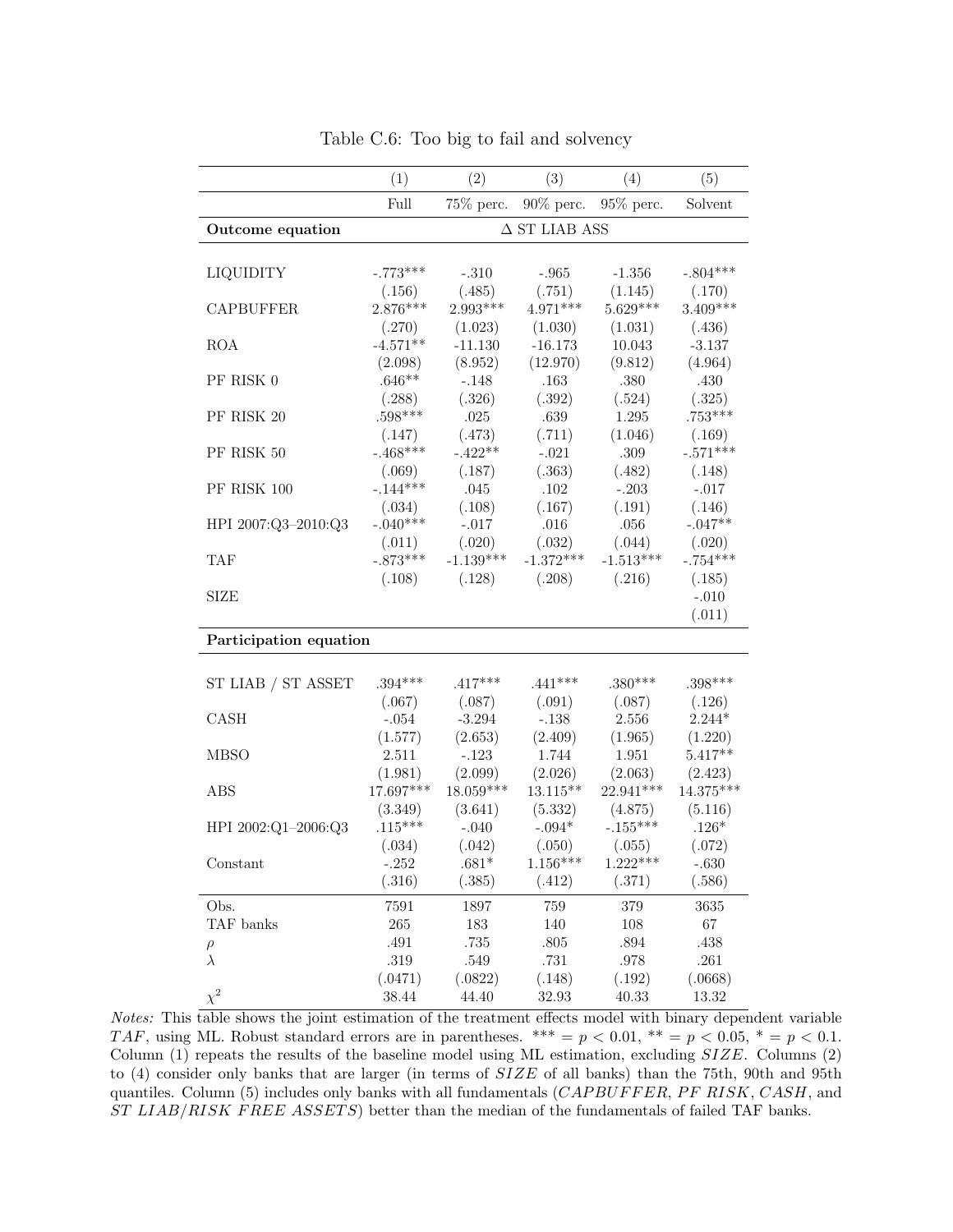Table C.6: Too big to fail and solvency

| | (1) | (2) | (3) | (4) | (5) |
|---|---|---|---|---|---|
| | Full | 75% perc. | 90% perc. | 95% perc. | Solvent |
| **Outcome equation** | | | Δ ST LIAB ASS | | |
| LIQUIDITY | -.773*** | -.310 | -.965 | -1.356 | -.804*** |
| | (.156) | (.485) | (.751) | (1.145) | (.170) |
| CAPBUFFER | 2.876*** | 2.993*** | 4.971*** | 5.629*** | 3.409*** |
| | (.270) | (1.023) | (1.030) | (1.031) | (.436) |
| ROA | -4.571** | -11.130 | -16.173 | 10.043 | -3.137 |
| | (2.098) | (8.952) | (12.970) | (9.812) | (4.964) |
| PF RISK 0 | .646** | -.148 | .163 | .380 | .430 |
| | (.288) | (.326) | (.392) | (.524) | (.325) |
| PF RISK 20 | .598*** | .025 | .639 | 1.295 | .753*** |
| | (.147) | (.473) | (.711) | (1.046) | (.169) |
| PF RISK 50 | -.468*** | -.422** | -.021 | .309 | -.571*** |
| | (.069) | (.187) | (.363) | (.482) | (.148) |
| PF RISK 100 | -.144*** | .045 | .102 | -.203 | -.017 |
| | (.034) | (.108) | (.167) | (.191) | (.146) |
| HPI 2007:Q3–2010:Q3 | -.040*** | -.017 | .016 | .056 | -.047** |
| | (.011) | (.020) | (.032) | (.044) | (.020) |
| TAF | -.873*** | -1.139*** | -1.372*** | -1.513*** | -.754*** |
| | (.108) | (.128) | (.208) | (.216) | (.185) |
| SIZE | | | | | -.010 |
| | | | | | (.011) |
| **Participation equation** | | | | | |
| ST LIAB / ST ASSET | .394*** | .417*** | .441*** | .380*** | .398*** |
| | (.067) | (.087) | (.091) | (.087) | (.126) |
| CASH | -.054 | -3.294 | -.138 | 2.556 | 2.244* |
| | (1.577) | (2.653) | (2.409) | (1.965) | (1.220) |
| MBSO | 2.511 | -.123 | 1.744 | 1.951 | 5.417** |
| | (1.981) | (2.099) | (2.026) | (2.063) | (2.423) |
| ABS | 17.697*** | 18.059*** | 13.115** | 22.941*** | 14.375*** |
| | (3.349) | (3.641) | (5.332) | (4.875) | (5.116) |
| HPI 2002:Q1–2006:Q3 | .115*** | -.040 | -.094* | -.155*** | .126* |
| | (.034) | (.042) | (.050) | (.055) | (.072) |
| Constant | -.252 | .681* | 1.156*** | 1.222*** | -.630 |
| | (.316) | (.385) | (.412) | (.371) | (.586) |
| Obs. | 7591 | 1897 | 759 | 379 | 3635 |
| TAF banks | 265 | 183 | 140 | 108 | 67 |
| $\rho$ | .491 | .735 | .805 | .894 | .438 |
| $\lambda$ | .319 | .549 | .731 | .978 | .261 |
| | (.0471) | (.0822) | (.148) | (.192) | (.0668) |
| $\chi^2$ | 38.44 | 44.40 | 32.93 | 40.33 | 13.32 |

*Notes:* This table shows the joint estimation of the treatment effects model with binary dependent variable *TAF*, using ML. Robust standard errors are in parentheses. *** = $p < 0.01$, ** = $p < 0.05$, * = $p < 0.1$. Column (1) repeats the results of the baseline model using ML estimation, excluding *SIZE*. Columns (2) to (4) consider only banks that are larger (in terms of *SIZE* of all banks) than the 75th, 90th and 95th quantiles. Column (5) includes only banks with all fundamentals (*CAPBUFFER*, *PF RISK*, *CASH*, and *ST LIAB/RISK FREE ASSETS*) better than the median of the fundamentals of failed TAF banks.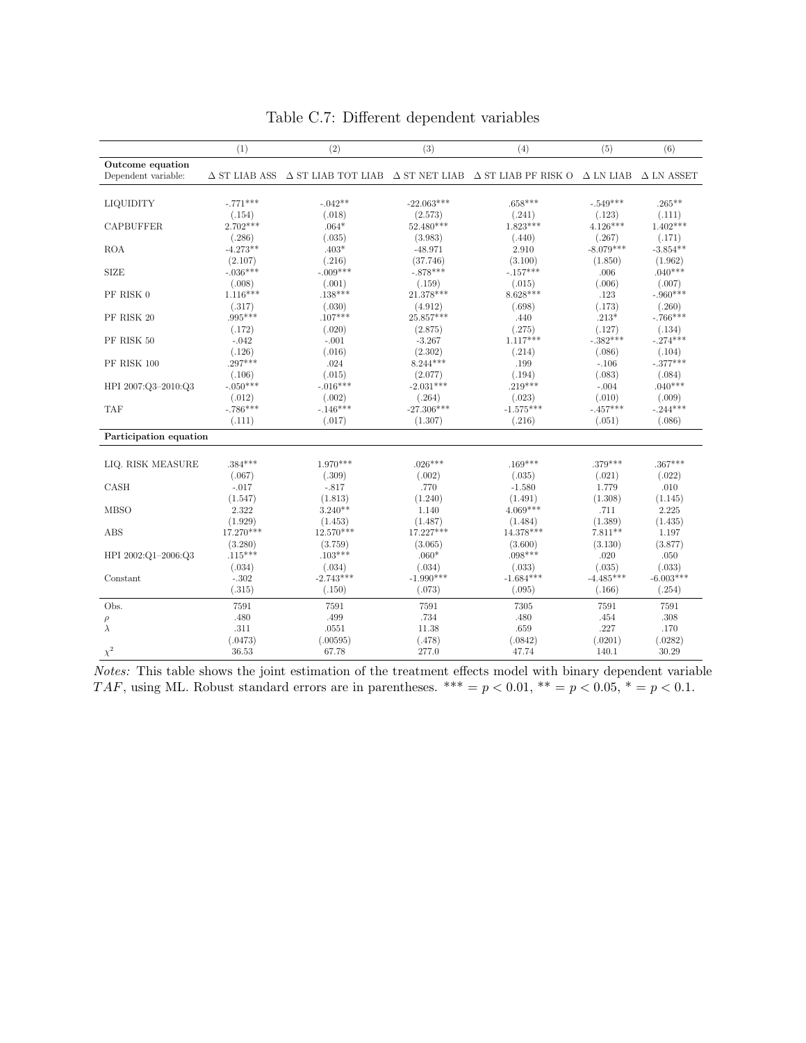Table C.7: Different dependent variables

| | (1) | (2) | (3) | (4) | (5) | (6) |
|---|---|---|---|---|---|---|
| **Outcome equation** | | | | | | |
| Dependent variable: | Δ ST LIAB ASS | Δ ST LIAB TOT LIAB | Δ ST NET LIAB | Δ ST LIAB PF RISK O | Δ LN LIAB | Δ LN ASSET |
| LIQUIDITY | -.771*** | -.042** | -22.063*** | .658*** | -.549*** | .265** |
| | (.154) | (.018) | (2.573) | (.241) | (.123) | (.111) |
| CAPBUFFER | 2.702*** | .064* | 52.480*** | 1.823*** | 4.126*** | 1.402*** |
| | (.286) | (.035) | (3.983) | (.440) | (.267) | (.171) |
| ROA | -4.273** | .403* | -48.971 | 2.910 | -8.079*** | -3.854** |
| | (2.107) | (.216) | (37.746) | (3.100) | (1.850) | (1.962) |
| SIZE | -.036*** | -.009*** | -.878*** | -.157*** | .006 | .040*** |
| | (.008) | (.001) | (.159) | (.015) | (.006) | (.007) |
| PF RISK 0 | 1.116*** | .138*** | 21.378*** | 8.628*** | .123 | -.960*** |
| | (.317) | (.030) | (4.912) | (.698) | (.173) | (.260) |
| PF RISK 20 | .995*** | .107*** | 25.857*** | .440 | .213* | -.766*** |
| | (.172) | (.020) | (2.875) | (.275) | (.127) | (.134) |
| PF RISK 50 | -.042 | -.001 | -3.267 | 1.117*** | -.382*** | -.274*** |
| | (.126) | (.016) | (2.302) | (.214) | (.086) | (.104) |
| PF RISK 100 | .297*** | .024 | 8.244*** | .199 | -.106 | -.377*** |
| | (.106) | (.015) | (2.077) | (.194) | (.083) | (.084) |
| HPI 2007:Q3–2010:Q3 | -.050*** | -.016*** | -2.031*** | .219*** | -.004 | .040*** |
| | (.012) | (.002) | (.264) | (.023) | (.010) | (.009) |
| TAF | -.786*** | -.146*** | -27.306*** | -1.575*** | -.457*** | -.244*** |
| | (.111) | (.017) | (1.307) | (.216) | (.051) | (.086) |
| **Participation equation** | | | | | | |
| LIQ. RISK MEASURE | .384*** | 1.970*** | .026*** | .169*** | .379*** | .367*** |
| | (.067) | (.309) | (.002) | (.035) | (.021) | (.022) |
| CASH | -.017 | -.817 | .770 | -1.580 | 1.779 | .010 |
| | (1.547) | (1.813) | (1.240) | (1.491) | (1.308) | (1.145) |
| MBSO | 2.322 | 3.240** | 1.140 | 4.069*** | .711 | 2.225 |
| | (1.929) | (1.453) | (1.487) | (1.484) | (1.389) | (1.435) |
| ABS | 17.270*** | 12.570*** | 17.227*** | 14.378*** | 7.811** | 1.197 |
| | (3.280) | (3.759) | (3.065) | (3.600) | (3.130) | (3.877) |
| HPI 2002:Q1–2006:Q3 | .115*** | .103*** | .060* | .098*** | .020 | .050 |
| | (.034) | (.034) | (.034) | (.033) | (.035) | (.033) |
| Constant | -.302 | -2.743*** | -1.990*** | -1.684*** | -4.485*** | -6.003*** |
| | (.315) | (.150) | (.073) | (.095) | (.166) | (.254) |
| Obs. | 7591 | 7591 | 7591 | 7305 | 7591 | 7591 |
| $\rho$ | .480 | .499 | .734 | .480 | .454 | .308 |
| $\lambda$ | .311 | .0551 | 11.38 | .659 | .227 | .170 |
| | (.0473) | (.00595) | (.478) | (.0842) | (.0201) | (.0282) |
| $\chi^2$ | 36.53 | 67.78 | 277.0 | 47.74 | 140.1 | 30.29 |

*Notes:* This table shows the joint estimation of the treatment effects model with binary dependent variable $TAF$, using ML. Robust standard errors are in parentheses. *** = $p < 0.01$, ** = $p < 0.05$, * = $p < 0.1$.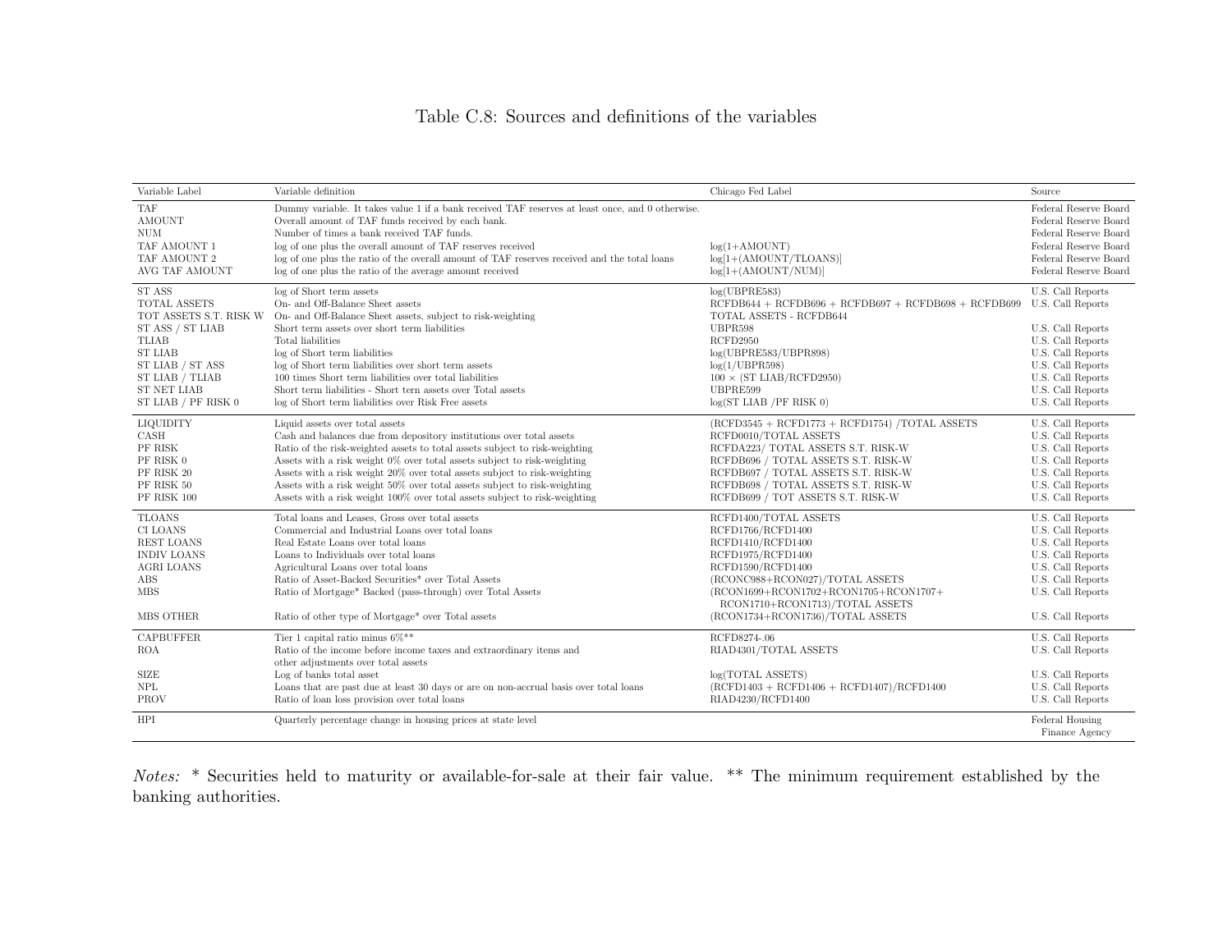Table C.8: Sources and definitions of the variables

| Variable Label | Variable definition | Chicago Fed Label | Source |
|---|---|---|---|
| TAF | Dummy variable. It takes value 1 if a bank received TAF reserves at least once, and 0 otherwise. | | Federal Reserve Board |
| AMOUNT | Overall amount of TAF funds received by each bank. | | Federal Reserve Board |
| NUM | Number of times a bank received TAF funds. | | Federal Reserve Board |
| TAF AMOUNT 1 | log of one plus the overall amount of TAF reserves received | log(1+AMOUNT) | Federal Reserve Board |
| TAF AMOUNT 2 | log of one plus the ratio of the overall amount of TAF reserves received and the total loans | log[1+(AMOUNT/TLOANS)] | Federal Reserve Board |
| AVG TAF AMOUNT | log of one plus the ratio of the average amount received | log[1+(AMOUNT/NUM)] | Federal Reserve Board |
| ST ASS | log of Short term assets | log(UBPRE583) | U.S. Call Reports |
| TOTAL ASSETS | On- and Off-Balance Sheet assets | RCFDB644 + RCFDB696 + RCFDB697 + RCFDB698 + RCFDB699 | U.S. Call Reports |
| TOT ASSETS S.T. RISK W | On- and Off-Balance Sheet assets, subject to risk-weighting | TOTAL ASSETS - RCFDB644 | |
| ST ASS / ST LIAB | Short term assets over short term liabilities | UBPR598 | U.S. Call Reports |
| TLIAB | Total liabilities | RCFD2950 | U.S. Call Reports |
| ST LIAB | log of Short term liabilities | log(UBPRE583/UBPR898) | U.S. Call Reports |
| ST LIAB / ST ASS | log of Short term liabilities over short term assets | log(1/UBPR598) | U.S. Call Reports |
| ST LIAB / TLIAB | 100 times Short term liabilities over total liabilities | 100 × (ST LIAB/RCFD2950) | U.S. Call Reports |
| ST NET LIAB | Short term liabilities - Short tern assets over Total assets | UBPRE599 | U.S. Call Reports |
| ST LIAB / PF RISK 0 | log of Short term liabilities over Risk Free assets | log(ST LIAB /PF RISK 0) | U.S. Call Reports |
| LIQUIDITY | Liquid assets over total assets | (RCFD3545 + RCFD1773 + RCFD1754) /TOTAL ASSETS | U.S. Call Reports |
| CASH | Cash and balances due from depository institutions over total assets | RCFD0010/TOTAL ASSETS | U.S. Call Reports |
| PF RISK | Ratio of the risk-weighted assets to total assets subject to risk-weighting | RCFDA223/ TOTAL ASSETS S.T. RISK-W | U.S. Call Reports |
| PF RISK 0 | Assets with a risk weight 0% over total assets subject to risk-weighting | RCFDB696 / TOTAL ASSETS S.T. RISK-W | U.S. Call Reports |
| PF RISK 20 | Assets with a risk weight 20% over total assets subject to risk-weighting | RCFDB697 / TOTAL ASSETS S.T. RISK-W | U.S. Call Reports |
| PF RISK 50 | Assets with a risk weight 50% over total assets subject to risk-weighting | RCFDB698 / TOTAL ASSETS S.T. RISK-W | U.S. Call Reports |
| PF RISK 100 | Assets with a risk weight 100% over total assets subject to risk-weighting | RCFDB699 / TOT ASSETS S.T. RISK-W | U.S. Call Reports |
| TLOANS | Total loans and Leases, Gross over total assets | RCFD1400/TOTAL ASSETS | U.S. Call Reports |
| CI LOANS | Commercial and Industrial Loans over total loans | RCFD1766/RCFD1400 | U.S. Call Reports |
| REST LOANS | Real Estate Loans over total loans | RCFD1410/RCFD1400 | U.S. Call Reports |
| INDIV LOANS | Loans to Individuals over total loans | RCFD1975/RCFD1400 | U.S. Call Reports |
| AGRI LOANS | Agricultural Loans over total loans | RCFD1590/RCFD1400 | U.S. Call Reports |
| ABS | Ratio of Asset-Backed Securities* over Total Assets | (RCONC988+RCON027)/TOTAL ASSETS | U.S. Call Reports |
| MBS | Ratio of Mortgage* Backed (pass-through) over Total Assets | (RCON1699+RCON1702+RCON1705+RCON1707+ RCON1710+RCON1713)/TOTAL ASSETS | U.S. Call Reports |
| MBS OTHER | Ratio of other type of Mortgage* over Total assets | (RCON1734+RCON1736)/TOTAL ASSETS | U.S. Call Reports |
| CAPBUFFER | Tier 1 capital ratio minus 6%** | RCFD8274-.06 | U.S. Call Reports |
| ROA | Ratio of the income before income taxes and extraordinary items and other adjustments over total assets | RIAD4301/TOTAL ASSETS | U.S. Call Reports |
| SIZE | Log of banks total asset | log(TOTAL ASSETS) | U.S. Call Reports |
| NPL | Loans that are past due at least 30 days or are on non-accrual basis over total loans | (RCFD1403 + RCFD1406 + RCFD1407)/RCFD1400 | U.S. Call Reports |
| PROV | Ratio of loan loss provision over total loans | RIAD4230/RCFD1400 | U.S. Call Reports |
| HPI | Quarterly percentage change in housing prices at state level | | Federal Housing Finance Agency |

*Notes:* * Securities held to maturity or available-for-sale at their fair value. ** The minimum requirement established by the banking authorities.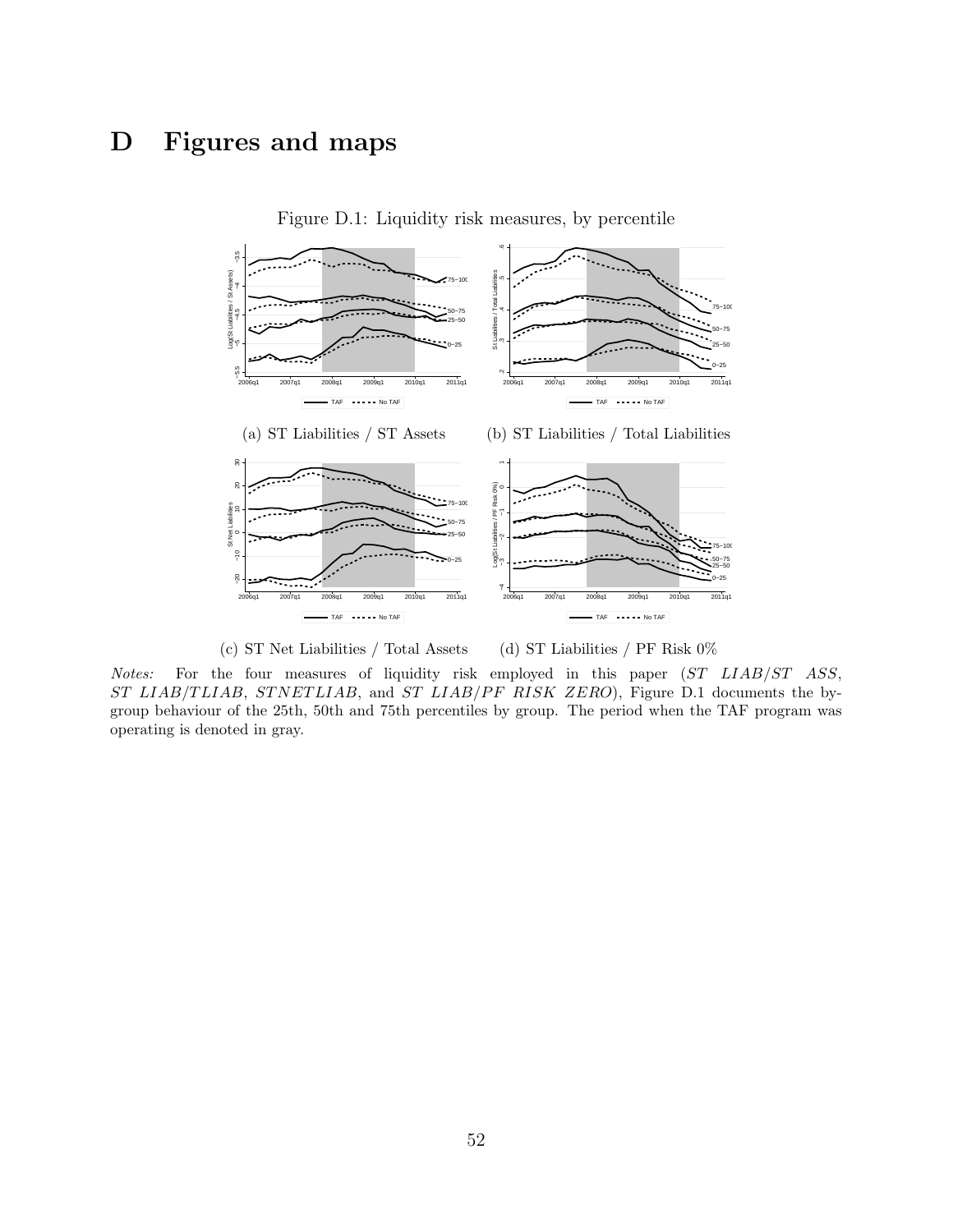# D Figures and maps

Figure D.1: Liquidity risk measures, by percentile

(a) ST Liabilities / ST Assets

(b) ST Liabilities / Total Liabilities

(c) ST Net Liabilities / Total Assets

(d) ST Liabilities / PF Risk 0%

*Notes:* For the four measures of liquidity risk employed in this paper (*ST LIAB/ST ASS*, *ST LIAB/TLIAB*, *STNETLIAB*, and *ST LIAB/PF RISK ZERO*), Figure D.1 documents the by-group behaviour of the 25th, 50th and 75th percentiles by group. The period when the TAF program was operating is denoted in gray.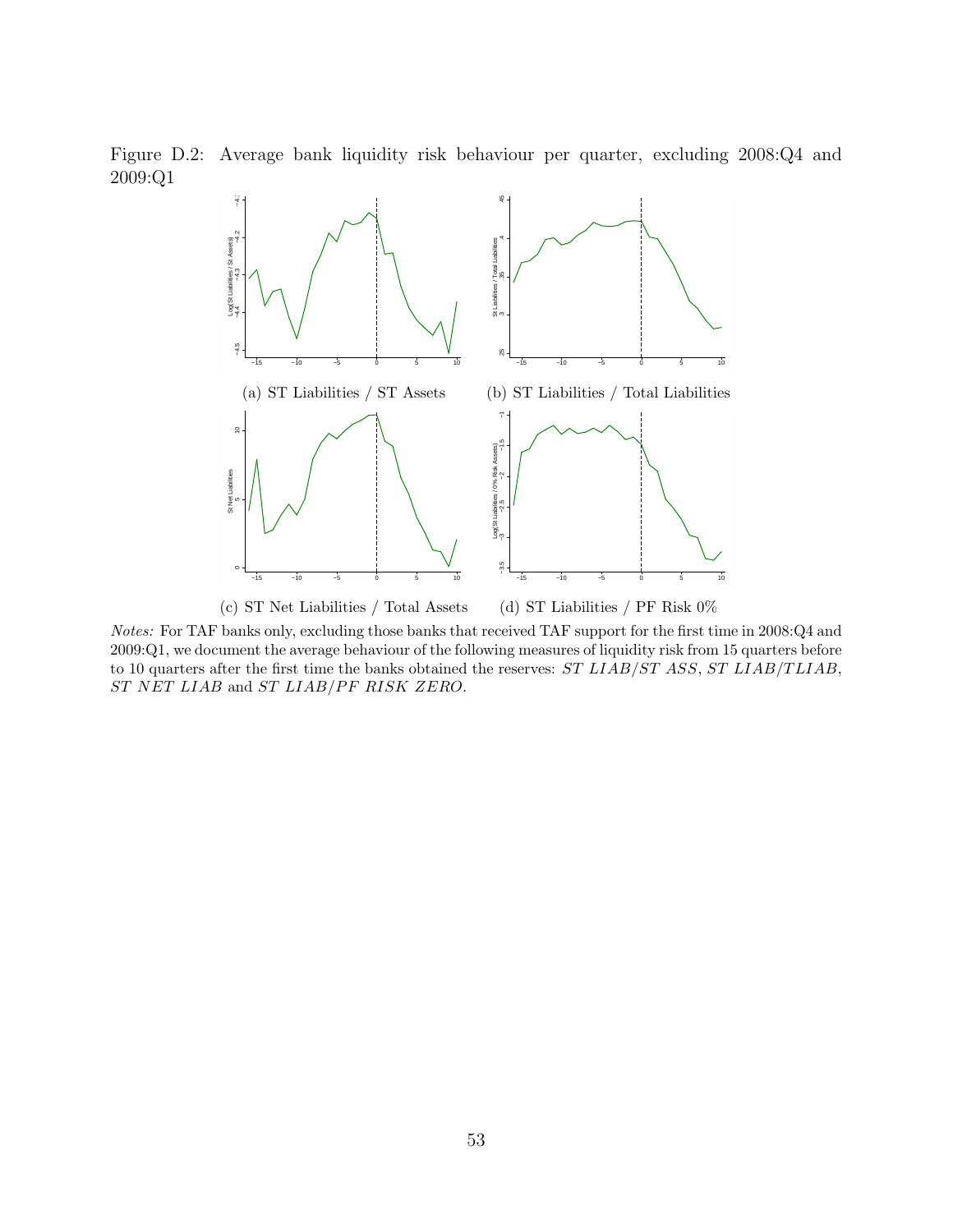Figure D.2: Average bank liquidity risk behaviour per quarter, excluding 2008:Q4 and 2009:Q1

(a) ST Liabilities / ST Assets

(b) ST Liabilities / Total Liabilities

(c) ST Net Liabilities / Total Assets

(d) ST Liabilities / PF Risk 0%

*Notes:* For TAF banks only, excluding those banks that received TAF support for the first time in 2008:Q4 and 2009:Q1, we document the average behaviour of the following measures of liquidity risk from 15 quarters before to 10 quarters after the first time the banks obtained the reserves: *ST LIAB/ST ASS*, *ST LIAB/TLIAB*, *ST NET LIAB* and *ST LIAB/PF RISK ZERO*.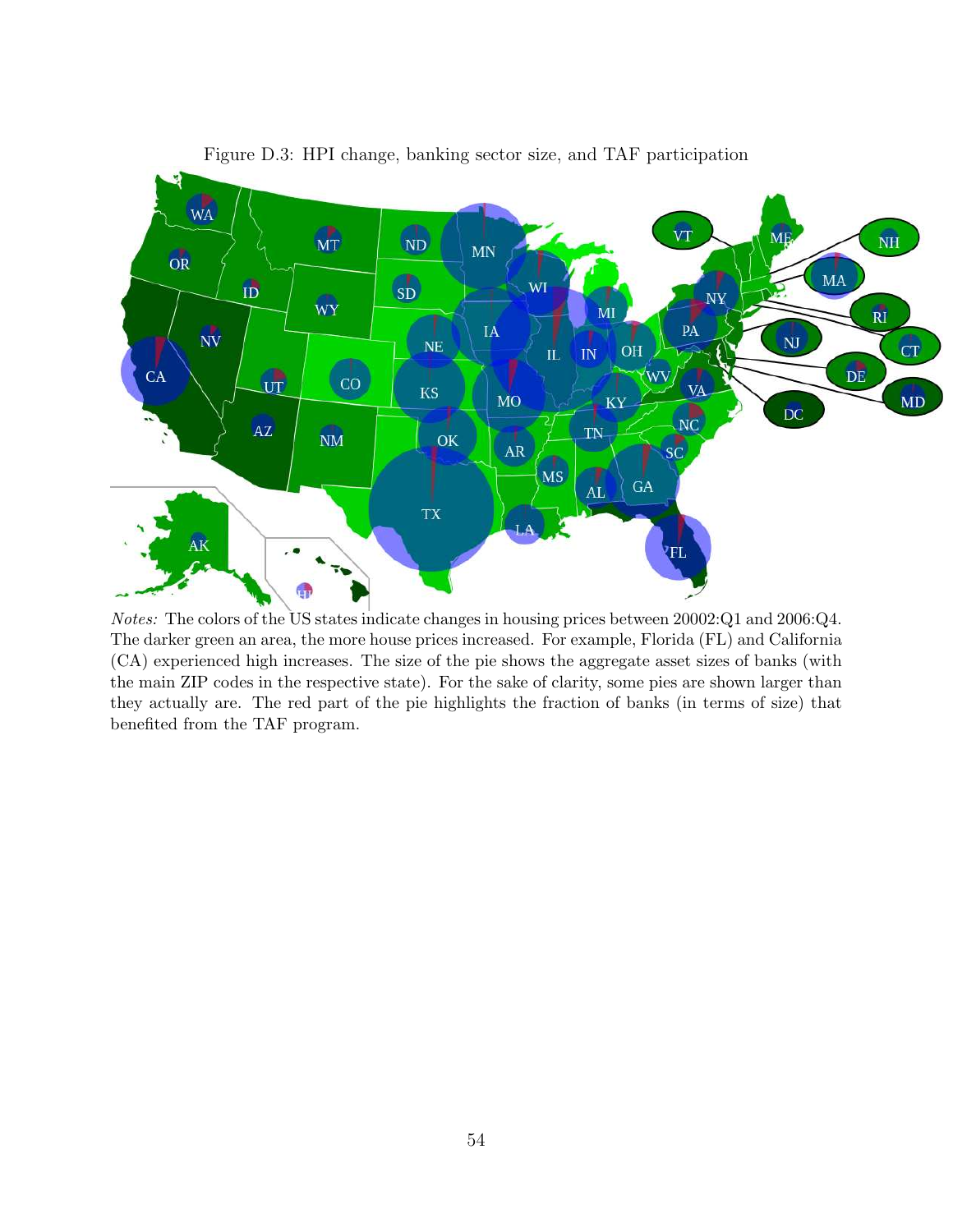Figure D.3: HPI change, banking sector size, and TAF participation

WA
OR
ID
MT
WY
NV
CA
UT
AZ
CO
NM
ND
SD
NE
KS
OK
TX
MN
IA
MO
AR
LA
WI
IL
MI
IN
OH
KY
TN
MS
AL
GA
FL
SC
NC
VA
WV
PA
NY
VT
ME
NH
MA
RI
CT
NJ
DE
MD
DC
AK
HI

*Notes:* The colors of the US states indicate changes in housing prices between 20002:Q1 and 2006:Q4. The darker green an area, the more house prices increased. For example, Florida (FL) and California (CA) experienced high increases. The size of the pie shows the aggregate asset sizes of banks (with the main ZIP codes in the respective state). For the sake of clarity, some pies are shown larger than they actually are. The red part of the pie highlights the fraction of banks (in terms of size) that benefited from the TAF program.